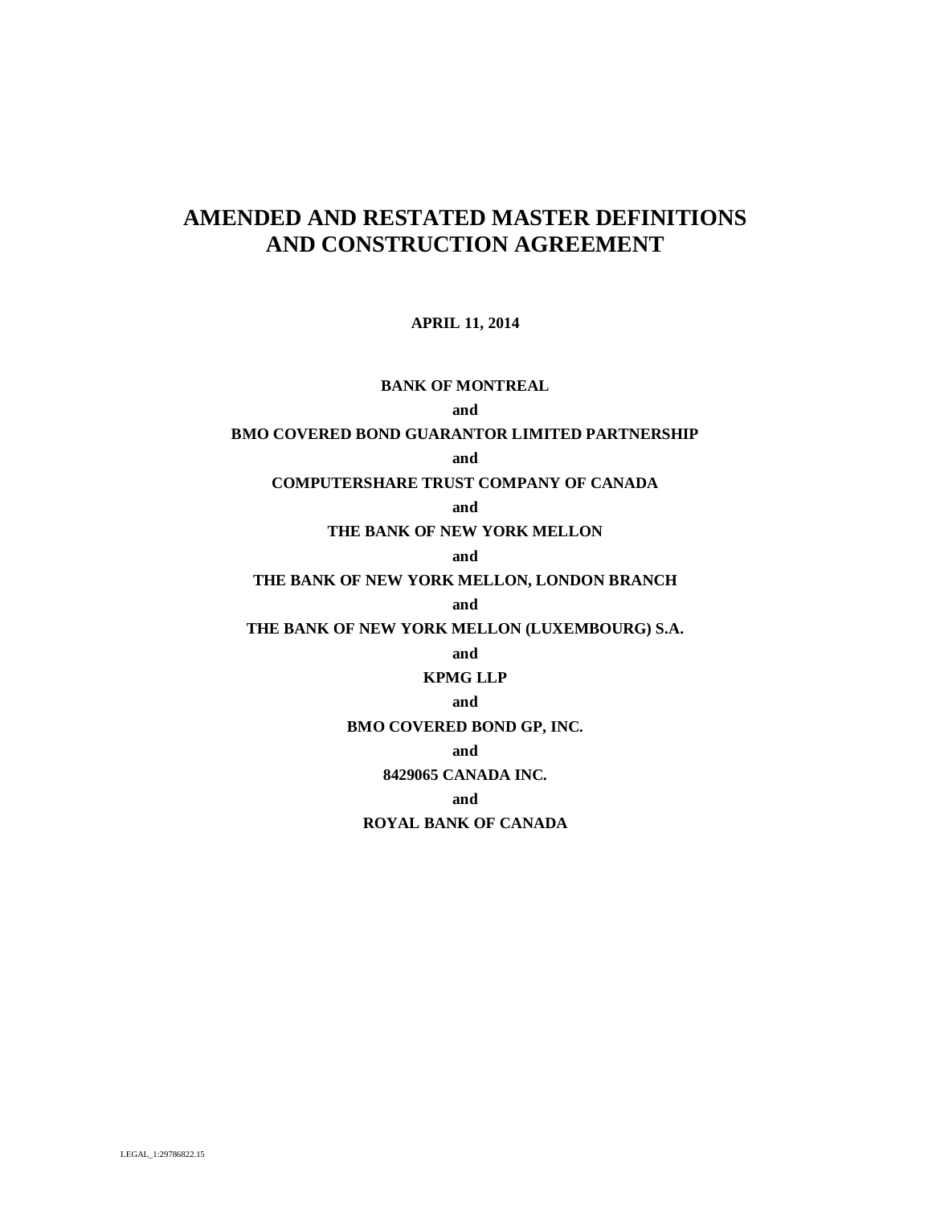# AMENDED AND RESTATED MASTER DEFINITIONS AND CONSTRUCTION AGREEMENT

**APRIL 11, 2014**

**BANK OF MONTREAL**

**and**

**BMO COVERED BOND GUARANTOR LIMITED PARTNERSHIP**

**and**

**COMPUTERSHARE TRUST COMPANY OF CANADA**

**and**

**THE BANK OF NEW YORK MELLON**

**and**

**THE BANK OF NEW YORK MELLON, LONDON BRANCH**

**and**

**THE BANK OF NEW YORK MELLON (LUXEMBOURG) S.A.**

**and**

**KPMG LLP**

**and**

**BMO COVERED BOND GP, INC.**

**and**

**8429065 CANADA INC.**

**and**

**ROYAL BANK OF CANADA**

LEGAL_1:29786822.15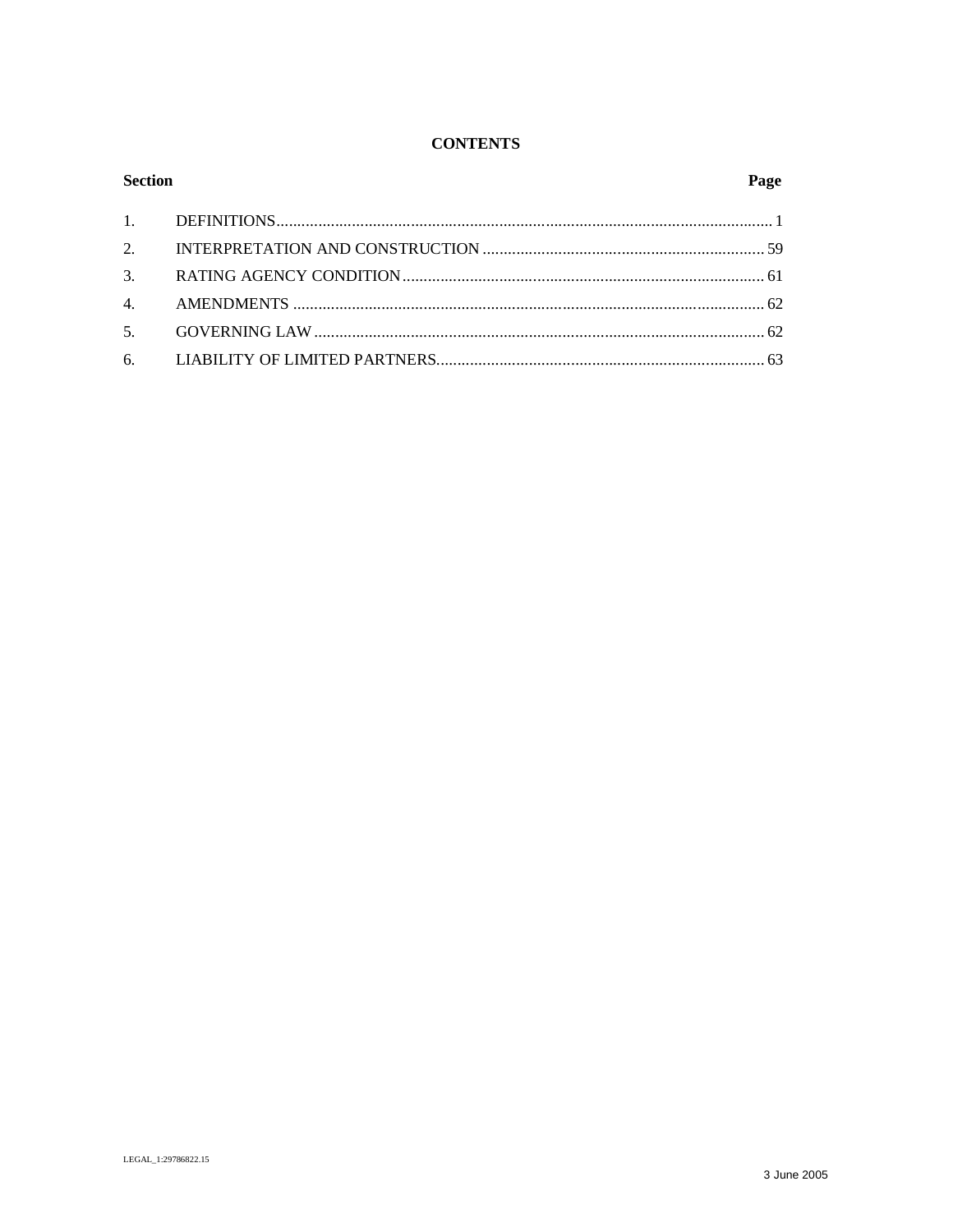**CONTENTS**

| Section | | Page |
|---|---|---|
| 1. | DEFINITIONS | 1 |
| 2. | INTERPRETATION AND CONSTRUCTION | 59 |
| 3. | RATING AGENCY CONDITION | 61 |
| 4. | AMENDMENTS | 62 |
| 5. | GOVERNING LAW | 62 |
| 6. | LIABILITY OF LIMITED PARTNERS | 63 |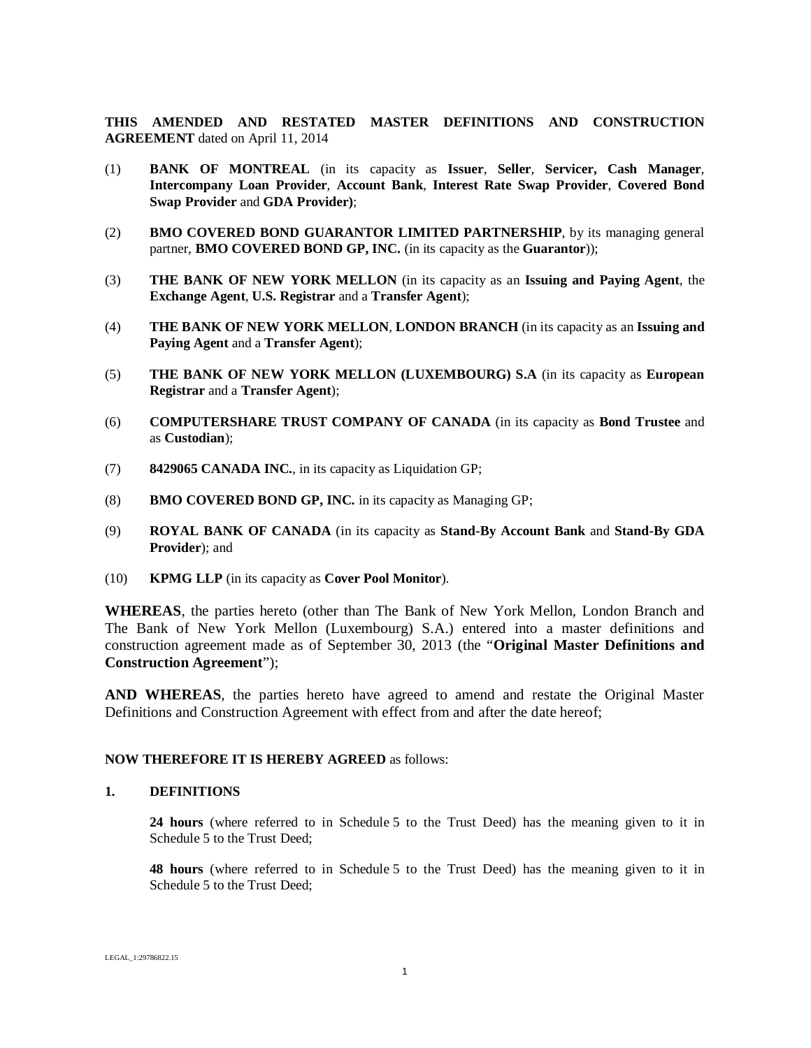**THIS AMENDED AND RESTATED MASTER DEFINITIONS AND CONSTRUCTION AGREEMENT** dated on April 11, 2014

(1) **BANK OF MONTREAL** (in its capacity as **Issuer**, **Seller**, **Servicer, Cash Manager**, **Intercompany Loan Provider**, **Account Bank**, **Interest Rate Swap Provider**, **Covered Bond Swap Provider** and **GDA Provider)**;

(2) **BMO COVERED BOND GUARANTOR LIMITED PARTNERSHIP**, by its managing general partner, **BMO COVERED BOND GP, INC.** (in its capacity as the **Guarantor**));

(3) **THE BANK OF NEW YORK MELLON** (in its capacity as an **Issuing and Paying Agent**, the **Exchange Agent**, **U.S. Registrar** and a **Transfer Agent**);

(4) **THE BANK OF NEW YORK MELLON**, **LONDON BRANCH** (in its capacity as an **Issuing and Paying Agent** and a **Transfer Agent**);

(5) **THE BANK OF NEW YORK MELLON (LUXEMBOURG) S.A** (in its capacity as **European Registrar** and a **Transfer Agent**);

(6) **COMPUTERSHARE TRUST COMPANY OF CANADA** (in its capacity as **Bond Trustee** and as **Custodian**);

(7) **8429065 CANADA INC.**, in its capacity as Liquidation GP;

(8) **BMO COVERED BOND GP, INC.** in its capacity as Managing GP;

(9) **ROYAL BANK OF CANADA** (in its capacity as **Stand-By Account Bank** and **Stand-By GDA Provider**); and

(10) **KPMG LLP** (in its capacity as **Cover Pool Monitor**).

**WHEREAS**, the parties hereto (other than The Bank of New York Mellon, London Branch and The Bank of New York Mellon (Luxembourg) S.A.) entered into a master definitions and construction agreement made as of September 30, 2013 (the "**Original Master Definitions and Construction Agreement**");

**AND WHEREAS**, the parties hereto have agreed to amend and restate the Original Master Definitions and Construction Agreement with effect from and after the date hereof;

**NOW THEREFORE IT IS HEREBY AGREED** as follows:

## 1. DEFINITIONS

**24 hours** (where referred to in Schedule 5 to the Trust Deed) has the meaning given to it in Schedule 5 to the Trust Deed;

**48 hours** (where referred to in Schedule 5 to the Trust Deed) has the meaning given to it in Schedule 5 to the Trust Deed;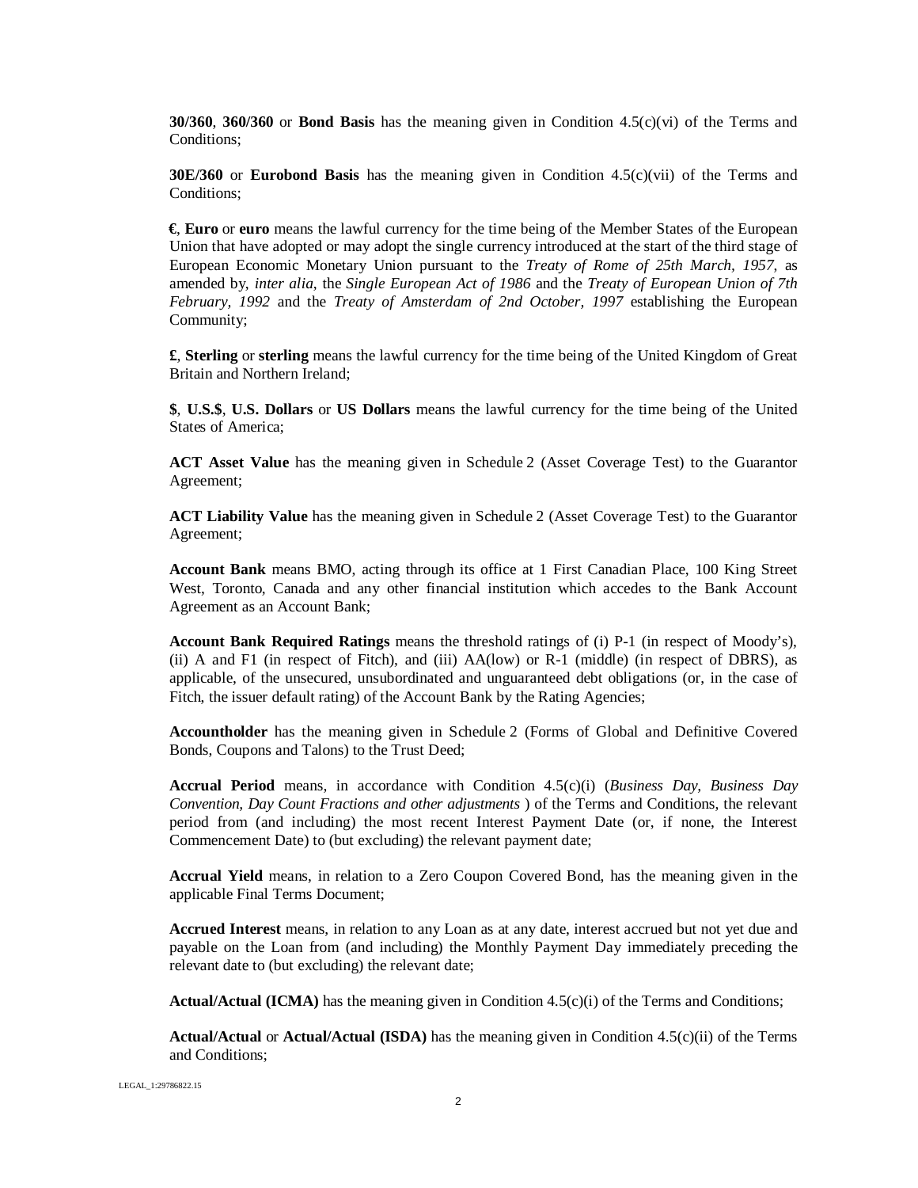**30/360**, **360/360** or **Bond Basis** has the meaning given in Condition 4.5(c)(vi) of the Terms and Conditions;

**30E/360** or **Eurobond Basis** has the meaning given in Condition 4.5(c)(vii) of the Terms and Conditions;

**€**, **Euro** or **euro** means the lawful currency for the time being of the Member States of the European Union that have adopted or may adopt the single currency introduced at the start of the third stage of European Economic Monetary Union pursuant to the *Treaty of Rome of 25th March, 1957*, as amended by, *inter alia*, the *Single European Act of 1986* and the *Treaty of European Union of 7th February, 1992* and the *Treaty of Amsterdam of 2nd October, 1997* establishing the European Community;

**£**, **Sterling** or **sterling** means the lawful currency for the time being of the United Kingdom of Great Britain and Northern Ireland;

**$**, **U.S.$**, **U.S. Dollars** or **US Dollars** means the lawful currency for the time being of the United States of America;

**ACT Asset Value** has the meaning given in Schedule 2 (Asset Coverage Test) to the Guarantor Agreement;

**ACT Liability Value** has the meaning given in Schedule 2 (Asset Coverage Test) to the Guarantor Agreement;

**Account Bank** means BMO, acting through its office at 1 First Canadian Place, 100 King Street West, Toronto, Canada and any other financial institution which accedes to the Bank Account Agreement as an Account Bank;

**Account Bank Required Ratings** means the threshold ratings of (i) P-1 (in respect of Moody's), (ii) A and F1 (in respect of Fitch), and (iii) AA(low) or R-1 (middle) (in respect of DBRS), as applicable, of the unsecured, unsubordinated and unguaranteed debt obligations (or, in the case of Fitch, the issuer default rating) of the Account Bank by the Rating Agencies;

**Accountholder** has the meaning given in Schedule 2 (Forms of Global and Definitive Covered Bonds, Coupons and Talons) to the Trust Deed;

**Accrual Period** means, in accordance with Condition 4.5(c)(i) (*Business Day, Business Day Convention, Day Count Fractions and other adjustments* ) of the Terms and Conditions, the relevant period from (and including) the most recent Interest Payment Date (or, if none, the Interest Commencement Date) to (but excluding) the relevant payment date;

**Accrual Yield** means, in relation to a Zero Coupon Covered Bond, has the meaning given in the applicable Final Terms Document;

**Accrued Interest** means, in relation to any Loan as at any date, interest accrued but not yet due and payable on the Loan from (and including) the Monthly Payment Day immediately preceding the relevant date to (but excluding) the relevant date;

**Actual/Actual (ICMA)** has the meaning given in Condition 4.5(c)(i) of the Terms and Conditions;

**Actual/Actual** or **Actual/Actual (ISDA)** has the meaning given in Condition 4.5(c)(ii) of the Terms and Conditions;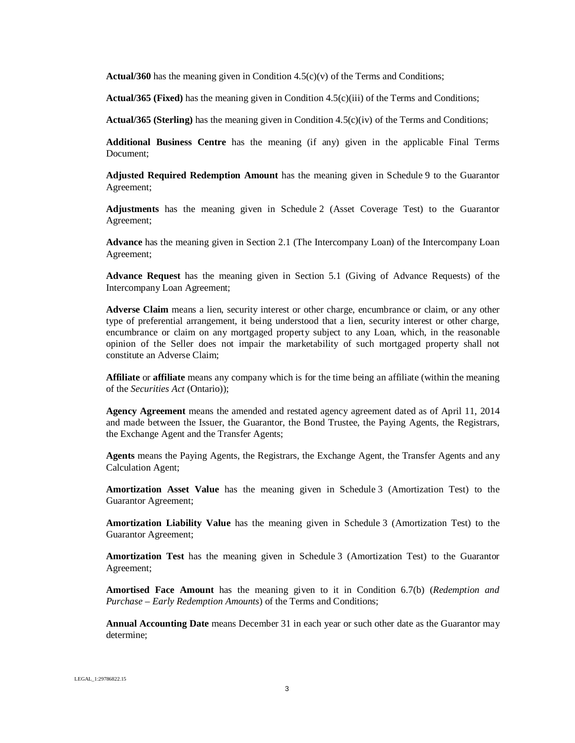**Actual/360** has the meaning given in Condition 4.5(c)(v) of the Terms and Conditions;

**Actual/365 (Fixed)** has the meaning given in Condition 4.5(c)(iii) of the Terms and Conditions;

**Actual/365 (Sterling)** has the meaning given in Condition 4.5(c)(iv) of the Terms and Conditions;

**Additional Business Centre** has the meaning (if any) given in the applicable Final Terms Document;

**Adjusted Required Redemption Amount** has the meaning given in Schedule 9 to the Guarantor Agreement;

**Adjustments** has the meaning given in Schedule 2 (Asset Coverage Test) to the Guarantor Agreement;

**Advance** has the meaning given in Section 2.1 (The Intercompany Loan) of the Intercompany Loan Agreement;

**Advance Request** has the meaning given in Section 5.1 (Giving of Advance Requests) of the Intercompany Loan Agreement;

**Adverse Claim** means a lien, security interest or other charge, encumbrance or claim, or any other type of preferential arrangement, it being understood that a lien, security interest or other charge, encumbrance or claim on any mortgaged property subject to any Loan, which, in the reasonable opinion of the Seller does not impair the marketability of such mortgaged property shall not constitute an Adverse Claim;

**Affiliate** or **affiliate** means any company which is for the time being an affiliate (within the meaning of the *Securities Act* (Ontario));

**Agency Agreement** means the amended and restated agency agreement dated as of April 11, 2014 and made between the Issuer, the Guarantor, the Bond Trustee, the Paying Agents, the Registrars, the Exchange Agent and the Transfer Agents;

**Agents** means the Paying Agents, the Registrars, the Exchange Agent, the Transfer Agents and any Calculation Agent;

**Amortization Asset Value** has the meaning given in Schedule 3 (Amortization Test) to the Guarantor Agreement;

**Amortization Liability Value** has the meaning given in Schedule 3 (Amortization Test) to the Guarantor Agreement;

**Amortization Test** has the meaning given in Schedule 3 (Amortization Test) to the Guarantor Agreement;

**Amortised Face Amount** has the meaning given to it in Condition 6.7(b) (*Redemption and Purchase – Early Redemption Amounts*) of the Terms and Conditions;

**Annual Accounting Date** means December 31 in each year or such other date as the Guarantor may determine;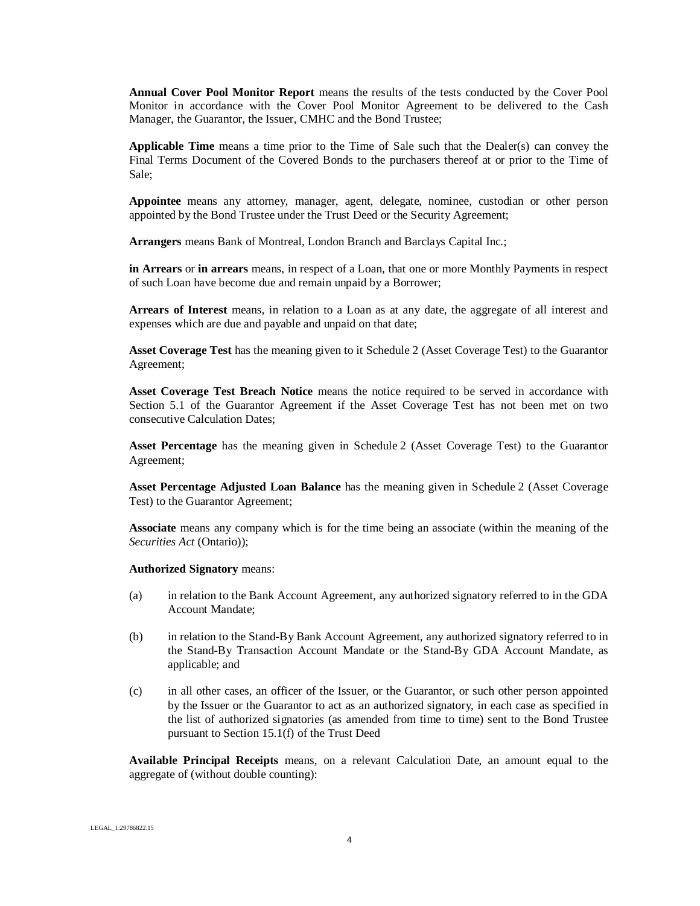**Annual Cover Pool Monitor Report** means the results of the tests conducted by the Cover Pool Monitor in accordance with the Cover Pool Monitor Agreement to be delivered to the Cash Manager, the Guarantor, the Issuer, CMHC and the Bond Trustee;

**Applicable Time** means a time prior to the Time of Sale such that the Dealer(s) can convey the Final Terms Document of the Covered Bonds to the purchasers thereof at or prior to the Time of Sale;

**Appointee** means any attorney, manager, agent, delegate, nominee, custodian or other person appointed by the Bond Trustee under the Trust Deed or the Security Agreement;

**Arrangers** means Bank of Montreal, London Branch and Barclays Capital Inc.;

**in Arrears** or **in arrears** means, in respect of a Loan, that one or more Monthly Payments in respect of such Loan have become due and remain unpaid by a Borrower;

**Arrears of Interest** means, in relation to a Loan as at any date, the aggregate of all interest and expenses which are due and payable and unpaid on that date;

**Asset Coverage Test** has the meaning given to it Schedule 2 (Asset Coverage Test) to the Guarantor Agreement;

**Asset Coverage Test Breach Notice** means the notice required to be served in accordance with Section 5.1 of the Guarantor Agreement if the Asset Coverage Test has not been met on two consecutive Calculation Dates;

**Asset Percentage** has the meaning given in Schedule 2 (Asset Coverage Test) to the Guarantor Agreement;

**Asset Percentage Adjusted Loan Balance** has the meaning given in Schedule 2 (Asset Coverage Test) to the Guarantor Agreement;

**Associate** means any company which is for the time being an associate (within the meaning of the *Securities Act* (Ontario));

**Authorized Signatory** means:

(a) in relation to the Bank Account Agreement, any authorized signatory referred to in the GDA Account Mandate;

(b) in relation to the Stand-By Bank Account Agreement, any authorized signatory referred to in the Stand-By Transaction Account Mandate or the Stand-By GDA Account Mandate, as applicable; and

(c) in all other cases, an officer of the Issuer, or the Guarantor, or such other person appointed by the Issuer or the Guarantor to act as an authorized signatory, in each case as specified in the list of authorized signatories (as amended from time to time) sent to the Bond Trustee pursuant to Section 15.1(f) of the Trust Deed

**Available Principal Receipts** means, on a relevant Calculation Date, an amount equal to the aggregate of (without double counting):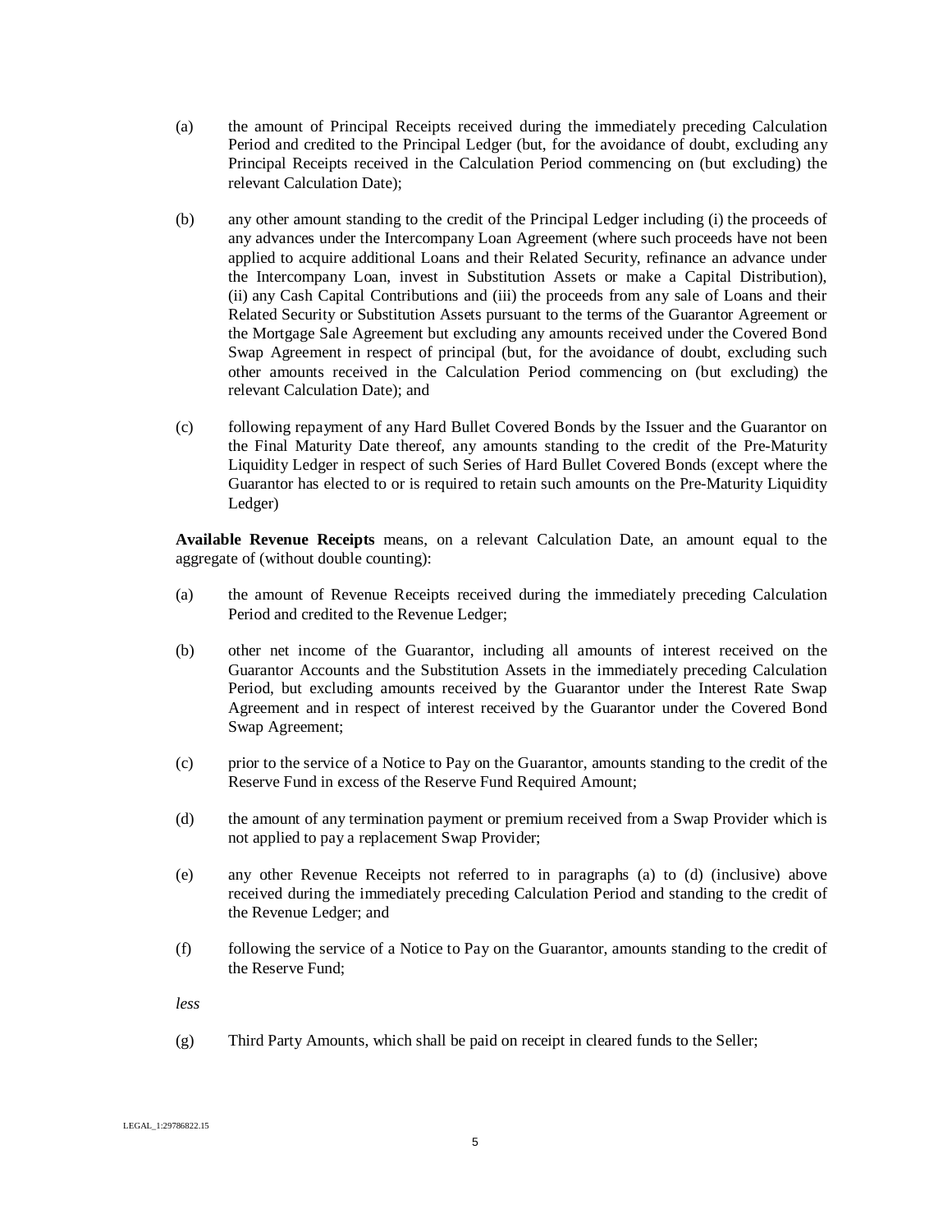(a) the amount of Principal Receipts received during the immediately preceding Calculation Period and credited to the Principal Ledger (but, for the avoidance of doubt, excluding any Principal Receipts received in the Calculation Period commencing on (but excluding) the relevant Calculation Date);

(b) any other amount standing to the credit of the Principal Ledger including (i) the proceeds of any advances under the Intercompany Loan Agreement (where such proceeds have not been applied to acquire additional Loans and their Related Security, refinance an advance under the Intercompany Loan, invest in Substitution Assets or make a Capital Distribution), (ii) any Cash Capital Contributions and (iii) the proceeds from any sale of Loans and their Related Security or Substitution Assets pursuant to the terms of the Guarantor Agreement or the Mortgage Sale Agreement but excluding any amounts received under the Covered Bond Swap Agreement in respect of principal (but, for the avoidance of doubt, excluding such other amounts received in the Calculation Period commencing on (but excluding) the relevant Calculation Date); and

(c) following repayment of any Hard Bullet Covered Bonds by the Issuer and the Guarantor on the Final Maturity Date thereof, any amounts standing to the credit of the Pre-Maturity Liquidity Ledger in respect of such Series of Hard Bullet Covered Bonds (except where the Guarantor has elected to or is required to retain such amounts on the Pre-Maturity Liquidity Ledger)

**Available Revenue Receipts** means, on a relevant Calculation Date, an amount equal to the aggregate of (without double counting):

(a) the amount of Revenue Receipts received during the immediately preceding Calculation Period and credited to the Revenue Ledger;

(b) other net income of the Guarantor, including all amounts of interest received on the Guarantor Accounts and the Substitution Assets in the immediately preceding Calculation Period, but excluding amounts received by the Guarantor under the Interest Rate Swap Agreement and in respect of interest received by the Guarantor under the Covered Bond Swap Agreement;

(c) prior to the service of a Notice to Pay on the Guarantor, amounts standing to the credit of the Reserve Fund in excess of the Reserve Fund Required Amount;

(d) the amount of any termination payment or premium received from a Swap Provider which is not applied to pay a replacement Swap Provider;

(e) any other Revenue Receipts not referred to in paragraphs (a) to (d) (inclusive) above received during the immediately preceding Calculation Period and standing to the credit of the Revenue Ledger; and

(f) following the service of a Notice to Pay on the Guarantor, amounts standing to the credit of the Reserve Fund;

*less*

(g) Third Party Amounts, which shall be paid on receipt in cleared funds to the Seller;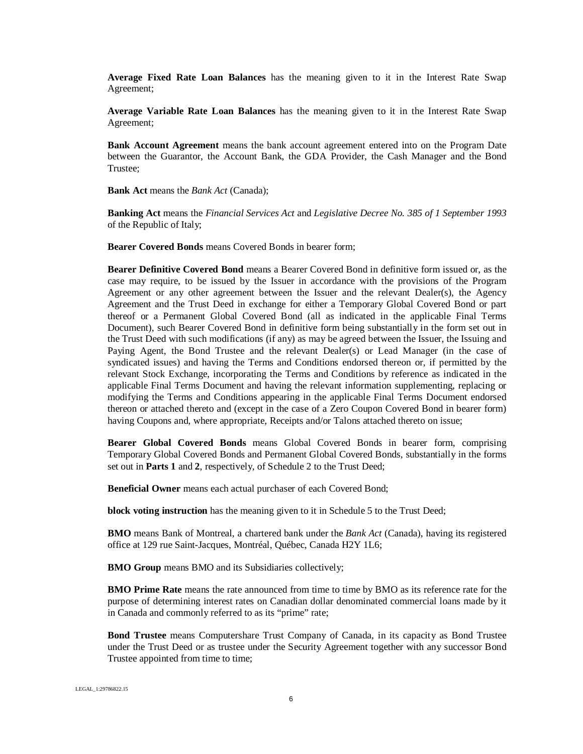**Average Fixed Rate Loan Balances** has the meaning given to it in the Interest Rate Swap Agreement;

**Average Variable Rate Loan Balances** has the meaning given to it in the Interest Rate Swap Agreement;

**Bank Account Agreement** means the bank account agreement entered into on the Program Date between the Guarantor, the Account Bank, the GDA Provider, the Cash Manager and the Bond Trustee;

**Bank Act** means the *Bank Act* (Canada);

**Banking Act** means the *Financial Services Act* and *Legislative Decree No. 385 of 1 September 1993* of the Republic of Italy;

**Bearer Covered Bonds** means Covered Bonds in bearer form;

**Bearer Definitive Covered Bond** means a Bearer Covered Bond in definitive form issued or, as the case may require, to be issued by the Issuer in accordance with the provisions of the Program Agreement or any other agreement between the Issuer and the relevant Dealer(s), the Agency Agreement and the Trust Deed in exchange for either a Temporary Global Covered Bond or part thereof or a Permanent Global Covered Bond (all as indicated in the applicable Final Terms Document), such Bearer Covered Bond in definitive form being substantially in the form set out in the Trust Deed with such modifications (if any) as may be agreed between the Issuer, the Issuing and Paying Agent, the Bond Trustee and the relevant Dealer(s) or Lead Manager (in the case of syndicated issues) and having the Terms and Conditions endorsed thereon or, if permitted by the relevant Stock Exchange, incorporating the Terms and Conditions by reference as indicated in the applicable Final Terms Document and having the relevant information supplementing, replacing or modifying the Terms and Conditions appearing in the applicable Final Terms Document endorsed thereon or attached thereto and (except in the case of a Zero Coupon Covered Bond in bearer form) having Coupons and, where appropriate, Receipts and/or Talons attached thereto on issue;

**Bearer Global Covered Bonds** means Global Covered Bonds in bearer form, comprising Temporary Global Covered Bonds and Permanent Global Covered Bonds, substantially in the forms set out in **Parts 1** and **2**, respectively, of Schedule 2 to the Trust Deed;

**Beneficial Owner** means each actual purchaser of each Covered Bond;

**block voting instruction** has the meaning given to it in Schedule 5 to the Trust Deed;

**BMO** means Bank of Montreal, a chartered bank under the *Bank Act* (Canada), having its registered office at 129 rue Saint-Jacques, Montréal, Québec, Canada H2Y 1L6;

**BMO Group** means BMO and its Subsidiaries collectively;

**BMO Prime Rate** means the rate announced from time to time by BMO as its reference rate for the purpose of determining interest rates on Canadian dollar denominated commercial loans made by it in Canada and commonly referred to as its "prime" rate;

**Bond Trustee** means Computershare Trust Company of Canada, in its capacity as Bond Trustee under the Trust Deed or as trustee under the Security Agreement together with any successor Bond Trustee appointed from time to time;

LEGAL_1:29786822.15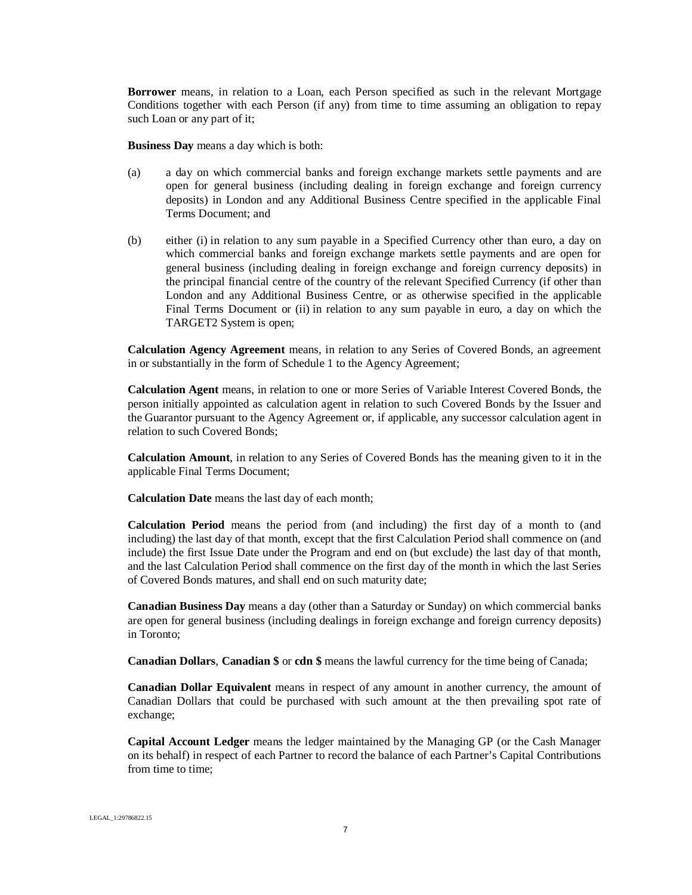**Borrower** means, in relation to a Loan, each Person specified as such in the relevant Mortgage Conditions together with each Person (if any) from time to time assuming an obligation to repay such Loan or any part of it;

**Business Day** means a day which is both:

(a) a day on which commercial banks and foreign exchange markets settle payments and are open for general business (including dealing in foreign exchange and foreign currency deposits) in London and any Additional Business Centre specified in the applicable Final Terms Document; and

(b) either (i) in relation to any sum payable in a Specified Currency other than euro, a day on which commercial banks and foreign exchange markets settle payments and are open for general business (including dealing in foreign exchange and foreign currency deposits) in the principal financial centre of the country of the relevant Specified Currency (if other than London and any Additional Business Centre, or as otherwise specified in the applicable Final Terms Document or (ii) in relation to any sum payable in euro, a day on which the TARGET2 System is open;

**Calculation Agency Agreement** means, in relation to any Series of Covered Bonds, an agreement in or substantially in the form of Schedule 1 to the Agency Agreement;

**Calculation Agent** means, in relation to one or more Series of Variable Interest Covered Bonds, the person initially appointed as calculation agent in relation to such Covered Bonds by the Issuer and the Guarantor pursuant to the Agency Agreement or, if applicable, any successor calculation agent in relation to such Covered Bonds;

**Calculation Amount**, in relation to any Series of Covered Bonds has the meaning given to it in the applicable Final Terms Document;

**Calculation Date** means the last day of each month;

**Calculation Period** means the period from (and including) the first day of a month to (and including) the last day of that month, except that the first Calculation Period shall commence on (and include) the first Issue Date under the Program and end on (but exclude) the last day of that month, and the last Calculation Period shall commence on the first day of the month in which the last Series of Covered Bonds matures, and shall end on such maturity date;

**Canadian Business Day** means a day (other than a Saturday or Sunday) on which commercial banks are open for general business (including dealings in foreign exchange and foreign currency deposits) in Toronto;

**Canadian Dollars**, **Canadian $** or **cdn $** means the lawful currency for the time being of Canada;

**Canadian Dollar Equivalent** means in respect of any amount in another currency, the amount of Canadian Dollars that could be purchased with such amount at the then prevailing spot rate of exchange;

**Capital Account Ledger** means the ledger maintained by the Managing GP (or the Cash Manager on its behalf) in respect of each Partner to record the balance of each Partner's Capital Contributions from time to time;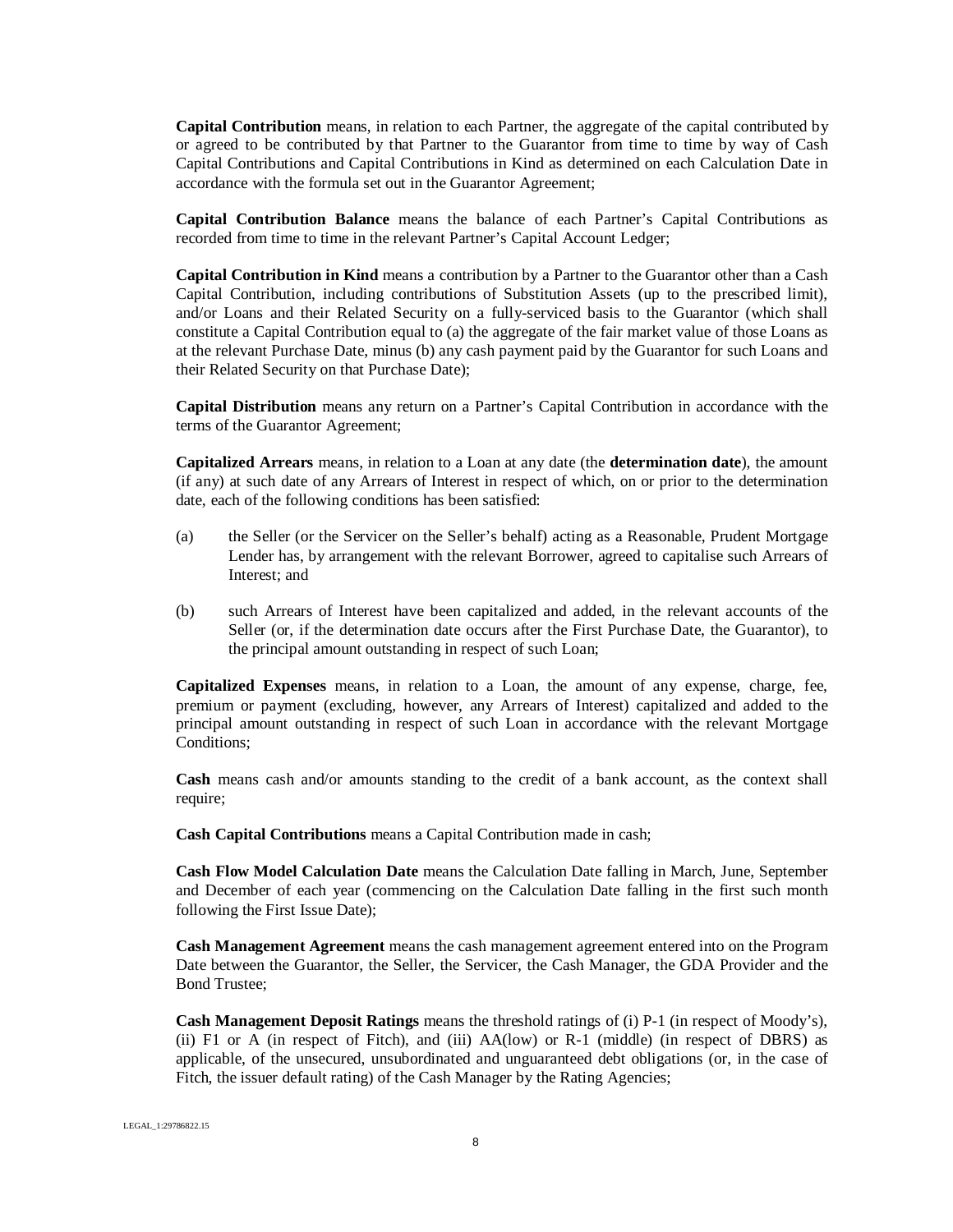**Capital Contribution** means, in relation to each Partner, the aggregate of the capital contributed by or agreed to be contributed by that Partner to the Guarantor from time to time by way of Cash Capital Contributions and Capital Contributions in Kind as determined on each Calculation Date in accordance with the formula set out in the Guarantor Agreement;

**Capital Contribution Balance** means the balance of each Partner's Capital Contributions as recorded from time to time in the relevant Partner's Capital Account Ledger;

**Capital Contribution in Kind** means a contribution by a Partner to the Guarantor other than a Cash Capital Contribution, including contributions of Substitution Assets (up to the prescribed limit), and/or Loans and their Related Security on a fully-serviced basis to the Guarantor (which shall constitute a Capital Contribution equal to (a) the aggregate of the fair market value of those Loans as at the relevant Purchase Date, minus (b) any cash payment paid by the Guarantor for such Loans and their Related Security on that Purchase Date);

**Capital Distribution** means any return on a Partner's Capital Contribution in accordance with the terms of the Guarantor Agreement;

**Capitalized Arrears** means, in relation to a Loan at any date (the **determination date**), the amount (if any) at such date of any Arrears of Interest in respect of which, on or prior to the determination date, each of the following conditions has been satisfied:

(a) the Seller (or the Servicer on the Seller's behalf) acting as a Reasonable, Prudent Mortgage Lender has, by arrangement with the relevant Borrower, agreed to capitalise such Arrears of Interest; and

(b) such Arrears of Interest have been capitalized and added, in the relevant accounts of the Seller (or, if the determination date occurs after the First Purchase Date, the Guarantor), to the principal amount outstanding in respect of such Loan;

**Capitalized Expenses** means, in relation to a Loan, the amount of any expense, charge, fee, premium or payment (excluding, however, any Arrears of Interest) capitalized and added to the principal amount outstanding in respect of such Loan in accordance with the relevant Mortgage Conditions;

**Cash** means cash and/or amounts standing to the credit of a bank account, as the context shall require;

**Cash Capital Contributions** means a Capital Contribution made in cash;

**Cash Flow Model Calculation Date** means the Calculation Date falling in March, June, September and December of each year (commencing on the Calculation Date falling in the first such month following the First Issue Date);

**Cash Management Agreement** means the cash management agreement entered into on the Program Date between the Guarantor, the Seller, the Servicer, the Cash Manager, the GDA Provider and the Bond Trustee;

**Cash Management Deposit Ratings** means the threshold ratings of (i) P-1 (in respect of Moody's), (ii) F1 or A (in respect of Fitch), and (iii) AA(low) or R-1 (middle) (in respect of DBRS) as applicable, of the unsecured, unsubordinated and unguaranteed debt obligations (or, in the case of Fitch, the issuer default rating) of the Cash Manager by the Rating Agencies;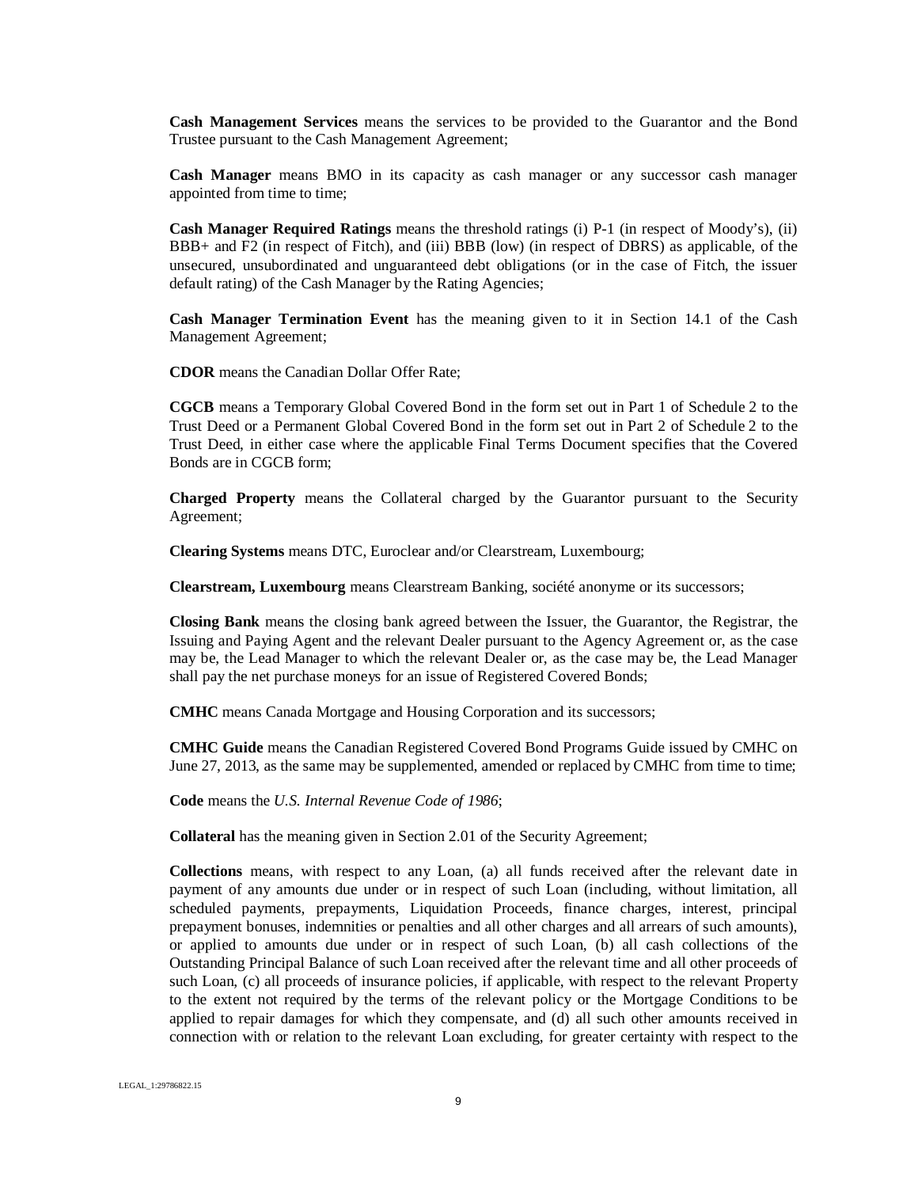**Cash Management Services** means the services to be provided to the Guarantor and the Bond Trustee pursuant to the Cash Management Agreement;

**Cash Manager** means BMO in its capacity as cash manager or any successor cash manager appointed from time to time;

**Cash Manager Required Ratings** means the threshold ratings (i) P-1 (in respect of Moody's), (ii) BBB+ and F2 (in respect of Fitch), and (iii) BBB (low) (in respect of DBRS) as applicable, of the unsecured, unsubordinated and unguaranteed debt obligations (or in the case of Fitch, the issuer default rating) of the Cash Manager by the Rating Agencies;

**Cash Manager Termination Event** has the meaning given to it in Section 14.1 of the Cash Management Agreement;

**CDOR** means the Canadian Dollar Offer Rate;

**CGCB** means a Temporary Global Covered Bond in the form set out in Part 1 of Schedule 2 to the Trust Deed or a Permanent Global Covered Bond in the form set out in Part 2 of Schedule 2 to the Trust Deed, in either case where the applicable Final Terms Document specifies that the Covered Bonds are in CGCB form;

**Charged Property** means the Collateral charged by the Guarantor pursuant to the Security Agreement;

**Clearing Systems** means DTC, Euroclear and/or Clearstream, Luxembourg;

**Clearstream, Luxembourg** means Clearstream Banking, société anonyme or its successors;

**Closing Bank** means the closing bank agreed between the Issuer, the Guarantor, the Registrar, the Issuing and Paying Agent and the relevant Dealer pursuant to the Agency Agreement or, as the case may be, the Lead Manager to which the relevant Dealer or, as the case may be, the Lead Manager shall pay the net purchase moneys for an issue of Registered Covered Bonds;

**CMHC** means Canada Mortgage and Housing Corporation and its successors;

**CMHC Guide** means the Canadian Registered Covered Bond Programs Guide issued by CMHC on June 27, 2013, as the same may be supplemented, amended or replaced by CMHC from time to time;

**Code** means the *U.S. Internal Revenue Code of 1986*;

**Collateral** has the meaning given in Section 2.01 of the Security Agreement;

**Collections** means, with respect to any Loan, (a) all funds received after the relevant date in payment of any amounts due under or in respect of such Loan (including, without limitation, all scheduled payments, prepayments, Liquidation Proceeds, finance charges, interest, principal prepayment bonuses, indemnities or penalties and all other charges and all arrears of such amounts), or applied to amounts due under or in respect of such Loan, (b) all cash collections of the Outstanding Principal Balance of such Loan received after the relevant time and all other proceeds of such Loan, (c) all proceeds of insurance policies, if applicable, with respect to the relevant Property to the extent not required by the terms of the relevant policy or the Mortgage Conditions to be applied to repair damages for which they compensate, and (d) all such other amounts received in connection with or relation to the relevant Loan excluding, for greater certainty with respect to the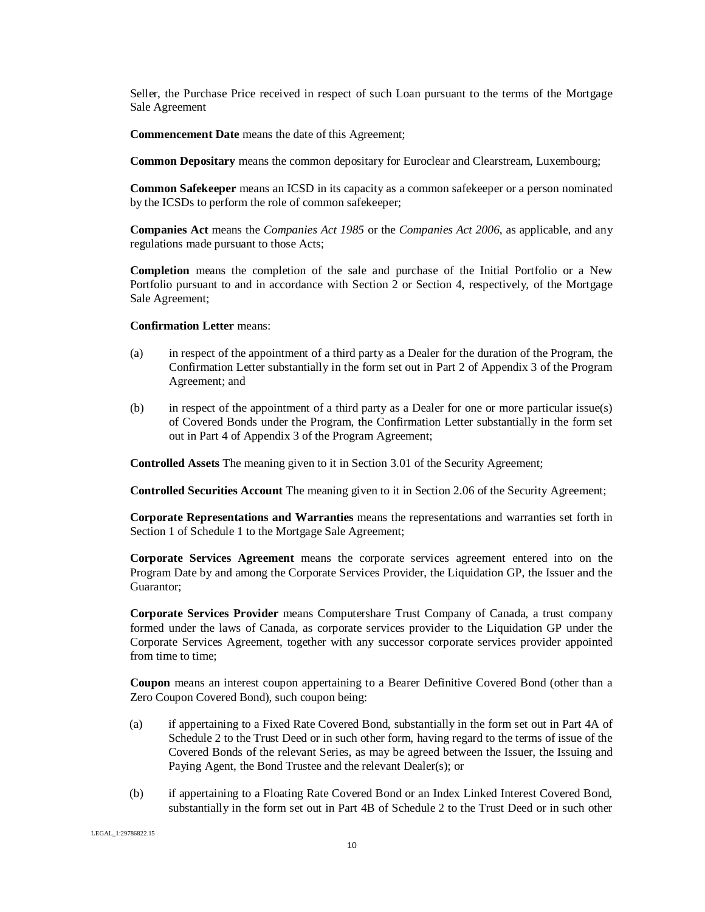Seller, the Purchase Price received in respect of such Loan pursuant to the terms of the Mortgage Sale Agreement

**Commencement Date** means the date of this Agreement;

**Common Depositary** means the common depositary for Euroclear and Clearstream, Luxembourg;

**Common Safekeeper** means an ICSD in its capacity as a common safekeeper or a person nominated by the ICSDs to perform the role of common safekeeper;

**Companies Act** means the *Companies Act 1985* or the *Companies Act 2006*, as applicable, and any regulations made pursuant to those Acts;

**Completion** means the completion of the sale and purchase of the Initial Portfolio or a New Portfolio pursuant to and in accordance with Section 2 or Section 4, respectively, of the Mortgage Sale Agreement;

**Confirmation Letter** means:

(a) in respect of the appointment of a third party as a Dealer for the duration of the Program, the Confirmation Letter substantially in the form set out in Part 2 of Appendix 3 of the Program Agreement; and

(b) in respect of the appointment of a third party as a Dealer for one or more particular issue(s) of Covered Bonds under the Program, the Confirmation Letter substantially in the form set out in Part 4 of Appendix 3 of the Program Agreement;

**Controlled Assets** The meaning given to it in Section 3.01 of the Security Agreement;

**Controlled Securities Account** The meaning given to it in Section 2.06 of the Security Agreement;

**Corporate Representations and Warranties** means the representations and warranties set forth in Section 1 of Schedule 1 to the Mortgage Sale Agreement;

**Corporate Services Agreement** means the corporate services agreement entered into on the Program Date by and among the Corporate Services Provider, the Liquidation GP, the Issuer and the Guarantor;

**Corporate Services Provider** means Computershare Trust Company of Canada, a trust company formed under the laws of Canada, as corporate services provider to the Liquidation GP under the Corporate Services Agreement, together with any successor corporate services provider appointed from time to time;

**Coupon** means an interest coupon appertaining to a Bearer Definitive Covered Bond (other than a Zero Coupon Covered Bond), such coupon being:

(a) if appertaining to a Fixed Rate Covered Bond, substantially in the form set out in Part 4A of Schedule 2 to the Trust Deed or in such other form, having regard to the terms of issue of the Covered Bonds of the relevant Series, as may be agreed between the Issuer, the Issuing and Paying Agent, the Bond Trustee and the relevant Dealer(s); or

(b) if appertaining to a Floating Rate Covered Bond or an Index Linked Interest Covered Bond, substantially in the form set out in Part 4B of Schedule 2 to the Trust Deed or in such other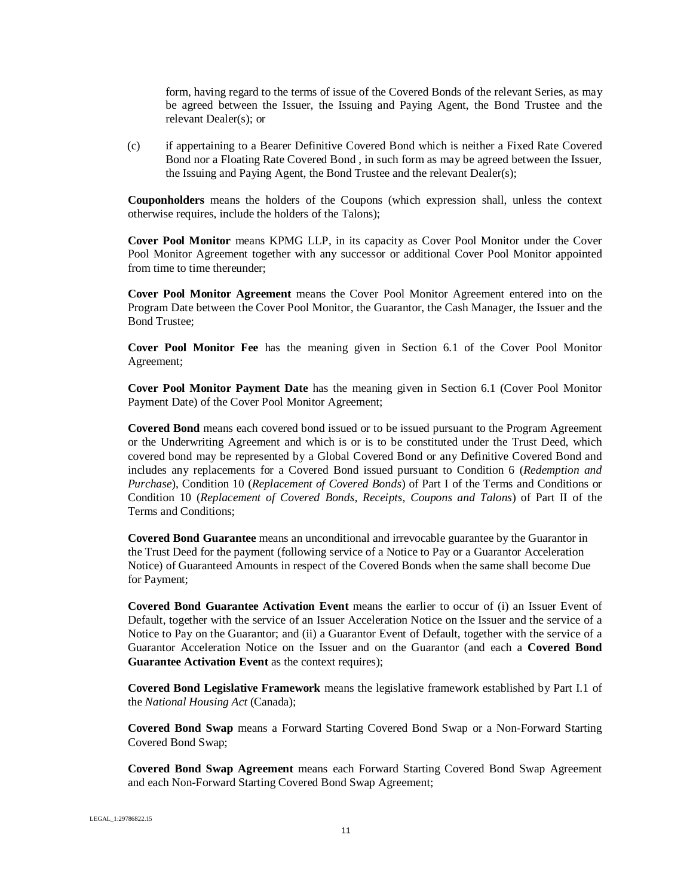form, having regard to the terms of issue of the Covered Bonds of the relevant Series, as may be agreed between the Issuer, the Issuing and Paying Agent, the Bond Trustee and the relevant Dealer(s); or

(c) if appertaining to a Bearer Definitive Covered Bond which is neither a Fixed Rate Covered Bond nor a Floating Rate Covered Bond , in such form as may be agreed between the Issuer, the Issuing and Paying Agent, the Bond Trustee and the relevant Dealer(s);

**Couponholders** means the holders of the Coupons (which expression shall, unless the context otherwise requires, include the holders of the Talons);

**Cover Pool Monitor** means KPMG LLP, in its capacity as Cover Pool Monitor under the Cover Pool Monitor Agreement together with any successor or additional Cover Pool Monitor appointed from time to time thereunder;

**Cover Pool Monitor Agreement** means the Cover Pool Monitor Agreement entered into on the Program Date between the Cover Pool Monitor, the Guarantor, the Cash Manager, the Issuer and the Bond Trustee;

**Cover Pool Monitor Fee** has the meaning given in Section 6.1 of the Cover Pool Monitor Agreement;

**Cover Pool Monitor Payment Date** has the meaning given in Section 6.1 (Cover Pool Monitor Payment Date) of the Cover Pool Monitor Agreement;

**Covered Bond** means each covered bond issued or to be issued pursuant to the Program Agreement or the Underwriting Agreement and which is or is to be constituted under the Trust Deed, which covered bond may be represented by a Global Covered Bond or any Definitive Covered Bond and includes any replacements for a Covered Bond issued pursuant to Condition 6 (*Redemption and Purchase*), Condition 10 (*Replacement of Covered Bonds*) of Part I of the Terms and Conditions or Condition 10 (*Replacement of Covered Bonds, Receipts, Coupons and Talons*) of Part II of the Terms and Conditions;

**Covered Bond Guarantee** means an unconditional and irrevocable guarantee by the Guarantor in the Trust Deed for the payment (following service of a Notice to Pay or a Guarantor Acceleration Notice) of Guaranteed Amounts in respect of the Covered Bonds when the same shall become Due for Payment;

**Covered Bond Guarantee Activation Event** means the earlier to occur of (i) an Issuer Event of Default, together with the service of an Issuer Acceleration Notice on the Issuer and the service of a Notice to Pay on the Guarantor; and (ii) a Guarantor Event of Default, together with the service of a Guarantor Acceleration Notice on the Issuer and on the Guarantor (and each a **Covered Bond Guarantee Activation Event** as the context requires);

**Covered Bond Legislative Framework** means the legislative framework established by Part I.1 of the *National Housing Act* (Canada);

**Covered Bond Swap** means a Forward Starting Covered Bond Swap or a Non-Forward Starting Covered Bond Swap;

**Covered Bond Swap Agreement** means each Forward Starting Covered Bond Swap Agreement and each Non-Forward Starting Covered Bond Swap Agreement;

LEGAL_1:29786822.15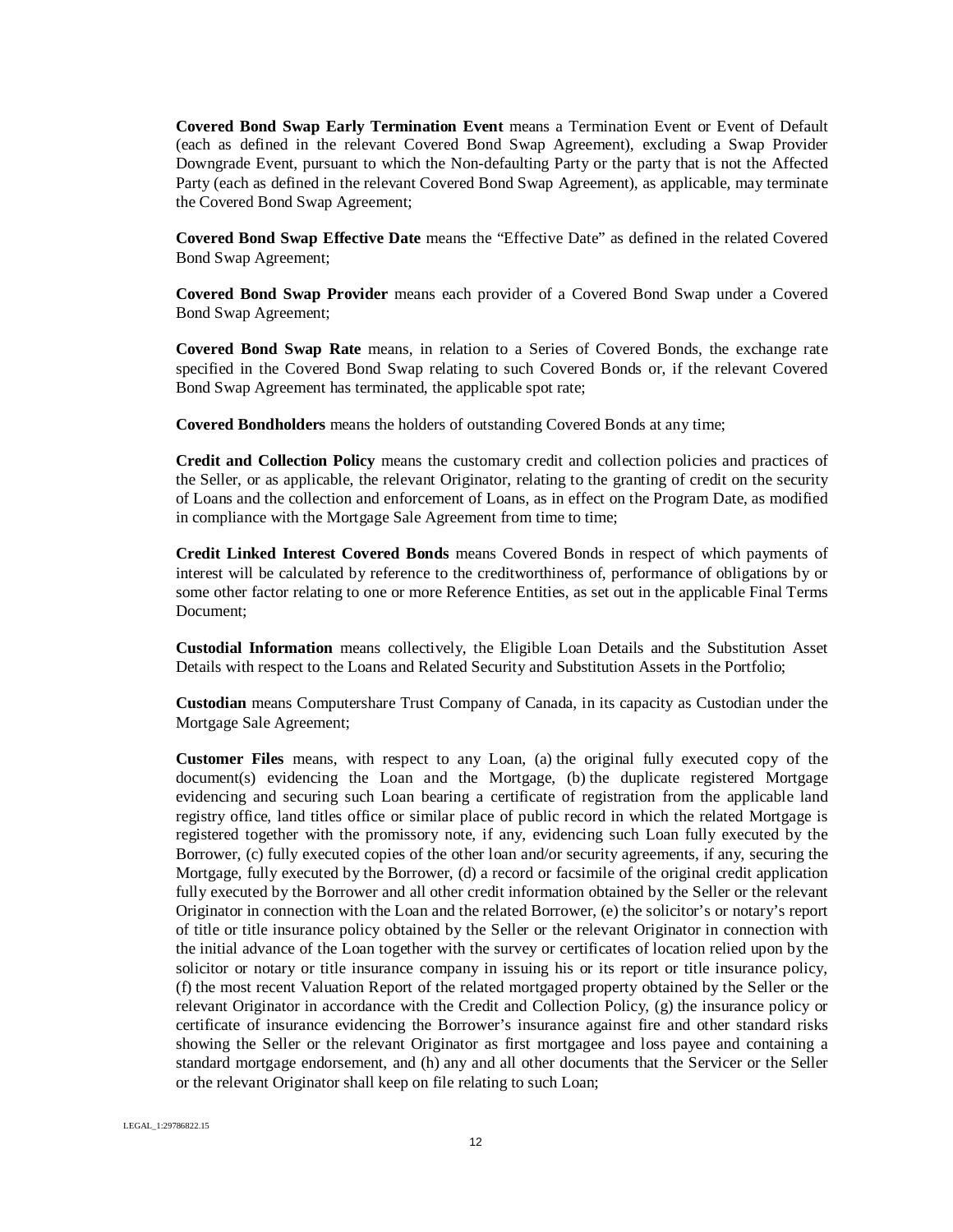**Covered Bond Swap Early Termination Event** means a Termination Event or Event of Default (each as defined in the relevant Covered Bond Swap Agreement), excluding a Swap Provider Downgrade Event, pursuant to which the Non-defaulting Party or the party that is not the Affected Party (each as defined in the relevant Covered Bond Swap Agreement), as applicable, may terminate the Covered Bond Swap Agreement;

**Covered Bond Swap Effective Date** means the "Effective Date" as defined in the related Covered Bond Swap Agreement;

**Covered Bond Swap Provider** means each provider of a Covered Bond Swap under a Covered Bond Swap Agreement;

**Covered Bond Swap Rate** means, in relation to a Series of Covered Bonds, the exchange rate specified in the Covered Bond Swap relating to such Covered Bonds or, if the relevant Covered Bond Swap Agreement has terminated, the applicable spot rate;

**Covered Bondholders** means the holders of outstanding Covered Bonds at any time;

**Credit and Collection Policy** means the customary credit and collection policies and practices of the Seller, or as applicable, the relevant Originator, relating to the granting of credit on the security of Loans and the collection and enforcement of Loans, as in effect on the Program Date, as modified in compliance with the Mortgage Sale Agreement from time to time;

**Credit Linked Interest Covered Bonds** means Covered Bonds in respect of which payments of interest will be calculated by reference to the creditworthiness of, performance of obligations by or some other factor relating to one or more Reference Entities, as set out in the applicable Final Terms Document;

**Custodial Information** means collectively, the Eligible Loan Details and the Substitution Asset Details with respect to the Loans and Related Security and Substitution Assets in the Portfolio;

**Custodian** means Computershare Trust Company of Canada, in its capacity as Custodian under the Mortgage Sale Agreement;

**Customer Files** means, with respect to any Loan, (a) the original fully executed copy of the document(s) evidencing the Loan and the Mortgage, (b) the duplicate registered Mortgage evidencing and securing such Loan bearing a certificate of registration from the applicable land registry office, land titles office or similar place of public record in which the related Mortgage is registered together with the promissory note, if any, evidencing such Loan fully executed by the Borrower, (c) fully executed copies of the other loan and/or security agreements, if any, securing the Mortgage, fully executed by the Borrower, (d) a record or facsimile of the original credit application fully executed by the Borrower and all other credit information obtained by the Seller or the relevant Originator in connection with the Loan and the related Borrower, (e) the solicitor's or notary's report of title or title insurance policy obtained by the Seller or the relevant Originator in connection with the initial advance of the Loan together with the survey or certificates of location relied upon by the solicitor or notary or title insurance company in issuing his or its report or title insurance policy, (f) the most recent Valuation Report of the related mortgaged property obtained by the Seller or the relevant Originator in accordance with the Credit and Collection Policy, (g) the insurance policy or certificate of insurance evidencing the Borrower's insurance against fire and other standard risks showing the Seller or the relevant Originator as first mortgagee and loss payee and containing a standard mortgage endorsement, and (h) any and all other documents that the Servicer or the Seller or the relevant Originator shall keep on file relating to such Loan;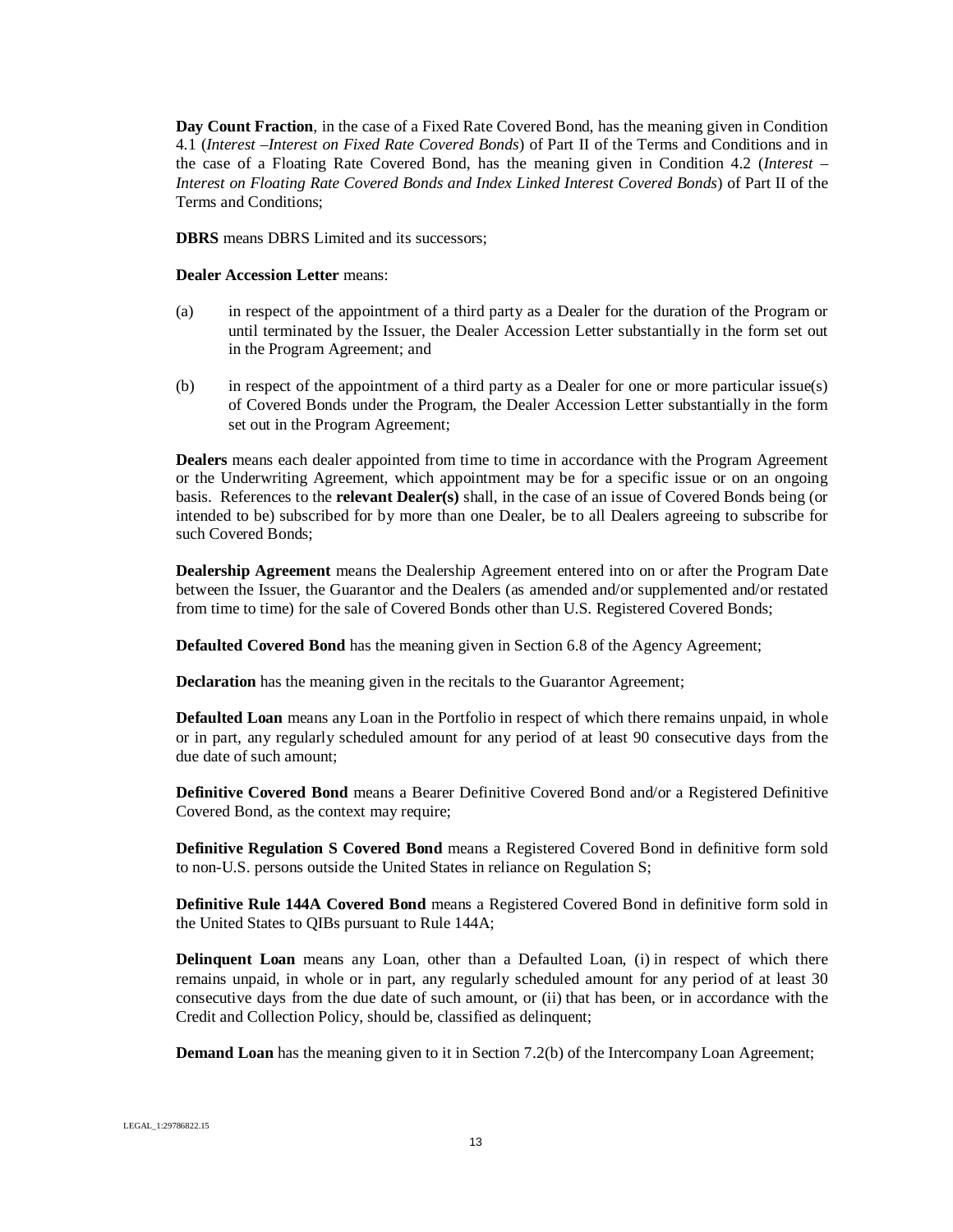**Day Count Fraction**, in the case of a Fixed Rate Covered Bond, has the meaning given in Condition 4.1 (*Interest –Interest on Fixed Rate Covered Bonds*) of Part II of the Terms and Conditions and in the case of a Floating Rate Covered Bond, has the meaning given in Condition 4.2 (*Interest – Interest on Floating Rate Covered Bonds and Index Linked Interest Covered Bonds*) of Part II of the Terms and Conditions;

**DBRS** means DBRS Limited and its successors;

**Dealer Accession Letter** means:

(a) in respect of the appointment of a third party as a Dealer for the duration of the Program or until terminated by the Issuer, the Dealer Accession Letter substantially in the form set out in the Program Agreement; and

(b) in respect of the appointment of a third party as a Dealer for one or more particular issue(s) of Covered Bonds under the Program, the Dealer Accession Letter substantially in the form set out in the Program Agreement;

**Dealers** means each dealer appointed from time to time in accordance with the Program Agreement or the Underwriting Agreement, which appointment may be for a specific issue or on an ongoing basis. References to the **relevant Dealer(s)** shall, in the case of an issue of Covered Bonds being (or intended to be) subscribed for by more than one Dealer, be to all Dealers agreeing to subscribe for such Covered Bonds;

**Dealership Agreement** means the Dealership Agreement entered into on or after the Program Date between the Issuer, the Guarantor and the Dealers (as amended and/or supplemented and/or restated from time to time) for the sale of Covered Bonds other than U.S. Registered Covered Bonds;

**Defaulted Covered Bond** has the meaning given in Section 6.8 of the Agency Agreement;

**Declaration** has the meaning given in the recitals to the Guarantor Agreement;

**Defaulted Loan** means any Loan in the Portfolio in respect of which there remains unpaid, in whole or in part, any regularly scheduled amount for any period of at least 90 consecutive days from the due date of such amount;

**Definitive Covered Bond** means a Bearer Definitive Covered Bond and/or a Registered Definitive Covered Bond, as the context may require;

**Definitive Regulation S Covered Bond** means a Registered Covered Bond in definitive form sold to non-U.S. persons outside the United States in reliance on Regulation S;

**Definitive Rule 144A Covered Bond** means a Registered Covered Bond in definitive form sold in the United States to QIBs pursuant to Rule 144A;

**Delinquent Loan** means any Loan, other than a Defaulted Loan, (i) in respect of which there remains unpaid, in whole or in part, any regularly scheduled amount for any period of at least 30 consecutive days from the due date of such amount, or (ii) that has been, or in accordance with the Credit and Collection Policy, should be, classified as delinquent;

**Demand Loan** has the meaning given to it in Section 7.2(b) of the Intercompany Loan Agreement;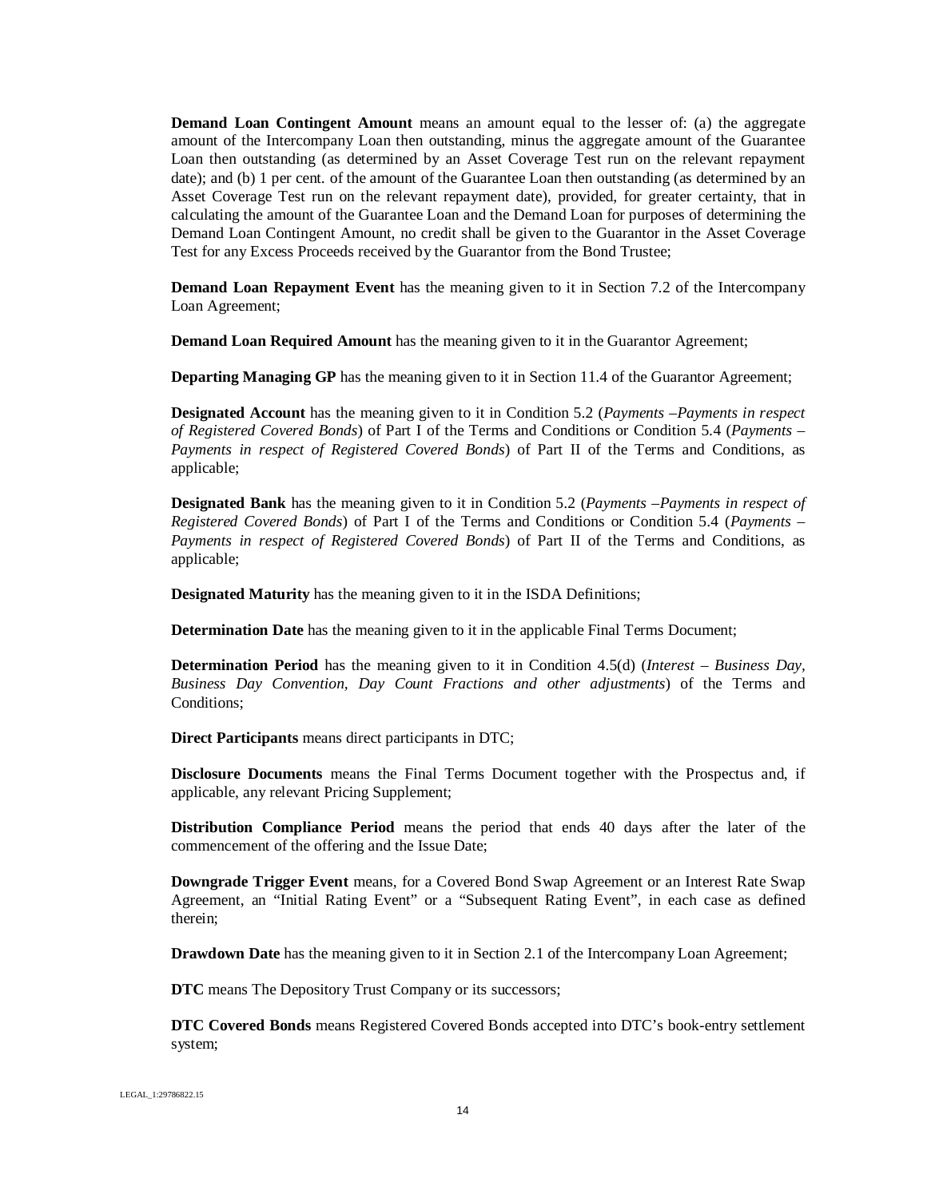**Demand Loan Contingent Amount** means an amount equal to the lesser of: (a) the aggregate amount of the Intercompany Loan then outstanding, minus the aggregate amount of the Guarantee Loan then outstanding (as determined by an Asset Coverage Test run on the relevant repayment date); and (b) 1 per cent. of the amount of the Guarantee Loan then outstanding (as determined by an Asset Coverage Test run on the relevant repayment date), provided, for greater certainty, that in calculating the amount of the Guarantee Loan and the Demand Loan for purposes of determining the Demand Loan Contingent Amount, no credit shall be given to the Guarantor in the Asset Coverage Test for any Excess Proceeds received by the Guarantor from the Bond Trustee;

**Demand Loan Repayment Event** has the meaning given to it in Section 7.2 of the Intercompany Loan Agreement;

**Demand Loan Required Amount** has the meaning given to it in the Guarantor Agreement;

**Departing Managing GP** has the meaning given to it in Section 11.4 of the Guarantor Agreement;

**Designated Account** has the meaning given to it in Condition 5.2 (*Payments –Payments in respect of Registered Covered Bonds*) of Part I of the Terms and Conditions or Condition 5.4 (*Payments – Payments in respect of Registered Covered Bonds*) of Part II of the Terms and Conditions, as applicable;

**Designated Bank** has the meaning given to it in Condition 5.2 (*Payments –Payments in respect of Registered Covered Bonds*) of Part I of the Terms and Conditions or Condition 5.4 (*Payments – Payments in respect of Registered Covered Bonds*) of Part II of the Terms and Conditions, as applicable;

**Designated Maturity** has the meaning given to it in the ISDA Definitions;

**Determination Date** has the meaning given to it in the applicable Final Terms Document;

**Determination Period** has the meaning given to it in Condition 4.5(d) (*Interest – Business Day, Business Day Convention, Day Count Fractions and other adjustments*) of the Terms and Conditions;

**Direct Participants** means direct participants in DTC;

**Disclosure Documents** means the Final Terms Document together with the Prospectus and, if applicable, any relevant Pricing Supplement;

**Distribution Compliance Period** means the period that ends 40 days after the later of the commencement of the offering and the Issue Date;

**Downgrade Trigger Event** means, for a Covered Bond Swap Agreement or an Interest Rate Swap Agreement, an "Initial Rating Event" or a "Subsequent Rating Event", in each case as defined therein;

**Drawdown Date** has the meaning given to it in Section 2.1 of the Intercompany Loan Agreement;

**DTC** means The Depository Trust Company or its successors;

**DTC Covered Bonds** means Registered Covered Bonds accepted into DTC's book-entry settlement system;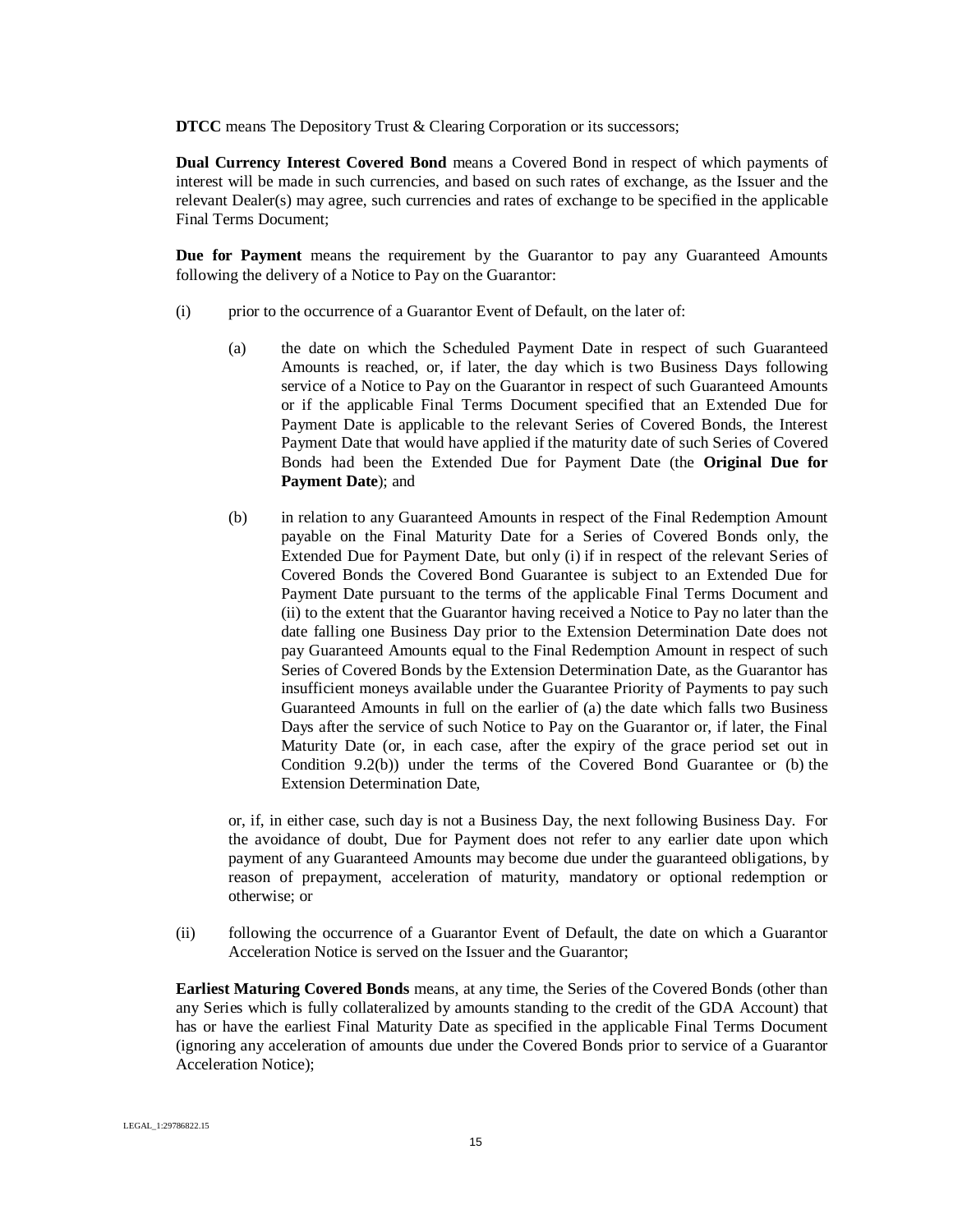**DTCC** means The Depository Trust & Clearing Corporation or its successors;

**Dual Currency Interest Covered Bond** means a Covered Bond in respect of which payments of interest will be made in such currencies, and based on such rates of exchange, as the Issuer and the relevant Dealer(s) may agree, such currencies and rates of exchange to be specified in the applicable Final Terms Document;

**Due for Payment** means the requirement by the Guarantor to pay any Guaranteed Amounts following the delivery of a Notice to Pay on the Guarantor:

(i) prior to the occurrence of a Guarantor Event of Default, on the later of:

> (a) the date on which the Scheduled Payment Date in respect of such Guaranteed Amounts is reached, or, if later, the day which is two Business Days following service of a Notice to Pay on the Guarantor in respect of such Guaranteed Amounts or if the applicable Final Terms Document specified that an Extended Due for Payment Date is applicable to the relevant Series of Covered Bonds, the Interest Payment Date that would have applied if the maturity date of such Series of Covered Bonds had been the Extended Due for Payment Date (the **Original Due for Payment Date**); and
>
> (b) in relation to any Guaranteed Amounts in respect of the Final Redemption Amount payable on the Final Maturity Date for a Series of Covered Bonds only, the Extended Due for Payment Date, but only (i) if in respect of the relevant Series of Covered Bonds the Covered Bond Guarantee is subject to an Extended Due for Payment Date pursuant to the terms of the applicable Final Terms Document and (ii) to the extent that the Guarantor having received a Notice to Pay no later than the date falling one Business Day prior to the Extension Determination Date does not pay Guaranteed Amounts equal to the Final Redemption Amount in respect of such Series of Covered Bonds by the Extension Determination Date, as the Guarantor has insufficient moneys available under the Guarantee Priority of Payments to pay such Guaranteed Amounts in full on the earlier of (a) the date which falls two Business Days after the service of such Notice to Pay on the Guarantor or, if later, the Final Maturity Date (or, in each case, after the expiry of the grace period set out in Condition 9.2(b)) under the terms of the Covered Bond Guarantee or (b) the Extension Determination Date,
>
> or, if, in either case, such day is not a Business Day, the next following Business Day. For the avoidance of doubt, Due for Payment does not refer to any earlier date upon which payment of any Guaranteed Amounts may become due under the guaranteed obligations, by reason of prepayment, acceleration of maturity, mandatory or optional redemption or otherwise; or

(ii) following the occurrence of a Guarantor Event of Default, the date on which a Guarantor Acceleration Notice is served on the Issuer and the Guarantor;

**Earliest Maturing Covered Bonds** means, at any time, the Series of the Covered Bonds (other than any Series which is fully collateralized by amounts standing to the credit of the GDA Account) that has or have the earliest Final Maturity Date as specified in the applicable Final Terms Document (ignoring any acceleration of amounts due under the Covered Bonds prior to service of a Guarantor Acceleration Notice);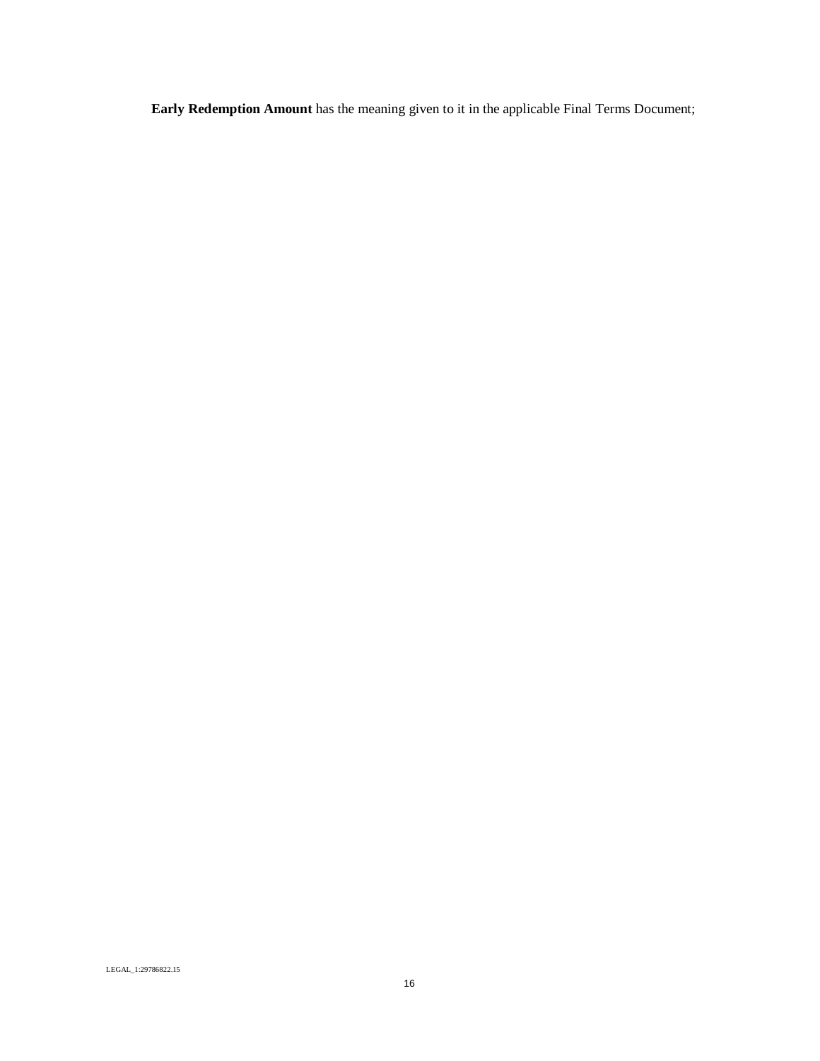**Early Redemption Amount** has the meaning given to it in the applicable Final Terms Document;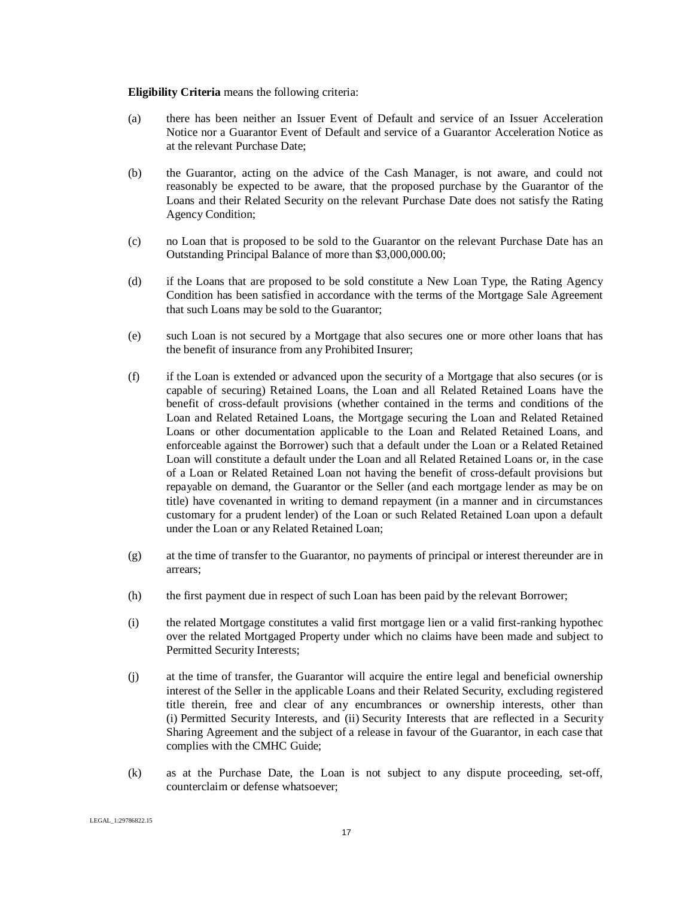**Eligibility Criteria** means the following criteria:

(a) there has been neither an Issuer Event of Default and service of an Issuer Acceleration Notice nor a Guarantor Event of Default and service of a Guarantor Acceleration Notice as at the relevant Purchase Date;

(b) the Guarantor, acting on the advice of the Cash Manager, is not aware, and could not reasonably be expected to be aware, that the proposed purchase by the Guarantor of the Loans and their Related Security on the relevant Purchase Date does not satisfy the Rating Agency Condition;

(c) no Loan that is proposed to be sold to the Guarantor on the relevant Purchase Date has an Outstanding Principal Balance of more than $3,000,000.00;

(d) if the Loans that are proposed to be sold constitute a New Loan Type, the Rating Agency Condition has been satisfied in accordance with the terms of the Mortgage Sale Agreement that such Loans may be sold to the Guarantor;

(e) such Loan is not secured by a Mortgage that also secures one or more other loans that has the benefit of insurance from any Prohibited Insurer;

(f) if the Loan is extended or advanced upon the security of a Mortgage that also secures (or is capable of securing) Retained Loans, the Loan and all Related Retained Loans have the benefit of cross-default provisions (whether contained in the terms and conditions of the Loan and Related Retained Loans, the Mortgage securing the Loan and Related Retained Loans or other documentation applicable to the Loan and Related Retained Loans, and enforceable against the Borrower) such that a default under the Loan or a Related Retained Loan will constitute a default under the Loan and all Related Retained Loans or, in the case of a Loan or Related Retained Loan not having the benefit of cross-default provisions but repayable on demand, the Guarantor or the Seller (and each mortgage lender as may be on title) have covenanted in writing to demand repayment (in a manner and in circumstances customary for a prudent lender) of the Loan or such Related Retained Loan upon a default under the Loan or any Related Retained Loan;

(g) at the time of transfer to the Guarantor, no payments of principal or interest thereunder are in arrears;

(h) the first payment due in respect of such Loan has been paid by the relevant Borrower;

(i) the related Mortgage constitutes a valid first mortgage lien or a valid first-ranking hypothec over the related Mortgaged Property under which no claims have been made and subject to Permitted Security Interests;

(j) at the time of transfer, the Guarantor will acquire the entire legal and beneficial ownership interest of the Seller in the applicable Loans and their Related Security, excluding registered title therein, free and clear of any encumbrances or ownership interests, other than (i) Permitted Security Interests, and (ii) Security Interests that are reflected in a Security Sharing Agreement and the subject of a release in favour of the Guarantor, in each case that complies with the CMHC Guide;

(k) as at the Purchase Date, the Loan is not subject to any dispute proceeding, set-off, counterclaim or defense whatsoever;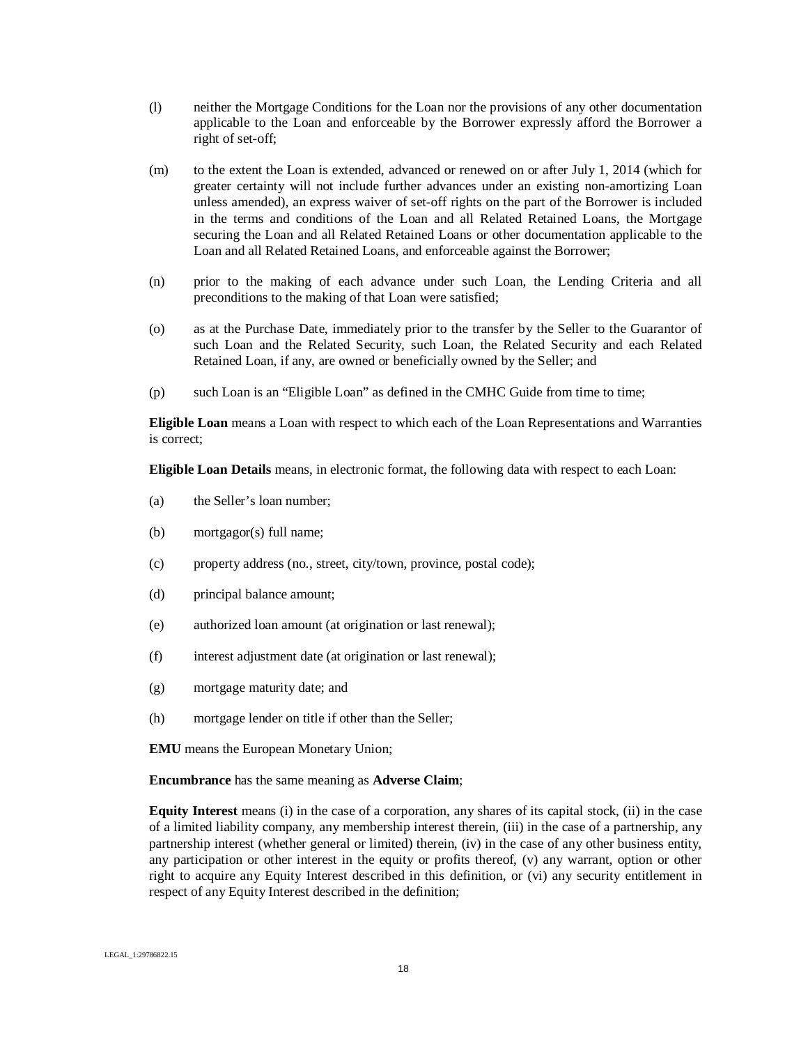(l) neither the Mortgage Conditions for the Loan nor the provisions of any other documentation applicable to the Loan and enforceable by the Borrower expressly afford the Borrower a right of set-off;

(m) to the extent the Loan is extended, advanced or renewed on or after July 1, 2014 (which for greater certainty will not include further advances under an existing non-amortizing Loan unless amended), an express waiver of set-off rights on the part of the Borrower is included in the terms and conditions of the Loan and all Related Retained Loans, the Mortgage securing the Loan and all Related Retained Loans or other documentation applicable to the Loan and all Related Retained Loans, and enforceable against the Borrower;

(n) prior to the making of each advance under such Loan, the Lending Criteria and all preconditions to the making of that Loan were satisfied;

(o) as at the Purchase Date, immediately prior to the transfer by the Seller to the Guarantor of such Loan and the Related Security, such Loan, the Related Security and each Related Retained Loan, if any, are owned or beneficially owned by the Seller; and

(p) such Loan is an "Eligible Loan" as defined in the CMHC Guide from time to time;

**Eligible Loan** means a Loan with respect to which each of the Loan Representations and Warranties is correct;

**Eligible Loan Details** means, in electronic format, the following data with respect to each Loan:

(a) the Seller's loan number;

(b) mortgagor(s) full name;

(c) property address (no., street, city/town, province, postal code);

(d) principal balance amount;

(e) authorized loan amount (at origination or last renewal);

(f) interest adjustment date (at origination or last renewal);

(g) mortgage maturity date; and

(h) mortgage lender on title if other than the Seller;

**EMU** means the European Monetary Union;

**Encumbrance** has the same meaning as **Adverse Claim**;

**Equity Interest** means (i) in the case of a corporation, any shares of its capital stock, (ii) in the case of a limited liability company, any membership interest therein, (iii) in the case of a partnership, any partnership interest (whether general or limited) therein, (iv) in the case of any other business entity, any participation or other interest in the equity or profits thereof, (v) any warrant, option or other right to acquire any Equity Interest described in this definition, or (vi) any security entitlement in respect of any Equity Interest described in the definition;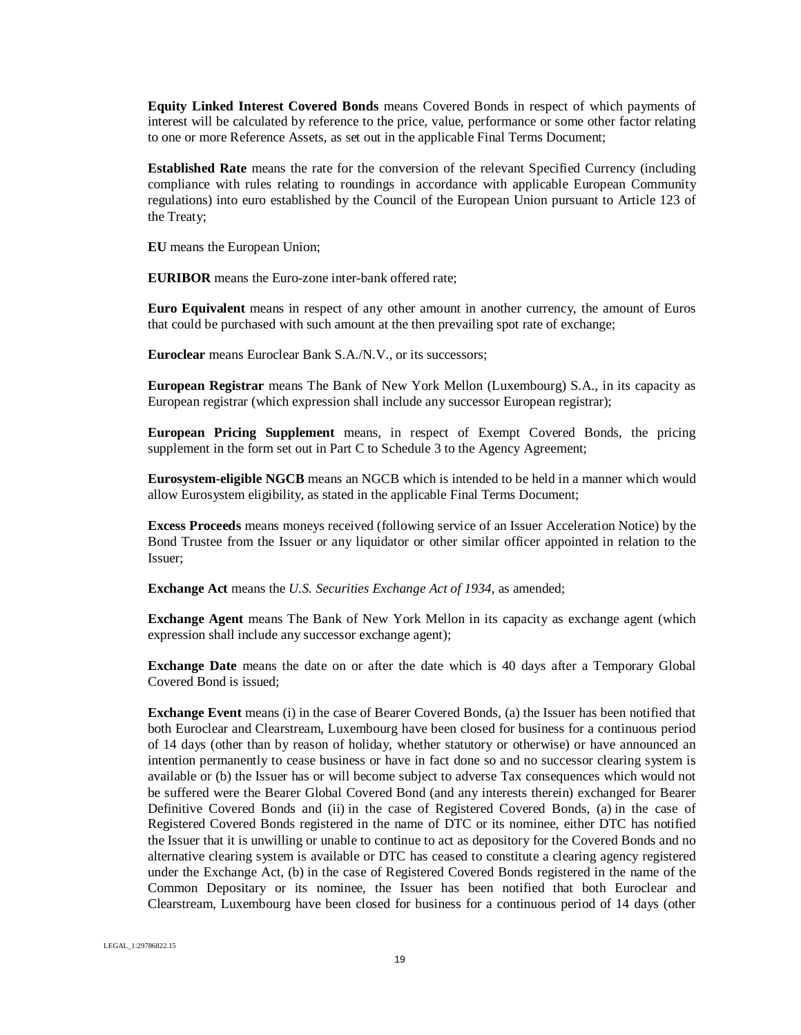**Equity Linked Interest Covered Bonds** means Covered Bonds in respect of which payments of interest will be calculated by reference to the price, value, performance or some other factor relating to one or more Reference Assets, as set out in the applicable Final Terms Document;

**Established Rate** means the rate for the conversion of the relevant Specified Currency (including compliance with rules relating to roundings in accordance with applicable European Community regulations) into euro established by the Council of the European Union pursuant to Article 123 of the Treaty;

**EU** means the European Union;

**EURIBOR** means the Euro-zone inter-bank offered rate;

**Euro Equivalent** means in respect of any other amount in another currency, the amount of Euros that could be purchased with such amount at the then prevailing spot rate of exchange;

**Euroclear** means Euroclear Bank S.A./N.V., or its successors;

**European Registrar** means The Bank of New York Mellon (Luxembourg) S.A., in its capacity as European registrar (which expression shall include any successor European registrar);

**European Pricing Supplement** means, in respect of Exempt Covered Bonds, the pricing supplement in the form set out in Part C to Schedule 3 to the Agency Agreement;

**Eurosystem-eligible NGCB** means an NGCB which is intended to be held in a manner which would allow Eurosystem eligibility, as stated in the applicable Final Terms Document;

**Excess Proceeds** means moneys received (following service of an Issuer Acceleration Notice) by the Bond Trustee from the Issuer or any liquidator or other similar officer appointed in relation to the Issuer;

**Exchange Act** means the *U.S. Securities Exchange Act of 1934*, as amended;

**Exchange Agent** means The Bank of New York Mellon in its capacity as exchange agent (which expression shall include any successor exchange agent);

**Exchange Date** means the date on or after the date which is 40 days after a Temporary Global Covered Bond is issued;

**Exchange Event** means (i) in the case of Bearer Covered Bonds, (a) the Issuer has been notified that both Euroclear and Clearstream, Luxembourg have been closed for business for a continuous period of 14 days (other than by reason of holiday, whether statutory or otherwise) or have announced an intention permanently to cease business or have in fact done so and no successor clearing system is available or (b) the Issuer has or will become subject to adverse Tax consequences which would not be suffered were the Bearer Global Covered Bond (and any interests therein) exchanged for Bearer Definitive Covered Bonds and (ii) in the case of Registered Covered Bonds, (a) in the case of Registered Covered Bonds registered in the name of DTC or its nominee, either DTC has notified the Issuer that it is unwilling or unable to continue to act as depository for the Covered Bonds and no alternative clearing system is available or DTC has ceased to constitute a clearing agency registered under the Exchange Act, (b) in the case of Registered Covered Bonds registered in the name of the Common Depositary or its nominee, the Issuer has been notified that both Euroclear and Clearstream, Luxembourg have been closed for business for a continuous period of 14 days (other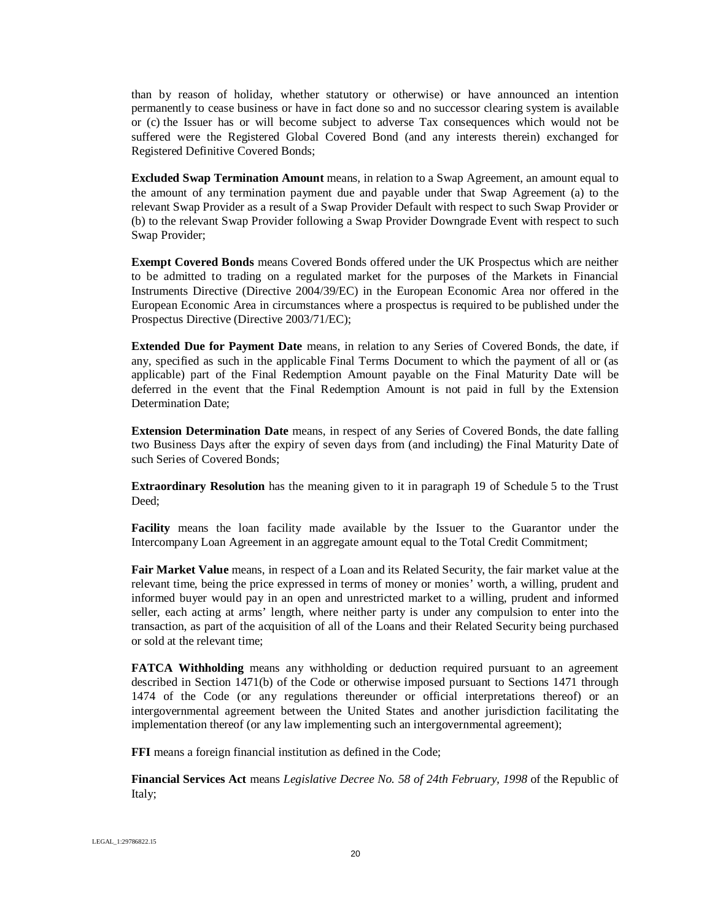than by reason of holiday, whether statutory or otherwise) or have announced an intention permanently to cease business or have in fact done so and no successor clearing system is available or (c) the Issuer has or will become subject to adverse Tax consequences which would not be suffered were the Registered Global Covered Bond (and any interests therein) exchanged for Registered Definitive Covered Bonds;

**Excluded Swap Termination Amount** means, in relation to a Swap Agreement, an amount equal to the amount of any termination payment due and payable under that Swap Agreement (a) to the relevant Swap Provider as a result of a Swap Provider Default with respect to such Swap Provider or (b) to the relevant Swap Provider following a Swap Provider Downgrade Event with respect to such Swap Provider;

**Exempt Covered Bonds** means Covered Bonds offered under the UK Prospectus which are neither to be admitted to trading on a regulated market for the purposes of the Markets in Financial Instruments Directive (Directive 2004/39/EC) in the European Economic Area nor offered in the European Economic Area in circumstances where a prospectus is required to be published under the Prospectus Directive (Directive 2003/71/EC);

**Extended Due for Payment Date** means, in relation to any Series of Covered Bonds, the date, if any, specified as such in the applicable Final Terms Document to which the payment of all or (as applicable) part of the Final Redemption Amount payable on the Final Maturity Date will be deferred in the event that the Final Redemption Amount is not paid in full by the Extension Determination Date;

**Extension Determination Date** means, in respect of any Series of Covered Bonds, the date falling two Business Days after the expiry of seven days from (and including) the Final Maturity Date of such Series of Covered Bonds;

**Extraordinary Resolution** has the meaning given to it in paragraph 19 of Schedule 5 to the Trust Deed;

**Facility** means the loan facility made available by the Issuer to the Guarantor under the Intercompany Loan Agreement in an aggregate amount equal to the Total Credit Commitment;

**Fair Market Value** means, in respect of a Loan and its Related Security, the fair market value at the relevant time, being the price expressed in terms of money or monies' worth, a willing, prudent and informed buyer would pay in an open and unrestricted market to a willing, prudent and informed seller, each acting at arms' length, where neither party is under any compulsion to enter into the transaction, as part of the acquisition of all of the Loans and their Related Security being purchased or sold at the relevant time;

**FATCA Withholding** means any withholding or deduction required pursuant to an agreement described in Section 1471(b) of the Code or otherwise imposed pursuant to Sections 1471 through 1474 of the Code (or any regulations thereunder or official interpretations thereof) or an intergovernmental agreement between the United States and another jurisdiction facilitating the implementation thereof (or any law implementing such an intergovernmental agreement);

**FFI** means a foreign financial institution as defined in the Code;

**Financial Services Act** means *Legislative Decree No. 58 of 24th February, 1998* of the Republic of Italy;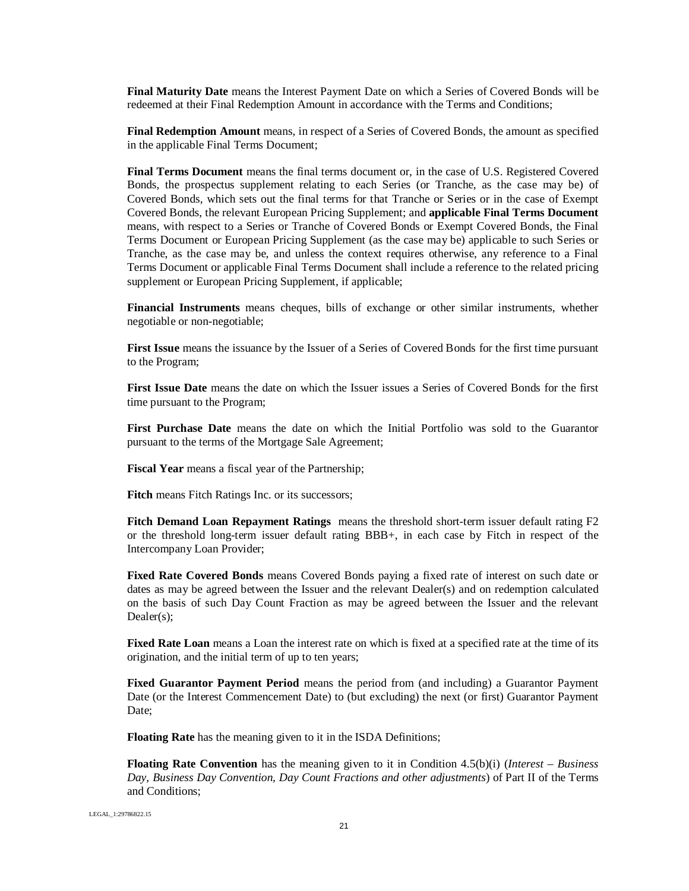**Final Maturity Date** means the Interest Payment Date on which a Series of Covered Bonds will be redeemed at their Final Redemption Amount in accordance with the Terms and Conditions;

**Final Redemption Amount** means, in respect of a Series of Covered Bonds, the amount as specified in the applicable Final Terms Document;

**Final Terms Document** means the final terms document or, in the case of U.S. Registered Covered Bonds, the prospectus supplement relating to each Series (or Tranche, as the case may be) of Covered Bonds, which sets out the final terms for that Tranche or Series or in the case of Exempt Covered Bonds, the relevant European Pricing Supplement; and **applicable Final Terms Document** means, with respect to a Series or Tranche of Covered Bonds or Exempt Covered Bonds, the Final Terms Document or European Pricing Supplement (as the case may be) applicable to such Series or Tranche, as the case may be, and unless the context requires otherwise, any reference to a Final Terms Document or applicable Final Terms Document shall include a reference to the related pricing supplement or European Pricing Supplement, if applicable;

**Financial Instruments** means cheques, bills of exchange or other similar instruments, whether negotiable or non-negotiable;

**First Issue** means the issuance by the Issuer of a Series of Covered Bonds for the first time pursuant to the Program;

**First Issue Date** means the date on which the Issuer issues a Series of Covered Bonds for the first time pursuant to the Program;

**First Purchase Date** means the date on which the Initial Portfolio was sold to the Guarantor pursuant to the terms of the Mortgage Sale Agreement;

**Fiscal Year** means a fiscal year of the Partnership;

**Fitch** means Fitch Ratings Inc. or its successors;

**Fitch Demand Loan Repayment Ratings** means the threshold short-term issuer default rating F2 or the threshold long-term issuer default rating BBB+, in each case by Fitch in respect of the Intercompany Loan Provider;

**Fixed Rate Covered Bonds** means Covered Bonds paying a fixed rate of interest on such date or dates as may be agreed between the Issuer and the relevant Dealer(s) and on redemption calculated on the basis of such Day Count Fraction as may be agreed between the Issuer and the relevant Dealer(s);

**Fixed Rate Loan** means a Loan the interest rate on which is fixed at a specified rate at the time of its origination, and the initial term of up to ten years;

**Fixed Guarantor Payment Period** means the period from (and including) a Guarantor Payment Date (or the Interest Commencement Date) to (but excluding) the next (or first) Guarantor Payment Date;

**Floating Rate** has the meaning given to it in the ISDA Definitions;

**Floating Rate Convention** has the meaning given to it in Condition 4.5(b)(i) (*Interest – Business Day, Business Day Convention, Day Count Fractions and other adjustments*) of Part II of the Terms and Conditions;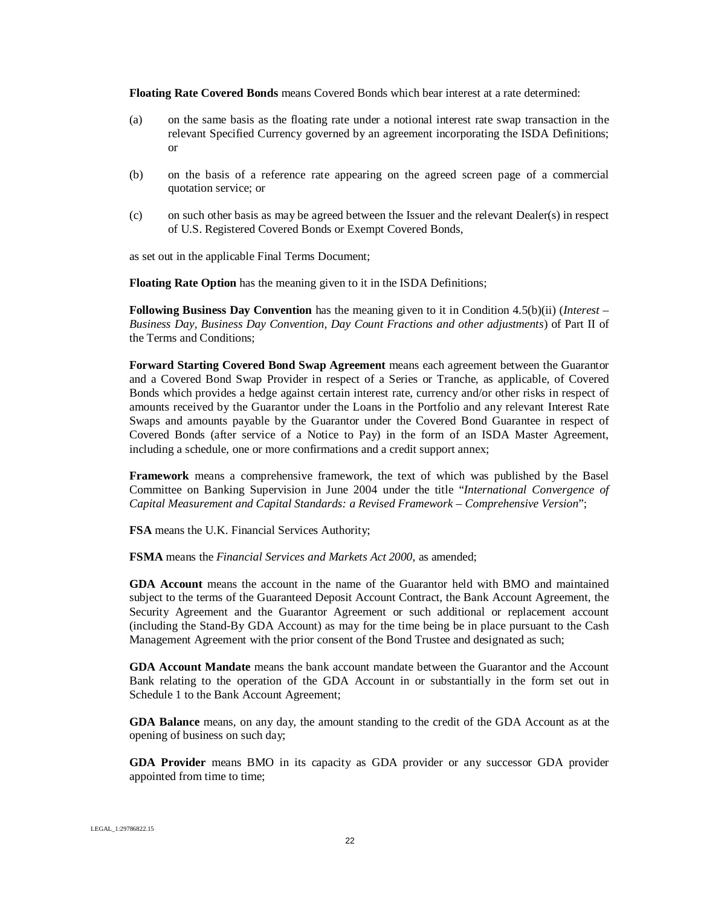**Floating Rate Covered Bonds** means Covered Bonds which bear interest at a rate determined:

(a) on the same basis as the floating rate under a notional interest rate swap transaction in the relevant Specified Currency governed by an agreement incorporating the ISDA Definitions; or

(b) on the basis of a reference rate appearing on the agreed screen page of a commercial quotation service; or

(c) on such other basis as may be agreed between the Issuer and the relevant Dealer(s) in respect of U.S. Registered Covered Bonds or Exempt Covered Bonds,

as set out in the applicable Final Terms Document;

**Floating Rate Option** has the meaning given to it in the ISDA Definitions;

**Following Business Day Convention** has the meaning given to it in Condition 4.5(b)(ii) (*Interest – Business Day, Business Day Convention, Day Count Fractions and other adjustments*) of Part II of the Terms and Conditions;

**Forward Starting Covered Bond Swap Agreement** means each agreement between the Guarantor and a Covered Bond Swap Provider in respect of a Series or Tranche, as applicable, of Covered Bonds which provides a hedge against certain interest rate, currency and/or other risks in respect of amounts received by the Guarantor under the Loans in the Portfolio and any relevant Interest Rate Swaps and amounts payable by the Guarantor under the Covered Bond Guarantee in respect of Covered Bonds (after service of a Notice to Pay) in the form of an ISDA Master Agreement, including a schedule, one or more confirmations and a credit support annex;

**Framework** means a comprehensive framework, the text of which was published by the Basel Committee on Banking Supervision in June 2004 under the title "*International Convergence of Capital Measurement and Capital Standards: a Revised Framework – Comprehensive Version*";

**FSA** means the U.K. Financial Services Authority;

**FSMA** means the *Financial Services and Markets Act 2000*, as amended;

**GDA Account** means the account in the name of the Guarantor held with BMO and maintained subject to the terms of the Guaranteed Deposit Account Contract, the Bank Account Agreement, the Security Agreement and the Guarantor Agreement or such additional or replacement account (including the Stand-By GDA Account) as may for the time being be in place pursuant to the Cash Management Agreement with the prior consent of the Bond Trustee and designated as such;

**GDA Account Mandate** means the bank account mandate between the Guarantor and the Account Bank relating to the operation of the GDA Account in or substantially in the form set out in Schedule 1 to the Bank Account Agreement;

**GDA Balance** means, on any day, the amount standing to the credit of the GDA Account as at the opening of business on such day;

**GDA Provider** means BMO in its capacity as GDA provider or any successor GDA provider appointed from time to time;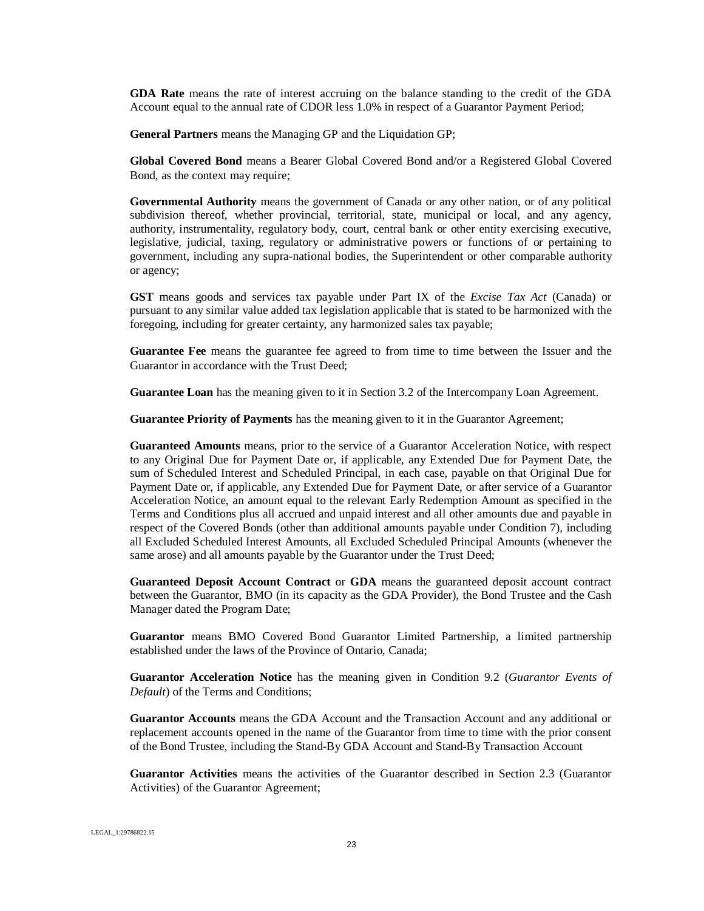**GDA Rate** means the rate of interest accruing on the balance standing to the credit of the GDA Account equal to the annual rate of CDOR less 1.0% in respect of a Guarantor Payment Period;

**General Partners** means the Managing GP and the Liquidation GP;

**Global Covered Bond** means a Bearer Global Covered Bond and/or a Registered Global Covered Bond, as the context may require;

**Governmental Authority** means the government of Canada or any other nation, or of any political subdivision thereof, whether provincial, territorial, state, municipal or local, and any agency, authority, instrumentality, regulatory body, court, central bank or other entity exercising executive, legislative, judicial, taxing, regulatory or administrative powers or functions of or pertaining to government, including any supra-national bodies, the Superintendent or other comparable authority or agency;

**GST** means goods and services tax payable under Part IX of the *Excise Tax Act* (Canada) or pursuant to any similar value added tax legislation applicable that is stated to be harmonized with the foregoing, including for greater certainty, any harmonized sales tax payable;

**Guarantee Fee** means the guarantee fee agreed to from time to time between the Issuer and the Guarantor in accordance with the Trust Deed;

**Guarantee Loan** has the meaning given to it in Section 3.2 of the Intercompany Loan Agreement.

**Guarantee Priority of Payments** has the meaning given to it in the Guarantor Agreement;

**Guaranteed Amounts** means, prior to the service of a Guarantor Acceleration Notice, with respect to any Original Due for Payment Date or, if applicable, any Extended Due for Payment Date, the sum of Scheduled Interest and Scheduled Principal, in each case, payable on that Original Due for Payment Date or, if applicable, any Extended Due for Payment Date, or after service of a Guarantor Acceleration Notice, an amount equal to the relevant Early Redemption Amount as specified in the Terms and Conditions plus all accrued and unpaid interest and all other amounts due and payable in respect of the Covered Bonds (other than additional amounts payable under Condition 7), including all Excluded Scheduled Interest Amounts, all Excluded Scheduled Principal Amounts (whenever the same arose) and all amounts payable by the Guarantor under the Trust Deed;

**Guaranteed Deposit Account Contract** or **GDA** means the guaranteed deposit account contract between the Guarantor, BMO (in its capacity as the GDA Provider), the Bond Trustee and the Cash Manager dated the Program Date;

**Guarantor** means BMO Covered Bond Guarantor Limited Partnership, a limited partnership established under the laws of the Province of Ontario, Canada;

**Guarantor Acceleration Notice** has the meaning given in Condition 9.2 (*Guarantor Events of Default*) of the Terms and Conditions;

**Guarantor Accounts** means the GDA Account and the Transaction Account and any additional or replacement accounts opened in the name of the Guarantor from time to time with the prior consent of the Bond Trustee, including the Stand-By GDA Account and Stand-By Transaction Account

**Guarantor Activities** means the activities of the Guarantor described in Section 2.3 (Guarantor Activities) of the Guarantor Agreement;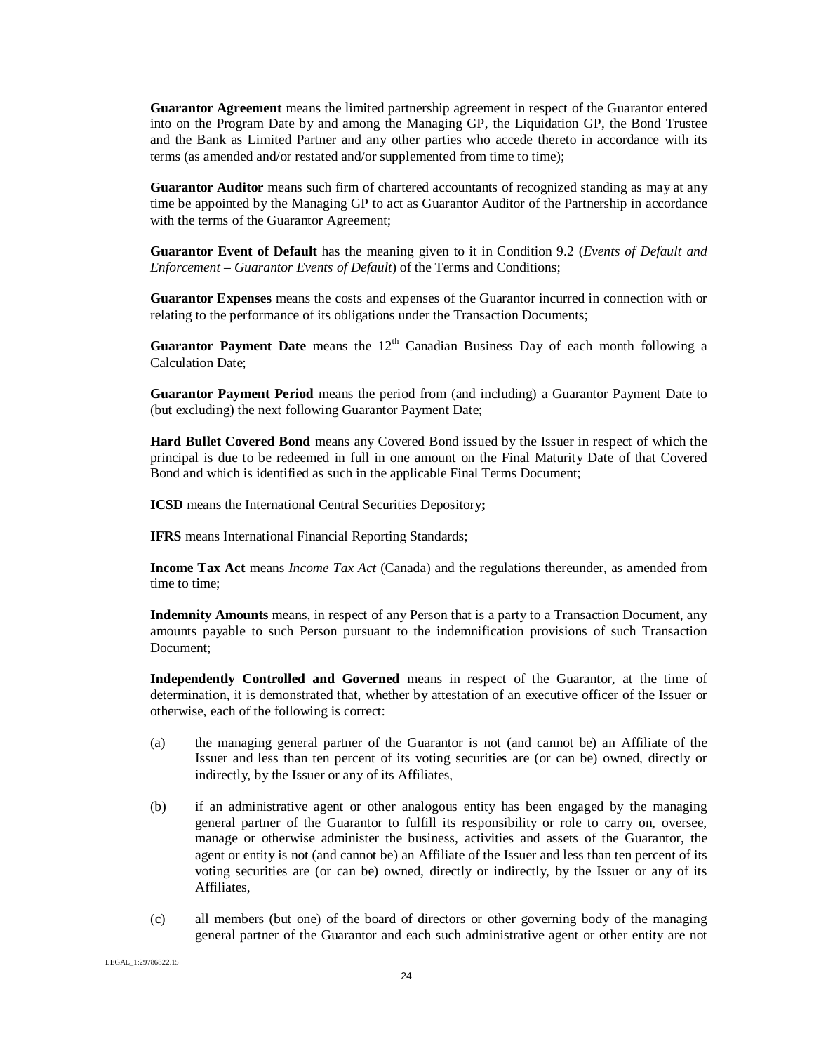**Guarantor Agreement** means the limited partnership agreement in respect of the Guarantor entered into on the Program Date by and among the Managing GP, the Liquidation GP, the Bond Trustee and the Bank as Limited Partner and any other parties who accede thereto in accordance with its terms (as amended and/or restated and/or supplemented from time to time);

**Guarantor Auditor** means such firm of chartered accountants of recognized standing as may at any time be appointed by the Managing GP to act as Guarantor Auditor of the Partnership in accordance with the terms of the Guarantor Agreement;

**Guarantor Event of Default** has the meaning given to it in Condition 9.2 (*Events of Default and Enforcement – Guarantor Events of Default*) of the Terms and Conditions;

**Guarantor Expenses** means the costs and expenses of the Guarantor incurred in connection with or relating to the performance of its obligations under the Transaction Documents;

**Guarantor Payment Date** means the 12th Canadian Business Day of each month following a Calculation Date;

**Guarantor Payment Period** means the period from (and including) a Guarantor Payment Date to (but excluding) the next following Guarantor Payment Date;

**Hard Bullet Covered Bond** means any Covered Bond issued by the Issuer in respect of which the principal is due to be redeemed in full in one amount on the Final Maturity Date of that Covered Bond and which is identified as such in the applicable Final Terms Document;

**ICSD** means the International Central Securities Depository**;**

**IFRS** means International Financial Reporting Standards;

**Income Tax Act** means *Income Tax Act* (Canada) and the regulations thereunder, as amended from time to time;

**Indemnity Amounts** means, in respect of any Person that is a party to a Transaction Document, any amounts payable to such Person pursuant to the indemnification provisions of such Transaction Document;

**Independently Controlled and Governed** means in respect of the Guarantor, at the time of determination, it is demonstrated that, whether by attestation of an executive officer of the Issuer or otherwise, each of the following is correct:

(a) the managing general partner of the Guarantor is not (and cannot be) an Affiliate of the Issuer and less than ten percent of its voting securities are (or can be) owned, directly or indirectly, by the Issuer or any of its Affiliates,

(b) if an administrative agent or other analogous entity has been engaged by the managing general partner of the Guarantor to fulfill its responsibility or role to carry on, oversee, manage or otherwise administer the business, activities and assets of the Guarantor, the agent or entity is not (and cannot be) an Affiliate of the Issuer and less than ten percent of its voting securities are (or can be) owned, directly or indirectly, by the Issuer or any of its Affiliates,

(c) all members (but one) of the board of directors or other governing body of the managing general partner of the Guarantor and each such administrative agent or other entity are not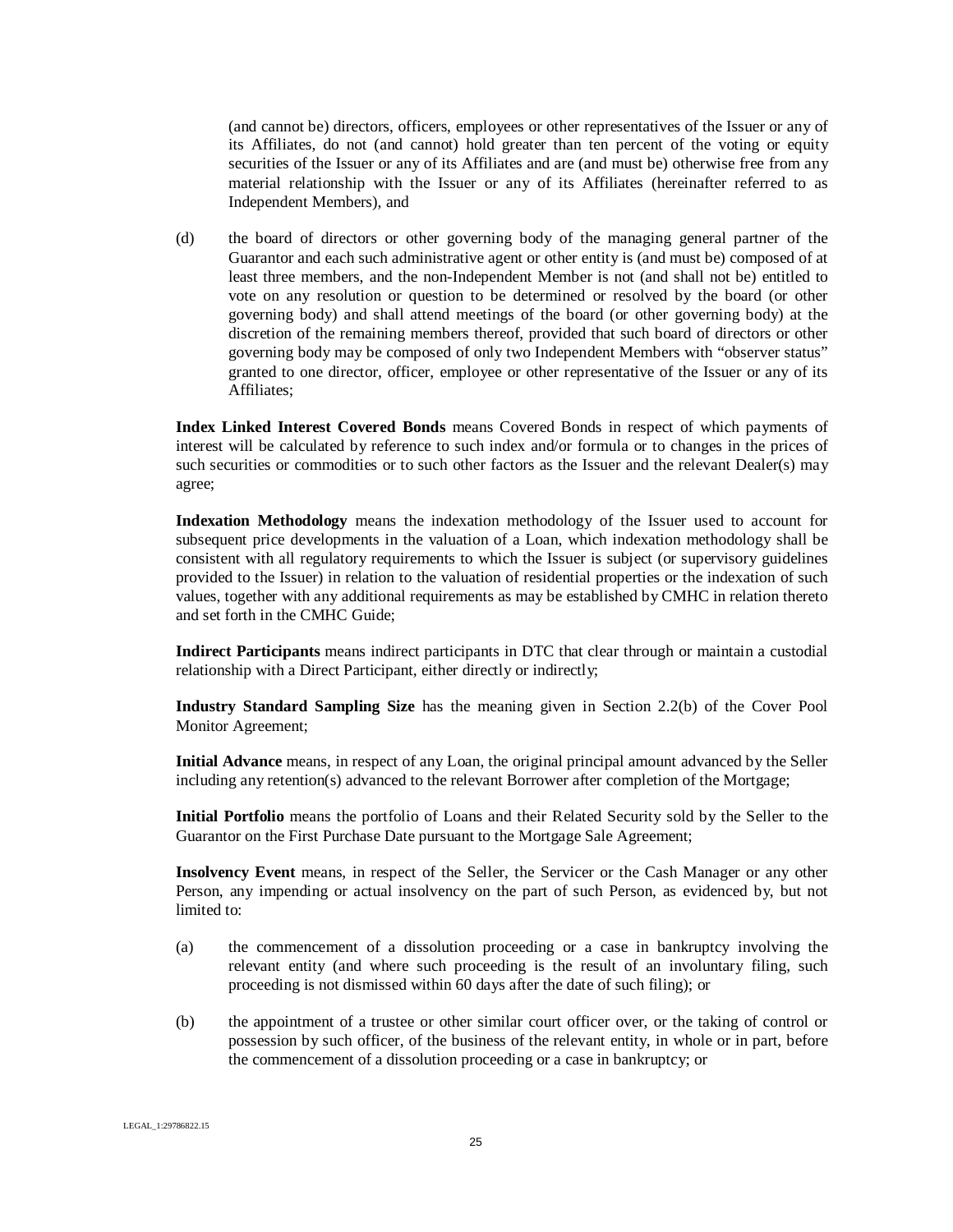(and cannot be) directors, officers, employees or other representatives of the Issuer or any of its Affiliates, do not (and cannot) hold greater than ten percent of the voting or equity securities of the Issuer or any of its Affiliates and are (and must be) otherwise free from any material relationship with the Issuer or any of its Affiliates (hereinafter referred to as Independent Members), and

(d) the board of directors or other governing body of the managing general partner of the Guarantor and each such administrative agent or other entity is (and must be) composed of at least three members, and the non-Independent Member is not (and shall not be) entitled to vote on any resolution or question to be determined or resolved by the board (or other governing body) and shall attend meetings of the board (or other governing body) at the discretion of the remaining members thereof, provided that such board of directors or other governing body may be composed of only two Independent Members with "observer status" granted to one director, officer, employee or other representative of the Issuer or any of its Affiliates;

**Index Linked Interest Covered Bonds** means Covered Bonds in respect of which payments of interest will be calculated by reference to such index and/or formula or to changes in the prices of such securities or commodities or to such other factors as the Issuer and the relevant Dealer(s) may agree;

**Indexation Methodology** means the indexation methodology of the Issuer used to account for subsequent price developments in the valuation of a Loan, which indexation methodology shall be consistent with all regulatory requirements to which the Issuer is subject (or supervisory guidelines provided to the Issuer) in relation to the valuation of residential properties or the indexation of such values, together with any additional requirements as may be established by CMHC in relation thereto and set forth in the CMHC Guide;

**Indirect Participants** means indirect participants in DTC that clear through or maintain a custodial relationship with a Direct Participant, either directly or indirectly;

**Industry Standard Sampling Size** has the meaning given in Section 2.2(b) of the Cover Pool Monitor Agreement;

**Initial Advance** means, in respect of any Loan, the original principal amount advanced by the Seller including any retention(s) advanced to the relevant Borrower after completion of the Mortgage;

**Initial Portfolio** means the portfolio of Loans and their Related Security sold by the Seller to the Guarantor on the First Purchase Date pursuant to the Mortgage Sale Agreement;

**Insolvency Event** means, in respect of the Seller, the Servicer or the Cash Manager or any other Person, any impending or actual insolvency on the part of such Person, as evidenced by, but not limited to:

(a) the commencement of a dissolution proceeding or a case in bankruptcy involving the relevant entity (and where such proceeding is the result of an involuntary filing, such proceeding is not dismissed within 60 days after the date of such filing); or

(b) the appointment of a trustee or other similar court officer over, or the taking of control or possession by such officer, of the business of the relevant entity, in whole or in part, before the commencement of a dissolution proceeding or a case in bankruptcy; or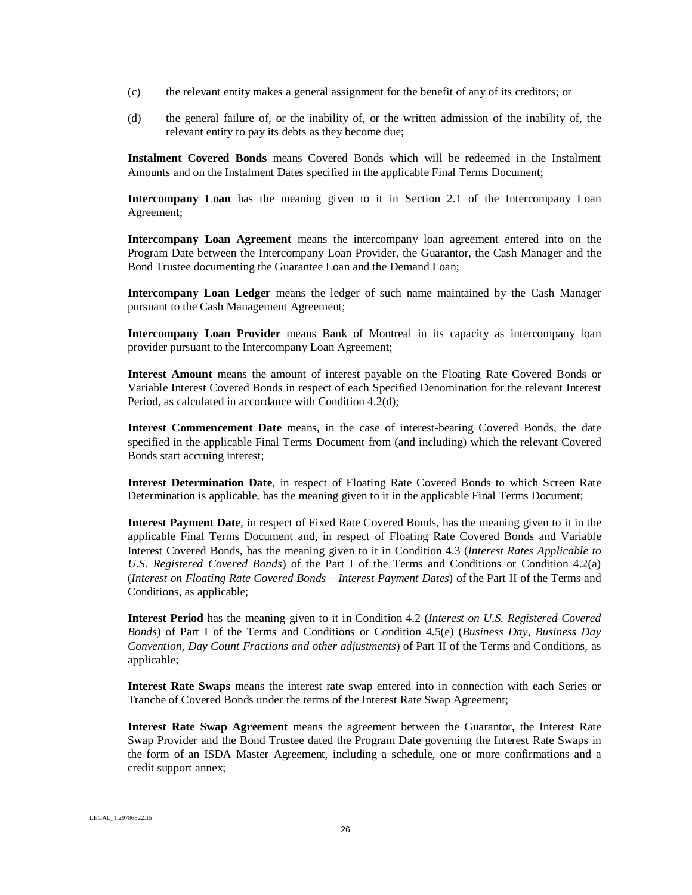(c) the relevant entity makes a general assignment for the benefit of any of its creditors; or

(d) the general failure of, or the inability of, or the written admission of the inability of, the relevant entity to pay its debts as they become due;

**Instalment Covered Bonds** means Covered Bonds which will be redeemed in the Instalment Amounts and on the Instalment Dates specified in the applicable Final Terms Document;

**Intercompany Loan** has the meaning given to it in Section 2.1 of the Intercompany Loan Agreement;

**Intercompany Loan Agreement** means the intercompany loan agreement entered into on the Program Date between the Intercompany Loan Provider, the Guarantor, the Cash Manager and the Bond Trustee documenting the Guarantee Loan and the Demand Loan;

**Intercompany Loan Ledger** means the ledger of such name maintained by the Cash Manager pursuant to the Cash Management Agreement;

**Intercompany Loan Provider** means Bank of Montreal in its capacity as intercompany loan provider pursuant to the Intercompany Loan Agreement;

**Interest Amount** means the amount of interest payable on the Floating Rate Covered Bonds or Variable Interest Covered Bonds in respect of each Specified Denomination for the relevant Interest Period, as calculated in accordance with Condition 4.2(d);

**Interest Commencement Date** means, in the case of interest-bearing Covered Bonds, the date specified in the applicable Final Terms Document from (and including) which the relevant Covered Bonds start accruing interest;

**Interest Determination Date**, in respect of Floating Rate Covered Bonds to which Screen Rate Determination is applicable, has the meaning given to it in the applicable Final Terms Document;

**Interest Payment Date**, in respect of Fixed Rate Covered Bonds, has the meaning given to it in the applicable Final Terms Document and, in respect of Floating Rate Covered Bonds and Variable Interest Covered Bonds, has the meaning given to it in Condition 4.3 (*Interest Rates Applicable to U.S. Registered Covered Bonds*) of the Part I of the Terms and Conditions or Condition 4.2(a) (*Interest on Floating Rate Covered Bonds – Interest Payment Dates*) of the Part II of the Terms and Conditions, as applicable;

**Interest Period** has the meaning given to it in Condition 4.2 (*Interest on U.S. Registered Covered Bonds*) of Part I of the Terms and Conditions or Condition 4.5(e) (*Business Day, Business Day Convention, Day Count Fractions and other adjustments*) of Part II of the Terms and Conditions, as applicable;

**Interest Rate Swaps** means the interest rate swap entered into in connection with each Series or Tranche of Covered Bonds under the terms of the Interest Rate Swap Agreement;

**Interest Rate Swap Agreement** means the agreement between the Guarantor, the Interest Rate Swap Provider and the Bond Trustee dated the Program Date governing the Interest Rate Swaps in the form of an ISDA Master Agreement, including a schedule, one or more confirmations and a credit support annex;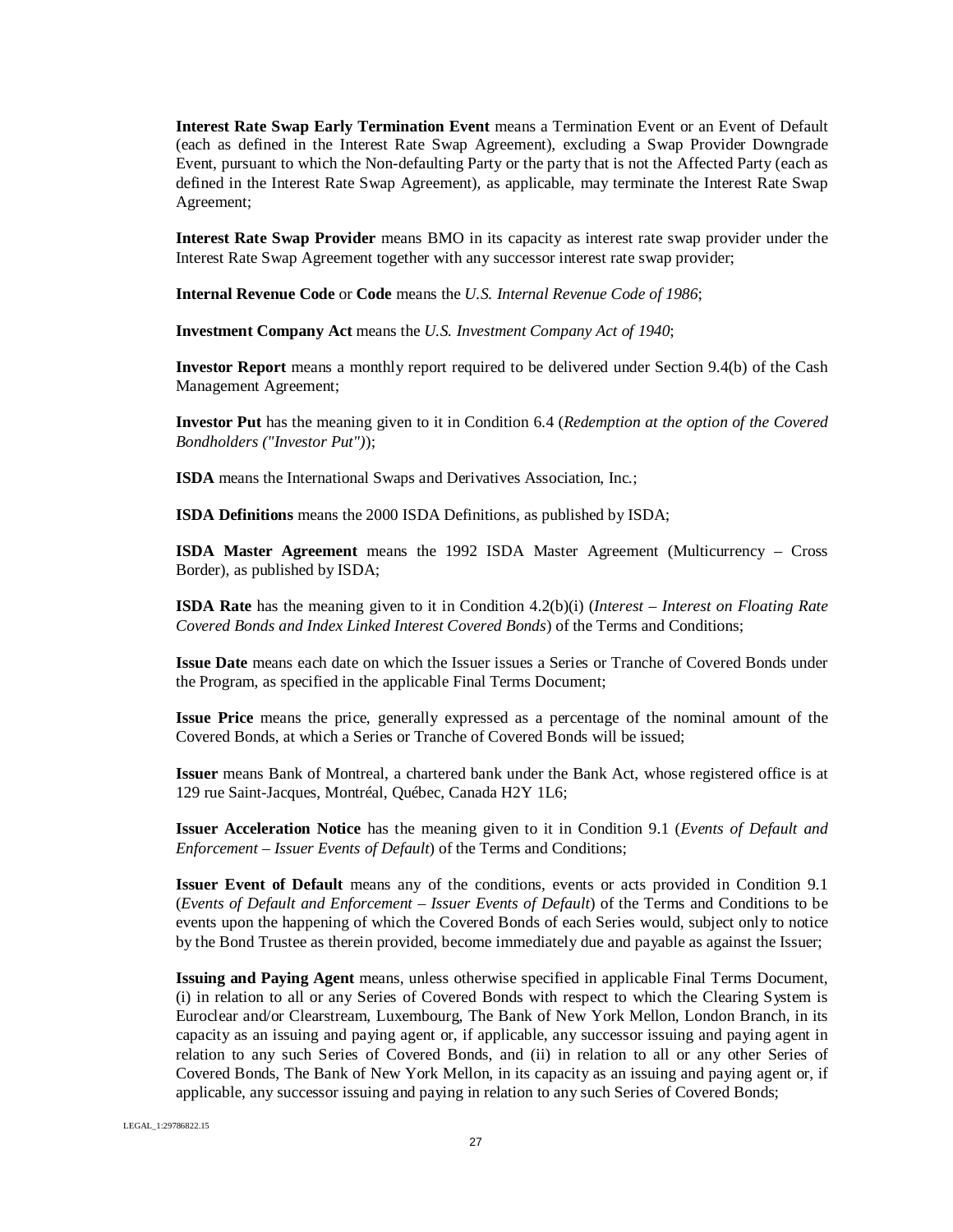**Interest Rate Swap Early Termination Event** means a Termination Event or an Event of Default (each as defined in the Interest Rate Swap Agreement), excluding a Swap Provider Downgrade Event, pursuant to which the Non-defaulting Party or the party that is not the Affected Party (each as defined in the Interest Rate Swap Agreement), as applicable, may terminate the Interest Rate Swap Agreement;

**Interest Rate Swap Provider** means BMO in its capacity as interest rate swap provider under the Interest Rate Swap Agreement together with any successor interest rate swap provider;

**Internal Revenue Code** or **Code** means the *U.S. Internal Revenue Code of 1986*;

**Investment Company Act** means the *U.S. Investment Company Act of 1940*;

**Investor Report** means a monthly report required to be delivered under Section 9.4(b) of the Cash Management Agreement;

**Investor Put** has the meaning given to it in Condition 6.4 (*Redemption at the option of the Covered Bondholders ("Investor Put")*);

**ISDA** means the International Swaps and Derivatives Association, Inc.;

**ISDA Definitions** means the 2000 ISDA Definitions, as published by ISDA;

**ISDA Master Agreement** means the 1992 ISDA Master Agreement (Multicurrency – Cross Border), as published by ISDA;

**ISDA Rate** has the meaning given to it in Condition 4.2(b)(i) (*Interest – Interest on Floating Rate Covered Bonds and Index Linked Interest Covered Bonds*) of the Terms and Conditions;

**Issue Date** means each date on which the Issuer issues a Series or Tranche of Covered Bonds under the Program, as specified in the applicable Final Terms Document;

**Issue Price** means the price, generally expressed as a percentage of the nominal amount of the Covered Bonds, at which a Series or Tranche of Covered Bonds will be issued;

**Issuer** means Bank of Montreal, a chartered bank under the Bank Act, whose registered office is at 129 rue Saint-Jacques, Montréal, Québec, Canada H2Y 1L6;

**Issuer Acceleration Notice** has the meaning given to it in Condition 9.1 (*Events of Default and Enforcement – Issuer Events of Default*) of the Terms and Conditions;

**Issuer Event of Default** means any of the conditions, events or acts provided in Condition 9.1 (*Events of Default and Enforcement – Issuer Events of Default*) of the Terms and Conditions to be events upon the happening of which the Covered Bonds of each Series would, subject only to notice by the Bond Trustee as therein provided, become immediately due and payable as against the Issuer;

**Issuing and Paying Agent** means, unless otherwise specified in applicable Final Terms Document, (i) in relation to all or any Series of Covered Bonds with respect to which the Clearing System is Euroclear and/or Clearstream, Luxembourg, The Bank of New York Mellon, London Branch, in its capacity as an issuing and paying agent or, if applicable, any successor issuing and paying agent in relation to any such Series of Covered Bonds, and (ii) in relation to all or any other Series of Covered Bonds, The Bank of New York Mellon, in its capacity as an issuing and paying agent or, if applicable, any successor issuing and paying in relation to any such Series of Covered Bonds;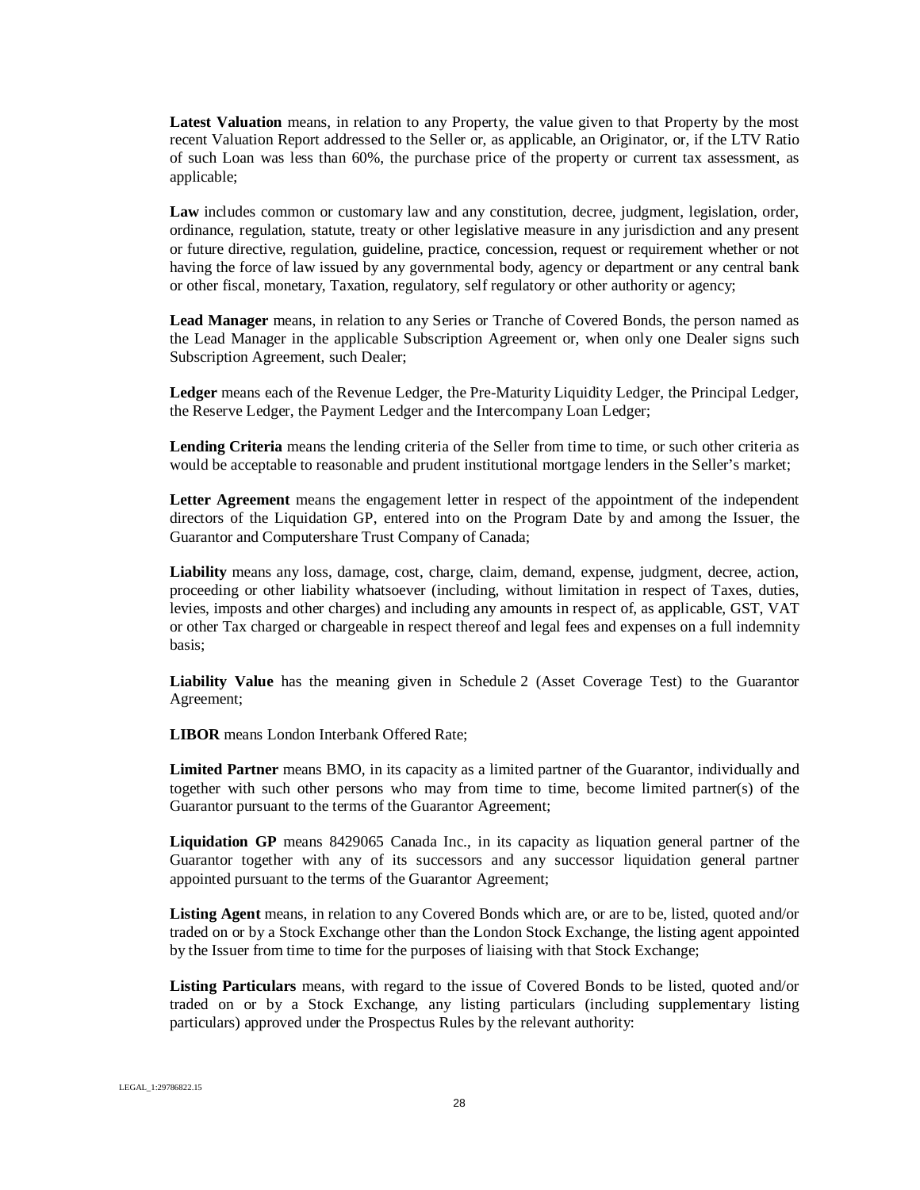**Latest Valuation** means, in relation to any Property, the value given to that Property by the most recent Valuation Report addressed to the Seller or, as applicable, an Originator, or, if the LTV Ratio of such Loan was less than 60%, the purchase price of the property or current tax assessment, as applicable;

**Law** includes common or customary law and any constitution, decree, judgment, legislation, order, ordinance, regulation, statute, treaty or other legislative measure in any jurisdiction and any present or future directive, regulation, guideline, practice, concession, request or requirement whether or not having the force of law issued by any governmental body, agency or department or any central bank or other fiscal, monetary, Taxation, regulatory, self regulatory or other authority or agency;

**Lead Manager** means, in relation to any Series or Tranche of Covered Bonds, the person named as the Lead Manager in the applicable Subscription Agreement or, when only one Dealer signs such Subscription Agreement, such Dealer;

**Ledger** means each of the Revenue Ledger, the Pre-Maturity Liquidity Ledger, the Principal Ledger, the Reserve Ledger, the Payment Ledger and the Intercompany Loan Ledger;

**Lending Criteria** means the lending criteria of the Seller from time to time, or such other criteria as would be acceptable to reasonable and prudent institutional mortgage lenders in the Seller's market;

**Letter Agreement** means the engagement letter in respect of the appointment of the independent directors of the Liquidation GP, entered into on the Program Date by and among the Issuer, the Guarantor and Computershare Trust Company of Canada;

**Liability** means any loss, damage, cost, charge, claim, demand, expense, judgment, decree, action, proceeding or other liability whatsoever (including, without limitation in respect of Taxes, duties, levies, imposts and other charges) and including any amounts in respect of, as applicable, GST, VAT or other Tax charged or chargeable in respect thereof and legal fees and expenses on a full indemnity basis;

**Liability Value** has the meaning given in Schedule 2 (Asset Coverage Test) to the Guarantor Agreement;

**LIBOR** means London Interbank Offered Rate;

**Limited Partner** means BMO, in its capacity as a limited partner of the Guarantor, individually and together with such other persons who may from time to time, become limited partner(s) of the Guarantor pursuant to the terms of the Guarantor Agreement;

**Liquidation GP** means 8429065 Canada Inc., in its capacity as liquation general partner of the Guarantor together with any of its successors and any successor liquidation general partner appointed pursuant to the terms of the Guarantor Agreement;

**Listing Agent** means, in relation to any Covered Bonds which are, or are to be, listed, quoted and/or traded on or by a Stock Exchange other than the London Stock Exchange, the listing agent appointed by the Issuer from time to time for the purposes of liaising with that Stock Exchange;

**Listing Particulars** means, with regard to the issue of Covered Bonds to be listed, quoted and/or traded on or by a Stock Exchange, any listing particulars (including supplementary listing particulars) approved under the Prospectus Rules by the relevant authority:

LEGAL_1:29786822.15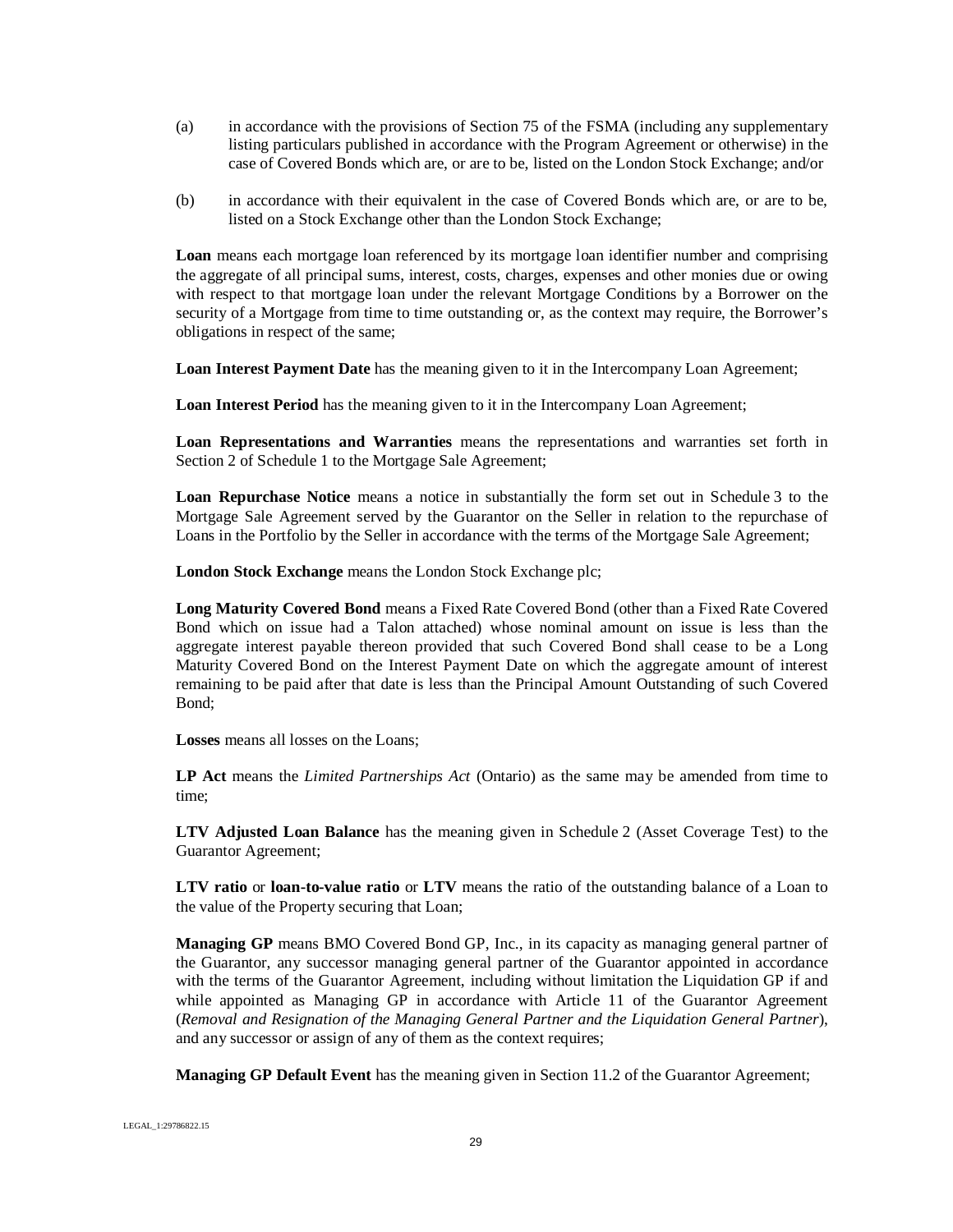(a) in accordance with the provisions of Section 75 of the FSMA (including any supplementary listing particulars published in accordance with the Program Agreement or otherwise) in the case of Covered Bonds which are, or are to be, listed on the London Stock Exchange; and/or

(b) in accordance with their equivalent in the case of Covered Bonds which are, or are to be, listed on a Stock Exchange other than the London Stock Exchange;

**Loan** means each mortgage loan referenced by its mortgage loan identifier number and comprising the aggregate of all principal sums, interest, costs, charges, expenses and other monies due or owing with respect to that mortgage loan under the relevant Mortgage Conditions by a Borrower on the security of a Mortgage from time to time outstanding or, as the context may require, the Borrower's obligations in respect of the same;

**Loan Interest Payment Date** has the meaning given to it in the Intercompany Loan Agreement;

**Loan Interest Period** has the meaning given to it in the Intercompany Loan Agreement;

**Loan Representations and Warranties** means the representations and warranties set forth in Section 2 of Schedule 1 to the Mortgage Sale Agreement;

**Loan Repurchase Notice** means a notice in substantially the form set out in Schedule 3 to the Mortgage Sale Agreement served by the Guarantor on the Seller in relation to the repurchase of Loans in the Portfolio by the Seller in accordance with the terms of the Mortgage Sale Agreement;

**London Stock Exchange** means the London Stock Exchange plc;

**Long Maturity Covered Bond** means a Fixed Rate Covered Bond (other than a Fixed Rate Covered Bond which on issue had a Talon attached) whose nominal amount on issue is less than the aggregate interest payable thereon provided that such Covered Bond shall cease to be a Long Maturity Covered Bond on the Interest Payment Date on which the aggregate amount of interest remaining to be paid after that date is less than the Principal Amount Outstanding of such Covered Bond;

**Losses** means all losses on the Loans;

**LP Act** means the *Limited Partnerships Act* (Ontario) as the same may be amended from time to time;

**LTV Adjusted Loan Balance** has the meaning given in Schedule 2 (Asset Coverage Test) to the Guarantor Agreement;

**LTV ratio** or **loan-to-value ratio** or **LTV** means the ratio of the outstanding balance of a Loan to the value of the Property securing that Loan;

**Managing GP** means BMO Covered Bond GP, Inc., in its capacity as managing general partner of the Guarantor, any successor managing general partner of the Guarantor appointed in accordance with the terms of the Guarantor Agreement, including without limitation the Liquidation GP if and while appointed as Managing GP in accordance with Article 11 of the Guarantor Agreement (*Removal and Resignation of the Managing General Partner and the Liquidation General Partner*), and any successor or assign of any of them as the context requires;

**Managing GP Default Event** has the meaning given in Section 11.2 of the Guarantor Agreement;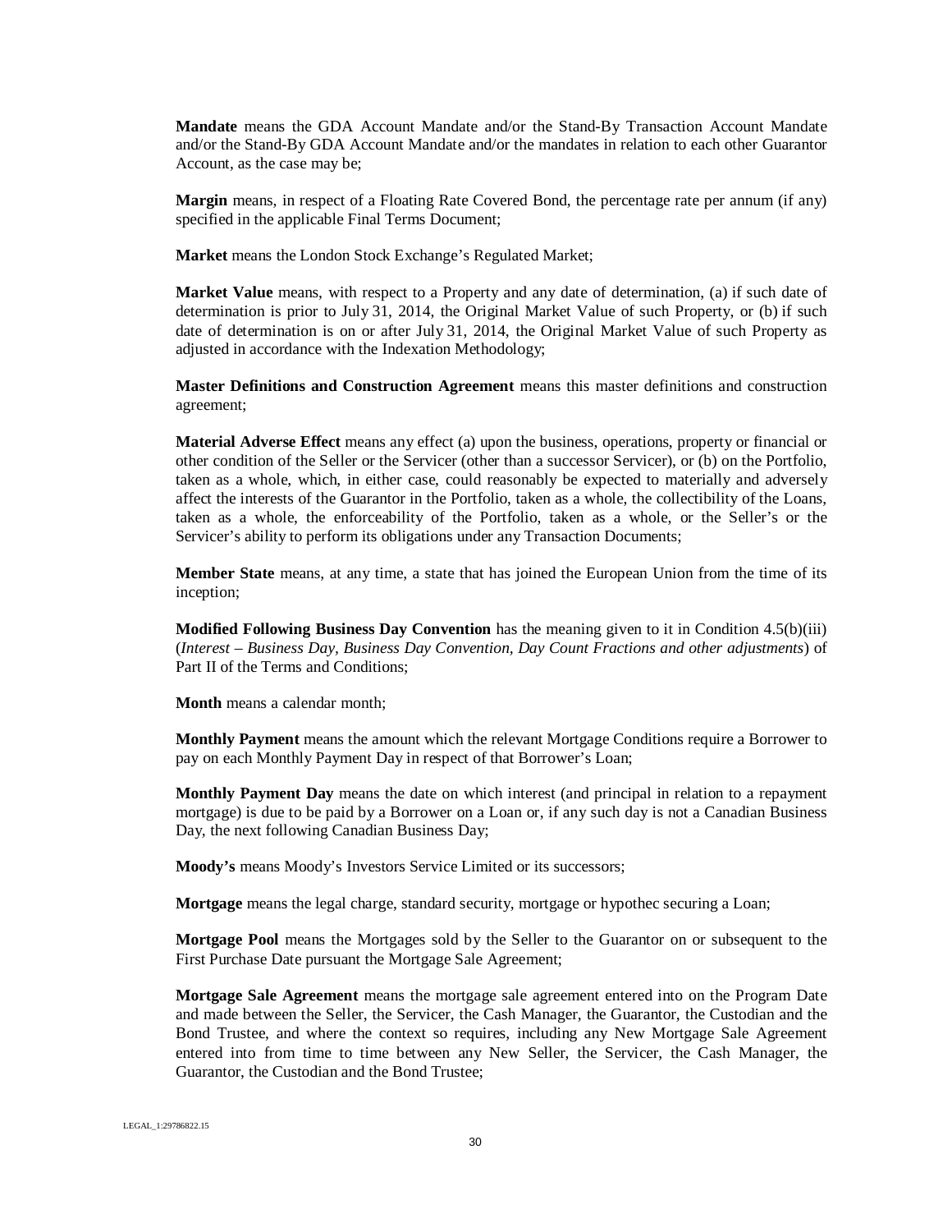**Mandate** means the GDA Account Mandate and/or the Stand-By Transaction Account Mandate and/or the Stand-By GDA Account Mandate and/or the mandates in relation to each other Guarantor Account, as the case may be;

**Margin** means, in respect of a Floating Rate Covered Bond, the percentage rate per annum (if any) specified in the applicable Final Terms Document;

**Market** means the London Stock Exchange's Regulated Market;

**Market Value** means, with respect to a Property and any date of determination, (a) if such date of determination is prior to July 31, 2014, the Original Market Value of such Property, or (b) if such date of determination is on or after July 31, 2014, the Original Market Value of such Property as adjusted in accordance with the Indexation Methodology;

**Master Definitions and Construction Agreement** means this master definitions and construction agreement;

**Material Adverse Effect** means any effect (a) upon the business, operations, property or financial or other condition of the Seller or the Servicer (other than a successor Servicer), or (b) on the Portfolio, taken as a whole, which, in either case, could reasonably be expected to materially and adversely affect the interests of the Guarantor in the Portfolio, taken as a whole, the collectibility of the Loans, taken as a whole, the enforceability of the Portfolio, taken as a whole, or the Seller's or the Servicer's ability to perform its obligations under any Transaction Documents;

**Member State** means, at any time, a state that has joined the European Union from the time of its inception;

**Modified Following Business Day Convention** has the meaning given to it in Condition 4.5(b)(iii) (*Interest – Business Day, Business Day Convention, Day Count Fractions and other adjustments*) of Part II of the Terms and Conditions;

**Month** means a calendar month;

**Monthly Payment** means the amount which the relevant Mortgage Conditions require a Borrower to pay on each Monthly Payment Day in respect of that Borrower's Loan;

**Monthly Payment Day** means the date on which interest (and principal in relation to a repayment mortgage) is due to be paid by a Borrower on a Loan or, if any such day is not a Canadian Business Day, the next following Canadian Business Day;

**Moody's** means Moody's Investors Service Limited or its successors;

**Mortgage** means the legal charge, standard security, mortgage or hypothec securing a Loan;

**Mortgage Pool** means the Mortgages sold by the Seller to the Guarantor on or subsequent to the First Purchase Date pursuant the Mortgage Sale Agreement;

**Mortgage Sale Agreement** means the mortgage sale agreement entered into on the Program Date and made between the Seller, the Servicer, the Cash Manager, the Guarantor, the Custodian and the Bond Trustee, and where the context so requires, including any New Mortgage Sale Agreement entered into from time to time between any New Seller, the Servicer, the Cash Manager, the Guarantor, the Custodian and the Bond Trustee;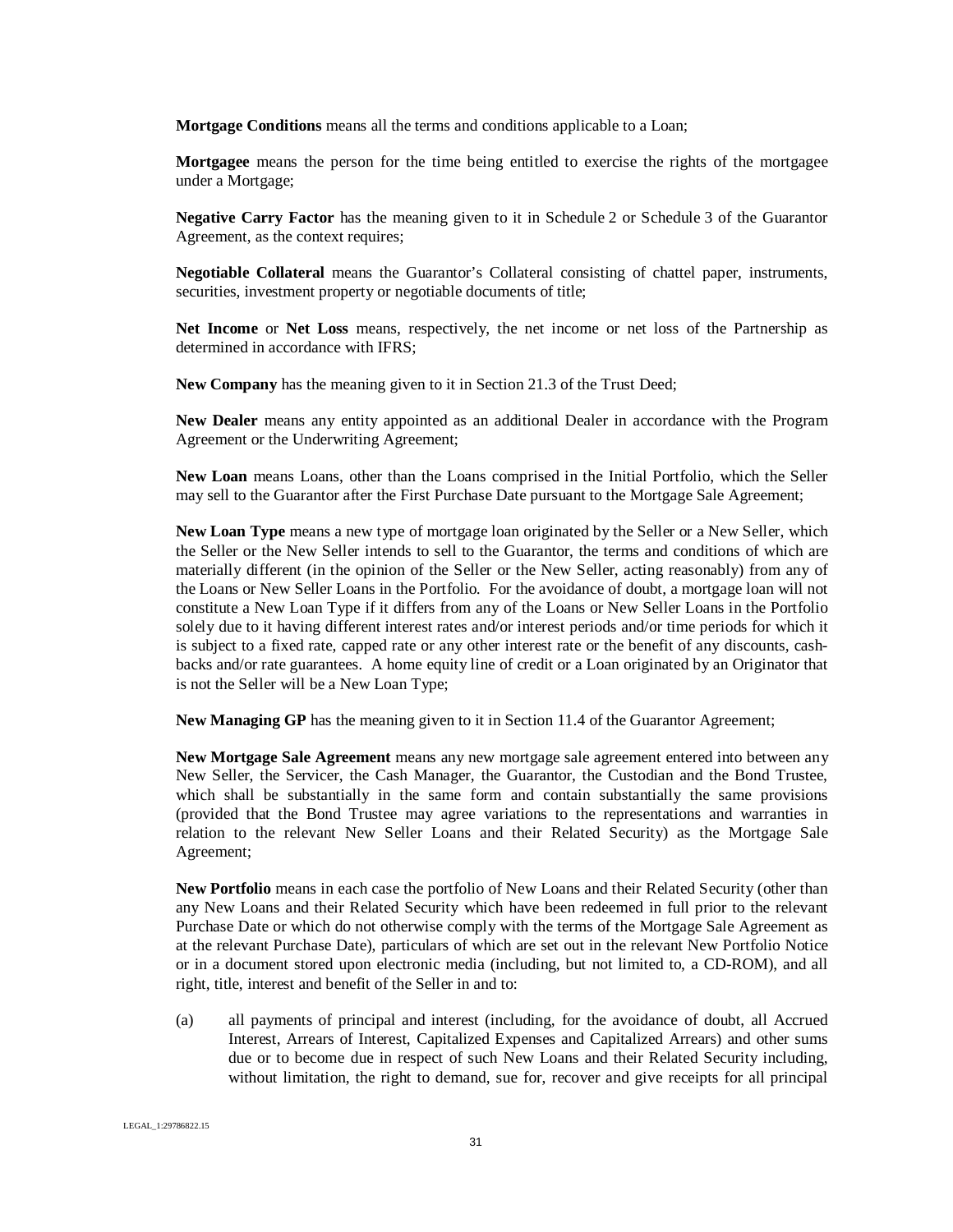**Mortgage Conditions** means all the terms and conditions applicable to a Loan;

**Mortgagee** means the person for the time being entitled to exercise the rights of the mortgagee under a Mortgage;

**Negative Carry Factor** has the meaning given to it in Schedule 2 or Schedule 3 of the Guarantor Agreement, as the context requires;

**Negotiable Collateral** means the Guarantor's Collateral consisting of chattel paper, instruments, securities, investment property or negotiable documents of title;

**Net Income** or **Net Loss** means, respectively, the net income or net loss of the Partnership as determined in accordance with IFRS;

**New Company** has the meaning given to it in Section 21.3 of the Trust Deed;

**New Dealer** means any entity appointed as an additional Dealer in accordance with the Program Agreement or the Underwriting Agreement;

**New Loan** means Loans, other than the Loans comprised in the Initial Portfolio, which the Seller may sell to the Guarantor after the First Purchase Date pursuant to the Mortgage Sale Agreement;

**New Loan Type** means a new type of mortgage loan originated by the Seller or a New Seller, which the Seller or the New Seller intends to sell to the Guarantor, the terms and conditions of which are materially different (in the opinion of the Seller or the New Seller, acting reasonably) from any of the Loans or New Seller Loans in the Portfolio. For the avoidance of doubt, a mortgage loan will not constitute a New Loan Type if it differs from any of the Loans or New Seller Loans in the Portfolio solely due to it having different interest rates and/or interest periods and/or time periods for which it is subject to a fixed rate, capped rate or any other interest rate or the benefit of any discounts, cash-backs and/or rate guarantees. A home equity line of credit or a Loan originated by an Originator that is not the Seller will be a New Loan Type;

**New Managing GP** has the meaning given to it in Section 11.4 of the Guarantor Agreement;

**New Mortgage Sale Agreement** means any new mortgage sale agreement entered into between any New Seller, the Servicer, the Cash Manager, the Guarantor, the Custodian and the Bond Trustee, which shall be substantially in the same form and contain substantially the same provisions (provided that the Bond Trustee may agree variations to the representations and warranties in relation to the relevant New Seller Loans and their Related Security) as the Mortgage Sale Agreement;

**New Portfolio** means in each case the portfolio of New Loans and their Related Security (other than any New Loans and their Related Security which have been redeemed in full prior to the relevant Purchase Date or which do not otherwise comply with the terms of the Mortgage Sale Agreement as at the relevant Purchase Date), particulars of which are set out in the relevant New Portfolio Notice or in a document stored upon electronic media (including, but not limited to, a CD-ROM), and all right, title, interest and benefit of the Seller in and to:

(a) all payments of principal and interest (including, for the avoidance of doubt, all Accrued Interest, Arrears of Interest, Capitalized Expenses and Capitalized Arrears) and other sums due or to become due in respect of such New Loans and their Related Security including, without limitation, the right to demand, sue for, recover and give receipts for all principal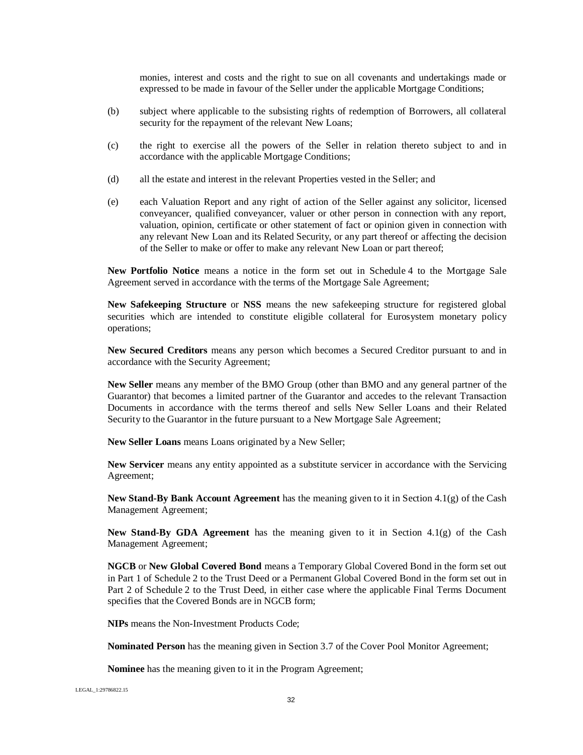monies, interest and costs and the right to sue on all covenants and undertakings made or expressed to be made in favour of the Seller under the applicable Mortgage Conditions;

(b) subject where applicable to the subsisting rights of redemption of Borrowers, all collateral security for the repayment of the relevant New Loans;

(c) the right to exercise all the powers of the Seller in relation thereto subject to and in accordance with the applicable Mortgage Conditions;

(d) all the estate and interest in the relevant Properties vested in the Seller; and

(e) each Valuation Report and any right of action of the Seller against any solicitor, licensed conveyancer, qualified conveyancer, valuer or other person in connection with any report, valuation, opinion, certificate or other statement of fact or opinion given in connection with any relevant New Loan and its Related Security, or any part thereof or affecting the decision of the Seller to make or offer to make any relevant New Loan or part thereof;

**New Portfolio Notice** means a notice in the form set out in Schedule 4 to the Mortgage Sale Agreement served in accordance with the terms of the Mortgage Sale Agreement;

**New Safekeeping Structure** or **NSS** means the new safekeeping structure for registered global securities which are intended to constitute eligible collateral for Eurosystem monetary policy operations;

**New Secured Creditors** means any person which becomes a Secured Creditor pursuant to and in accordance with the Security Agreement;

**New Seller** means any member of the BMO Group (other than BMO and any general partner of the Guarantor) that becomes a limited partner of the Guarantor and accedes to the relevant Transaction Documents in accordance with the terms thereof and sells New Seller Loans and their Related Security to the Guarantor in the future pursuant to a New Mortgage Sale Agreement;

**New Seller Loans** means Loans originated by a New Seller;

**New Servicer** means any entity appointed as a substitute servicer in accordance with the Servicing Agreement;

**New Stand-By Bank Account Agreement** has the meaning given to it in Section 4.1(g) of the Cash Management Agreement;

**New Stand-By GDA Agreement** has the meaning given to it in Section 4.1(g) of the Cash Management Agreement;

**NGCB** or **New Global Covered Bond** means a Temporary Global Covered Bond in the form set out in Part 1 of Schedule 2 to the Trust Deed or a Permanent Global Covered Bond in the form set out in Part 2 of Schedule 2 to the Trust Deed, in either case where the applicable Final Terms Document specifies that the Covered Bonds are in NGCB form;

**NIPs** means the Non-Investment Products Code;

**Nominated Person** has the meaning given in Section 3.7 of the Cover Pool Monitor Agreement;

**Nominee** has the meaning given to it in the Program Agreement;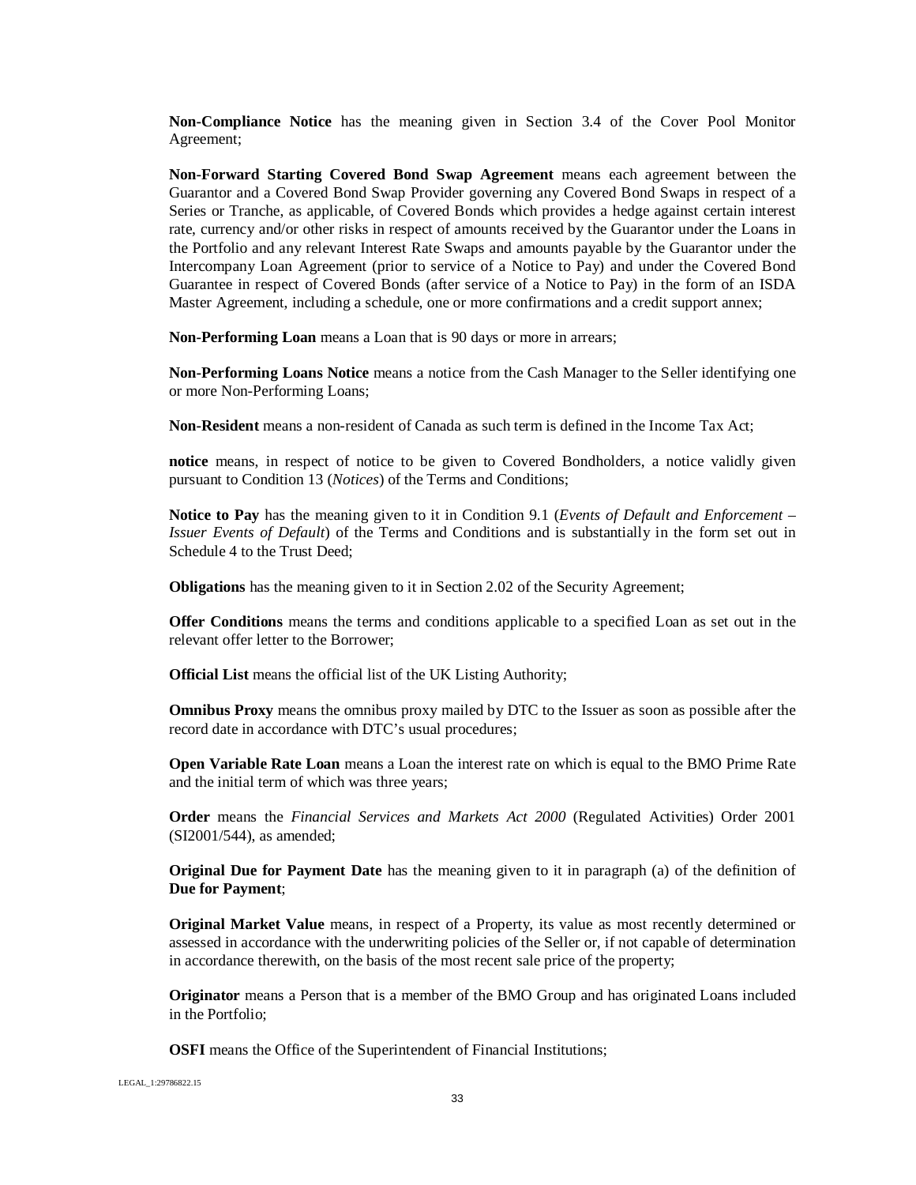**Non-Compliance Notice** has the meaning given in Section 3.4 of the Cover Pool Monitor Agreement;

**Non-Forward Starting Covered Bond Swap Agreement** means each agreement between the Guarantor and a Covered Bond Swap Provider governing any Covered Bond Swaps in respect of a Series or Tranche, as applicable, of Covered Bonds which provides a hedge against certain interest rate, currency and/or other risks in respect of amounts received by the Guarantor under the Loans in the Portfolio and any relevant Interest Rate Swaps and amounts payable by the Guarantor under the Intercompany Loan Agreement (prior to service of a Notice to Pay) and under the Covered Bond Guarantee in respect of Covered Bonds (after service of a Notice to Pay) in the form of an ISDA Master Agreement, including a schedule, one or more confirmations and a credit support annex;

**Non-Performing Loan** means a Loan that is 90 days or more in arrears;

**Non-Performing Loans Notice** means a notice from the Cash Manager to the Seller identifying one or more Non-Performing Loans;

**Non-Resident** means a non-resident of Canada as such term is defined in the Income Tax Act;

**notice** means, in respect of notice to be given to Covered Bondholders, a notice validly given pursuant to Condition 13 (*Notices*) of the Terms and Conditions;

**Notice to Pay** has the meaning given to it in Condition 9.1 (*Events of Default and Enforcement – Issuer Events of Default*) of the Terms and Conditions and is substantially in the form set out in Schedule 4 to the Trust Deed;

**Obligations** has the meaning given to it in Section 2.02 of the Security Agreement;

**Offer Conditions** means the terms and conditions applicable to a specified Loan as set out in the relevant offer letter to the Borrower;

**Official List** means the official list of the UK Listing Authority;

**Omnibus Proxy** means the omnibus proxy mailed by DTC to the Issuer as soon as possible after the record date in accordance with DTC's usual procedures;

**Open Variable Rate Loan** means a Loan the interest rate on which is equal to the BMO Prime Rate and the initial term of which was three years;

**Order** means the *Financial Services and Markets Act 2000* (Regulated Activities) Order 2001 (SI2001/544), as amended;

**Original Due for Payment Date** has the meaning given to it in paragraph (a) of the definition of **Due for Payment**;

**Original Market Value** means, in respect of a Property, its value as most recently determined or assessed in accordance with the underwriting policies of the Seller or, if not capable of determination in accordance therewith, on the basis of the most recent sale price of the property;

**Originator** means a Person that is a member of the BMO Group and has originated Loans included in the Portfolio;

**OSFI** means the Office of the Superintendent of Financial Institutions;

LEGAL_1:29786822.15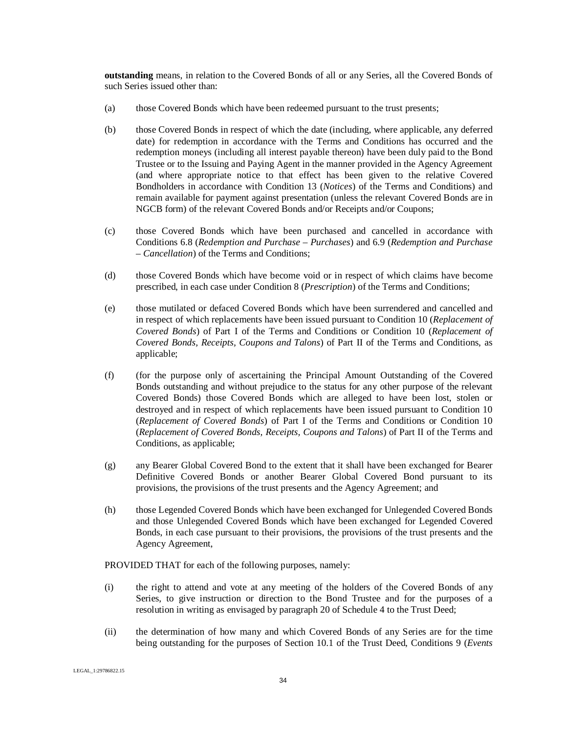**outstanding** means, in relation to the Covered Bonds of all or any Series, all the Covered Bonds of such Series issued other than:

(a) those Covered Bonds which have been redeemed pursuant to the trust presents;

(b) those Covered Bonds in respect of which the date (including, where applicable, any deferred date) for redemption in accordance with the Terms and Conditions has occurred and the redemption moneys (including all interest payable thereon) have been duly paid to the Bond Trustee or to the Issuing and Paying Agent in the manner provided in the Agency Agreement (and where appropriate notice to that effect has been given to the relative Covered Bondholders in accordance with Condition 13 (*Notices*) of the Terms and Conditions) and remain available for payment against presentation (unless the relevant Covered Bonds are in NGCB form) of the relevant Covered Bonds and/or Receipts and/or Coupons;

(c) those Covered Bonds which have been purchased and cancelled in accordance with Conditions 6.8 (*Redemption and Purchase – Purchases*) and 6.9 (*Redemption and Purchase – Cancellation*) of the Terms and Conditions;

(d) those Covered Bonds which have become void or in respect of which claims have become prescribed, in each case under Condition 8 (*Prescription*) of the Terms and Conditions;

(e) those mutilated or defaced Covered Bonds which have been surrendered and cancelled and in respect of which replacements have been issued pursuant to Condition 10 (*Replacement of Covered Bonds*) of Part I of the Terms and Conditions or Condition 10 (*Replacement of Covered Bonds, Receipts, Coupons and Talons*) of Part II of the Terms and Conditions, as applicable;

(f) (for the purpose only of ascertaining the Principal Amount Outstanding of the Covered Bonds outstanding and without prejudice to the status for any other purpose of the relevant Covered Bonds) those Covered Bonds which are alleged to have been lost, stolen or destroyed and in respect of which replacements have been issued pursuant to Condition 10 (*Replacement of Covered Bonds*) of Part I of the Terms and Conditions or Condition 10 (*Replacement of Covered Bonds, Receipts, Coupons and Talons*) of Part II of the Terms and Conditions, as applicable;

(g) any Bearer Global Covered Bond to the extent that it shall have been exchanged for Bearer Definitive Covered Bonds or another Bearer Global Covered Bond pursuant to its provisions, the provisions of the trust presents and the Agency Agreement; and

(h) those Legended Covered Bonds which have been exchanged for Unlegended Covered Bonds and those Unlegended Covered Bonds which have been exchanged for Legended Covered Bonds, in each case pursuant to their provisions, the provisions of the trust presents and the Agency Agreement,

PROVIDED THAT for each of the following purposes, namely:

(i) the right to attend and vote at any meeting of the holders of the Covered Bonds of any Series, to give instruction or direction to the Bond Trustee and for the purposes of a resolution in writing as envisaged by paragraph 20 of Schedule 4 to the Trust Deed;

(ii) the determination of how many and which Covered Bonds of any Series are for the time being outstanding for the purposes of Section 10.1 of the Trust Deed, Conditions 9 (*Events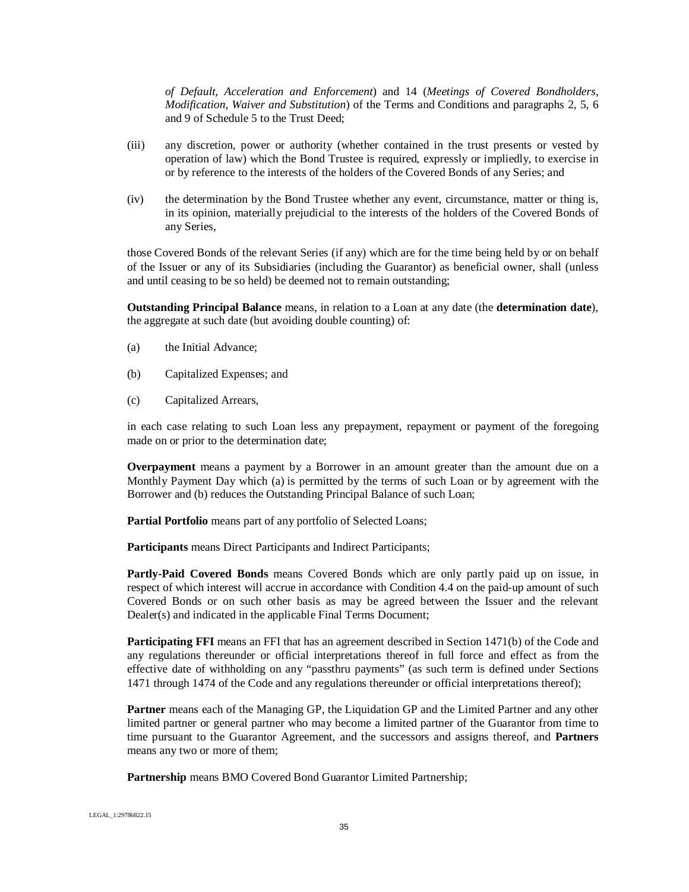*of Default, Acceleration and Enforcement*) and 14 (*Meetings of Covered Bondholders, Modification, Waiver and Substitution*) of the Terms and Conditions and paragraphs 2, 5, 6 and 9 of Schedule 5 to the Trust Deed;

(iii) any discretion, power or authority (whether contained in the trust presents or vested by operation of law) which the Bond Trustee is required, expressly or impliedly, to exercise in or by reference to the interests of the holders of the Covered Bonds of any Series; and

(iv) the determination by the Bond Trustee whether any event, circumstance, matter or thing is, in its opinion, materially prejudicial to the interests of the holders of the Covered Bonds of any Series,

those Covered Bonds of the relevant Series (if any) which are for the time being held by or on behalf of the Issuer or any of its Subsidiaries (including the Guarantor) as beneficial owner, shall (unless and until ceasing to be so held) be deemed not to remain outstanding;

**Outstanding Principal Balance** means, in relation to a Loan at any date (the **determination date**), the aggregate at such date (but avoiding double counting) of:

(a) the Initial Advance;

(b) Capitalized Expenses; and

(c) Capitalized Arrears,

in each case relating to such Loan less any prepayment, repayment or payment of the foregoing made on or prior to the determination date;

**Overpayment** means a payment by a Borrower in an amount greater than the amount due on a Monthly Payment Day which (a) is permitted by the terms of such Loan or by agreement with the Borrower and (b) reduces the Outstanding Principal Balance of such Loan;

**Partial Portfolio** means part of any portfolio of Selected Loans;

**Participants** means Direct Participants and Indirect Participants;

**Partly-Paid Covered Bonds** means Covered Bonds which are only partly paid up on issue, in respect of which interest will accrue in accordance with Condition 4.4 on the paid-up amount of such Covered Bonds or on such other basis as may be agreed between the Issuer and the relevant Dealer(s) and indicated in the applicable Final Terms Document;

**Participating FFI** means an FFI that has an agreement described in Section 1471(b) of the Code and any regulations thereunder or official interpretations thereof in full force and effect as from the effective date of withholding on any "passthru payments" (as such term is defined under Sections 1471 through 1474 of the Code and any regulations thereunder or official interpretations thereof);

**Partner** means each of the Managing GP, the Liquidation GP and the Limited Partner and any other limited partner or general partner who may become a limited partner of the Guarantor from time to time pursuant to the Guarantor Agreement, and the successors and assigns thereof, and **Partners** means any two or more of them;

**Partnership** means BMO Covered Bond Guarantor Limited Partnership;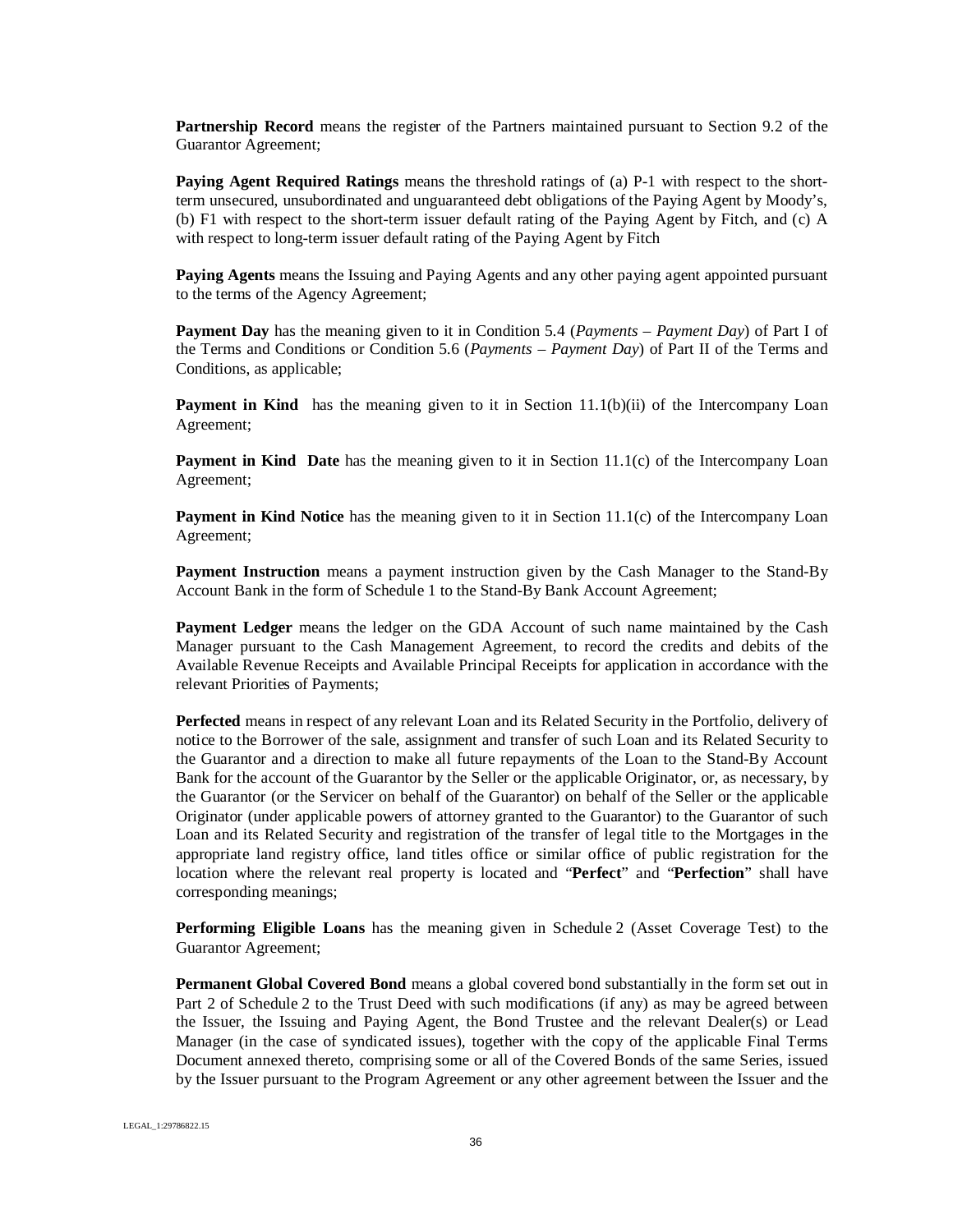**Partnership Record** means the register of the Partners maintained pursuant to Section 9.2 of the Guarantor Agreement;

**Paying Agent Required Ratings** means the threshold ratings of (a) P-1 with respect to the short-term unsecured, unsubordinated and unguaranteed debt obligations of the Paying Agent by Moody's, (b) F1 with respect to the short-term issuer default rating of the Paying Agent by Fitch, and (c) A with respect to long-term issuer default rating of the Paying Agent by Fitch

**Paying Agents** means the Issuing and Paying Agents and any other paying agent appointed pursuant to the terms of the Agency Agreement;

**Payment Day** has the meaning given to it in Condition 5.4 (*Payments – Payment Day*) of Part I of the Terms and Conditions or Condition 5.6 (*Payments – Payment Day*) of Part II of the Terms and Conditions, as applicable;

**Payment in Kind** has the meaning given to it in Section 11.1(b)(ii) of the Intercompany Loan Agreement;

**Payment in Kind Date** has the meaning given to it in Section 11.1(c) of the Intercompany Loan Agreement;

**Payment in Kind Notice** has the meaning given to it in Section 11.1(c) of the Intercompany Loan Agreement;

**Payment Instruction** means a payment instruction given by the Cash Manager to the Stand-By Account Bank in the form of Schedule 1 to the Stand-By Bank Account Agreement;

**Payment Ledger** means the ledger on the GDA Account of such name maintained by the Cash Manager pursuant to the Cash Management Agreement, to record the credits and debits of the Available Revenue Receipts and Available Principal Receipts for application in accordance with the relevant Priorities of Payments;

**Perfected** means in respect of any relevant Loan and its Related Security in the Portfolio, delivery of notice to the Borrower of the sale, assignment and transfer of such Loan and its Related Security to the Guarantor and a direction to make all future repayments of the Loan to the Stand-By Account Bank for the account of the Guarantor by the Seller or the applicable Originator, or, as necessary, by the Guarantor (or the Servicer on behalf of the Guarantor) on behalf of the Seller or the applicable Originator (under applicable powers of attorney granted to the Guarantor) to the Guarantor of such Loan and its Related Security and registration of the transfer of legal title to the Mortgages in the appropriate land registry office, land titles office or similar office of public registration for the location where the relevant real property is located and "**Perfect**" and "**Perfection**" shall have corresponding meanings;

**Performing Eligible Loans** has the meaning given in Schedule 2 (Asset Coverage Test) to the Guarantor Agreement;

**Permanent Global Covered Bond** means a global covered bond substantially in the form set out in Part 2 of Schedule 2 to the Trust Deed with such modifications (if any) as may be agreed between the Issuer, the Issuing and Paying Agent, the Bond Trustee and the relevant Dealer(s) or Lead Manager (in the case of syndicated issues), together with the copy of the applicable Final Terms Document annexed thereto, comprising some or all of the Covered Bonds of the same Series, issued by the Issuer pursuant to the Program Agreement or any other agreement between the Issuer and the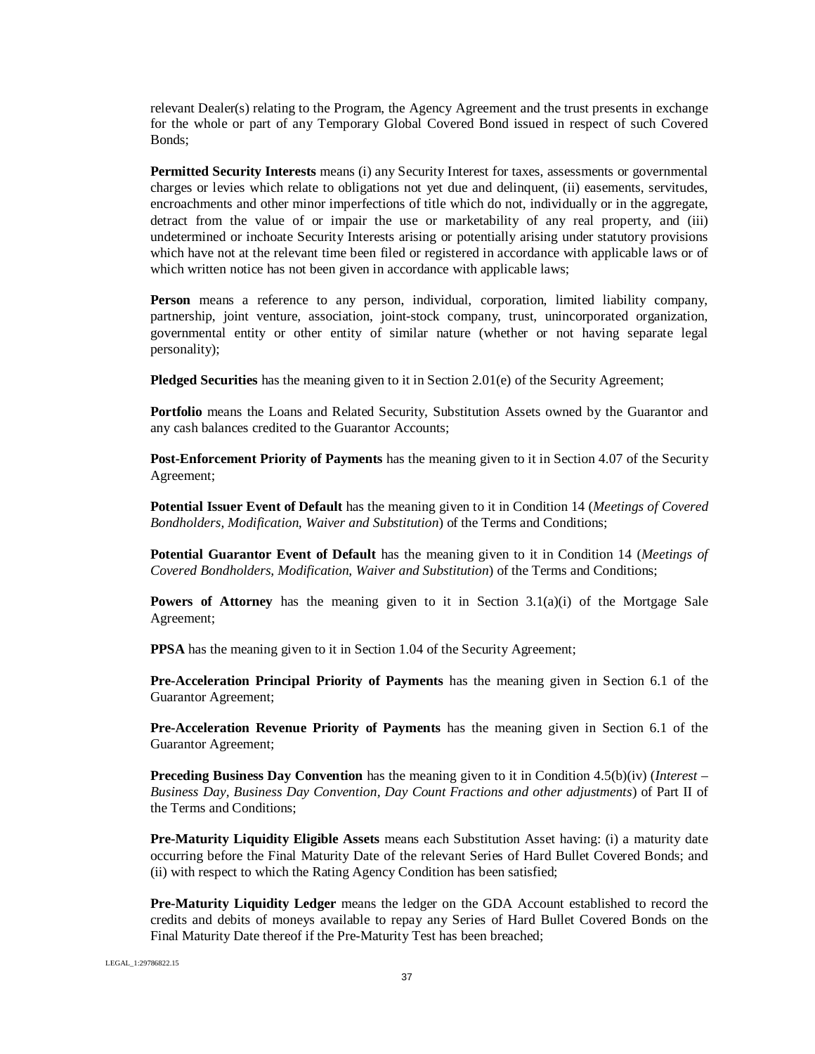relevant Dealer(s) relating to the Program, the Agency Agreement and the trust presents in exchange for the whole or part of any Temporary Global Covered Bond issued in respect of such Covered Bonds;

**Permitted Security Interests** means (i) any Security Interest for taxes, assessments or governmental charges or levies which relate to obligations not yet due and delinquent, (ii) easements, servitudes, encroachments and other minor imperfections of title which do not, individually or in the aggregate, detract from the value of or impair the use or marketability of any real property, and (iii) undetermined or inchoate Security Interests arising or potentially arising under statutory provisions which have not at the relevant time been filed or registered in accordance with applicable laws or of which written notice has not been given in accordance with applicable laws;

**Person** means a reference to any person, individual, corporation, limited liability company, partnership, joint venture, association, joint-stock company, trust, unincorporated organization, governmental entity or other entity of similar nature (whether or not having separate legal personality);

**Pledged Securities** has the meaning given to it in Section 2.01(e) of the Security Agreement;

**Portfolio** means the Loans and Related Security, Substitution Assets owned by the Guarantor and any cash balances credited to the Guarantor Accounts;

**Post-Enforcement Priority of Payments** has the meaning given to it in Section 4.07 of the Security Agreement;

**Potential Issuer Event of Default** has the meaning given to it in Condition 14 (*Meetings of Covered Bondholders, Modification, Waiver and Substitution*) of the Terms and Conditions;

**Potential Guarantor Event of Default** has the meaning given to it in Condition 14 (*Meetings of Covered Bondholders, Modification, Waiver and Substitution*) of the Terms and Conditions;

**Powers of Attorney** has the meaning given to it in Section 3.1(a)(i) of the Mortgage Sale Agreement;

**PPSA** has the meaning given to it in Section 1.04 of the Security Agreement;

**Pre-Acceleration Principal Priority of Payments** has the meaning given in Section 6.1 of the Guarantor Agreement;

**Pre-Acceleration Revenue Priority of Payments** has the meaning given in Section 6.1 of the Guarantor Agreement;

**Preceding Business Day Convention** has the meaning given to it in Condition 4.5(b)(iv) (*Interest – Business Day, Business Day Convention, Day Count Fractions and other adjustments*) of Part II of the Terms and Conditions;

**Pre-Maturity Liquidity Eligible Assets** means each Substitution Asset having: (i) a maturity date occurring before the Final Maturity Date of the relevant Series of Hard Bullet Covered Bonds; and (ii) with respect to which the Rating Agency Condition has been satisfied;

**Pre-Maturity Liquidity Ledger** means the ledger on the GDA Account established to record the credits and debits of moneys available to repay any Series of Hard Bullet Covered Bonds on the Final Maturity Date thereof if the Pre-Maturity Test has been breached;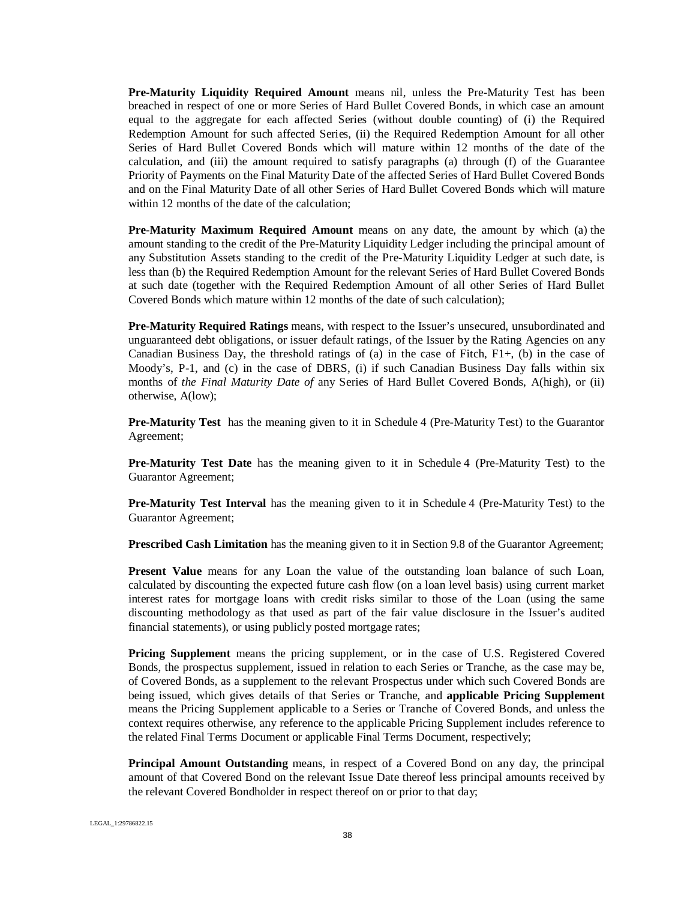**Pre-Maturity Liquidity Required Amount** means nil, unless the Pre-Maturity Test has been breached in respect of one or more Series of Hard Bullet Covered Bonds, in which case an amount equal to the aggregate for each affected Series (without double counting) of (i) the Required Redemption Amount for such affected Series, (ii) the Required Redemption Amount for all other Series of Hard Bullet Covered Bonds which will mature within 12 months of the date of the calculation, and (iii) the amount required to satisfy paragraphs (a) through (f) of the Guarantee Priority of Payments on the Final Maturity Date of the affected Series of Hard Bullet Covered Bonds and on the Final Maturity Date of all other Series of Hard Bullet Covered Bonds which will mature within 12 months of the date of the calculation;

**Pre-Maturity Maximum Required Amount** means on any date, the amount by which (a) the amount standing to the credit of the Pre-Maturity Liquidity Ledger including the principal amount of any Substitution Assets standing to the credit of the Pre-Maturity Liquidity Ledger at such date, is less than (b) the Required Redemption Amount for the relevant Series of Hard Bullet Covered Bonds at such date (together with the Required Redemption Amount of all other Series of Hard Bullet Covered Bonds which mature within 12 months of the date of such calculation);

**Pre-Maturity Required Ratings** means, with respect to the Issuer's unsecured, unsubordinated and unguaranteed debt obligations, or issuer default ratings, of the Issuer by the Rating Agencies on any Canadian Business Day, the threshold ratings of (a) in the case of Fitch, F1+, (b) in the case of Moody's, P-1, and (c) in the case of DBRS, (i) if such Canadian Business Day falls within six months of *the Final Maturity Date of* any Series of Hard Bullet Covered Bonds, A(high), or (ii) otherwise, A(low);

**Pre-Maturity Test** has the meaning given to it in Schedule 4 (Pre-Maturity Test) to the Guarantor Agreement;

**Pre-Maturity Test Date** has the meaning given to it in Schedule 4 (Pre-Maturity Test) to the Guarantor Agreement;

**Pre-Maturity Test Interval** has the meaning given to it in Schedule 4 (Pre-Maturity Test) to the Guarantor Agreement;

**Prescribed Cash Limitation** has the meaning given to it in Section 9.8 of the Guarantor Agreement;

**Present Value** means for any Loan the value of the outstanding loan balance of such Loan, calculated by discounting the expected future cash flow (on a loan level basis) using current market interest rates for mortgage loans with credit risks similar to those of the Loan (using the same discounting methodology as that used as part of the fair value disclosure in the Issuer's audited financial statements), or using publicly posted mortgage rates;

**Pricing Supplement** means the pricing supplement, or in the case of U.S. Registered Covered Bonds, the prospectus supplement, issued in relation to each Series or Tranche, as the case may be, of Covered Bonds, as a supplement to the relevant Prospectus under which such Covered Bonds are being issued, which gives details of that Series or Tranche, and **applicable Pricing Supplement** means the Pricing Supplement applicable to a Series or Tranche of Covered Bonds, and unless the context requires otherwise, any reference to the applicable Pricing Supplement includes reference to the related Final Terms Document or applicable Final Terms Document, respectively;

**Principal Amount Outstanding** means, in respect of a Covered Bond on any day, the principal amount of that Covered Bond on the relevant Issue Date thereof less principal amounts received by the relevant Covered Bondholder in respect thereof on or prior to that day;

LEGAL_1:29786822.15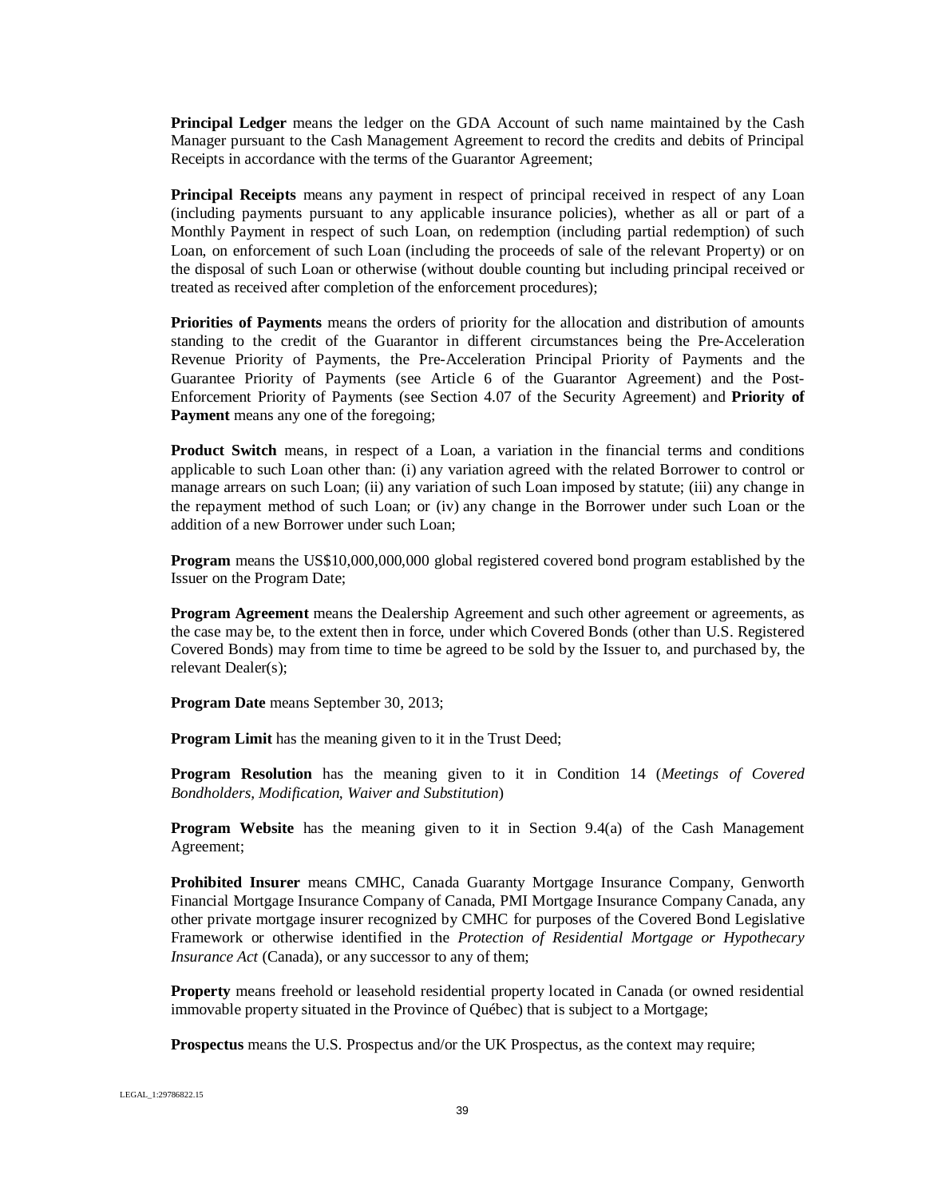**Principal Ledger** means the ledger on the GDA Account of such name maintained by the Cash Manager pursuant to the Cash Management Agreement to record the credits and debits of Principal Receipts in accordance with the terms of the Guarantor Agreement;

**Principal Receipts** means any payment in respect of principal received in respect of any Loan (including payments pursuant to any applicable insurance policies), whether as all or part of a Monthly Payment in respect of such Loan, on redemption (including partial redemption) of such Loan, on enforcement of such Loan (including the proceeds of sale of the relevant Property) or on the disposal of such Loan or otherwise (without double counting but including principal received or treated as received after completion of the enforcement procedures);

**Priorities of Payments** means the orders of priority for the allocation and distribution of amounts standing to the credit of the Guarantor in different circumstances being the Pre-Acceleration Revenue Priority of Payments, the Pre-Acceleration Principal Priority of Payments and the Guarantee Priority of Payments (see Article 6 of the Guarantor Agreement) and the Post-Enforcement Priority of Payments (see Section 4.07 of the Security Agreement) and **Priority of Payment** means any one of the foregoing;

**Product Switch** means, in respect of a Loan, a variation in the financial terms and conditions applicable to such Loan other than: (i) any variation agreed with the related Borrower to control or manage arrears on such Loan; (ii) any variation of such Loan imposed by statute; (iii) any change in the repayment method of such Loan; or (iv) any change in the Borrower under such Loan or the addition of a new Borrower under such Loan;

**Program** means the US$10,000,000,000 global registered covered bond program established by the Issuer on the Program Date;

**Program Agreement** means the Dealership Agreement and such other agreement or agreements, as the case may be, to the extent then in force, under which Covered Bonds (other than U.S. Registered Covered Bonds) may from time to time be agreed to be sold by the Issuer to, and purchased by, the relevant Dealer(s);

**Program Date** means September 30, 2013;

**Program Limit** has the meaning given to it in the Trust Deed;

**Program Resolution** has the meaning given to it in Condition 14 (*Meetings of Covered Bondholders, Modification, Waiver and Substitution*)

**Program Website** has the meaning given to it in Section 9.4(a) of the Cash Management Agreement;

**Prohibited Insurer** means CMHC, Canada Guaranty Mortgage Insurance Company, Genworth Financial Mortgage Insurance Company of Canada, PMI Mortgage Insurance Company Canada, any other private mortgage insurer recognized by CMHC for purposes of the Covered Bond Legislative Framework or otherwise identified in the *Protection of Residential Mortgage or Hypothecary Insurance Act* (Canada), or any successor to any of them;

**Property** means freehold or leasehold residential property located in Canada (or owned residential immovable property situated in the Province of Québec) that is subject to a Mortgage;

**Prospectus** means the U.S. Prospectus and/or the UK Prospectus, as the context may require;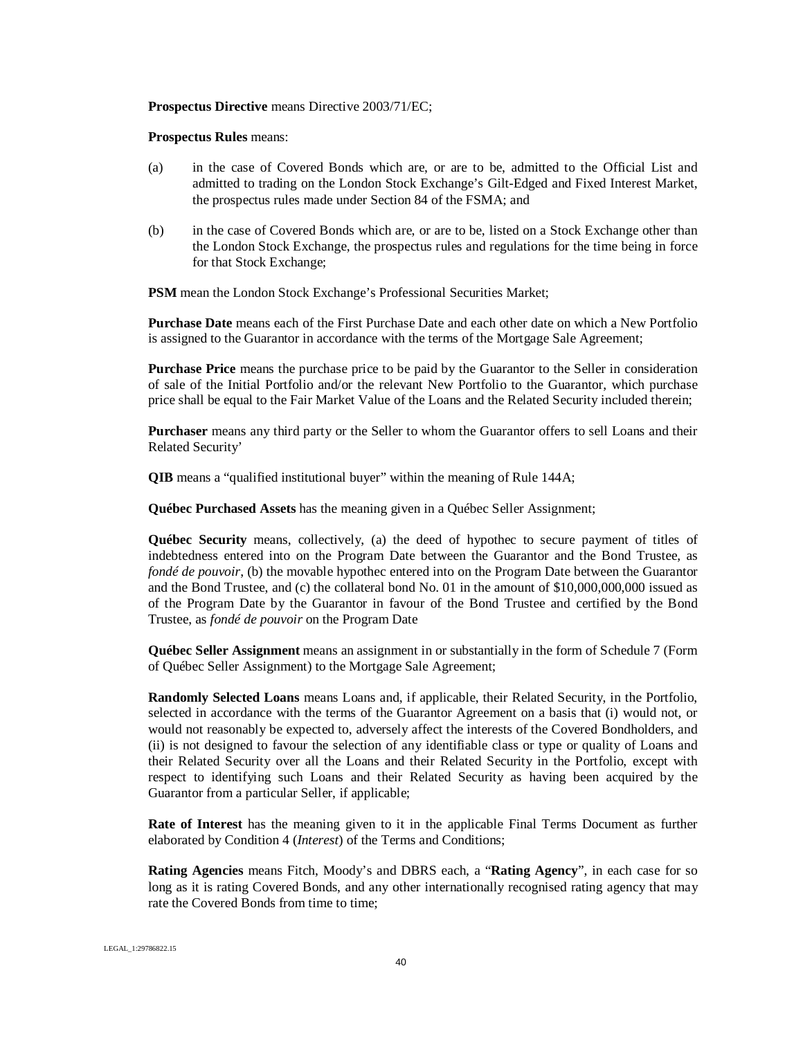**Prospectus Directive** means Directive 2003/71/EC;

**Prospectus Rules** means:

(a) in the case of Covered Bonds which are, or are to be, admitted to the Official List and admitted to trading on the London Stock Exchange's Gilt-Edged and Fixed Interest Market, the prospectus rules made under Section 84 of the FSMA; and

(b) in the case of Covered Bonds which are, or are to be, listed on a Stock Exchange other than the London Stock Exchange, the prospectus rules and regulations for the time being in force for that Stock Exchange;

**PSM** mean the London Stock Exchange's Professional Securities Market;

**Purchase Date** means each of the First Purchase Date and each other date on which a New Portfolio is assigned to the Guarantor in accordance with the terms of the Mortgage Sale Agreement;

**Purchase Price** means the purchase price to be paid by the Guarantor to the Seller in consideration of sale of the Initial Portfolio and/or the relevant New Portfolio to the Guarantor, which purchase price shall be equal to the Fair Market Value of the Loans and the Related Security included therein;

**Purchaser** means any third party or the Seller to whom the Guarantor offers to sell Loans and their Related Security'

**QIB** means a "qualified institutional buyer" within the meaning of Rule 144A;

**Québec Purchased Assets** has the meaning given in a Québec Seller Assignment;

**Québec Security** means, collectively, (a) the deed of hypothec to secure payment of titles of indebtedness entered into on the Program Date between the Guarantor and the Bond Trustee, as *fondé de pouvoir*, (b) the movable hypothec entered into on the Program Date between the Guarantor and the Bond Trustee, and (c) the collateral bond No. 01 in the amount of $10,000,000,000 issued as of the Program Date by the Guarantor in favour of the Bond Trustee and certified by the Bond Trustee, as *fondé de pouvoir* on the Program Date

**Québec Seller Assignment** means an assignment in or substantially in the form of Schedule 7 (Form of Québec Seller Assignment) to the Mortgage Sale Agreement;

**Randomly Selected Loans** means Loans and, if applicable, their Related Security, in the Portfolio, selected in accordance with the terms of the Guarantor Agreement on a basis that (i) would not, or would not reasonably be expected to, adversely affect the interests of the Covered Bondholders, and (ii) is not designed to favour the selection of any identifiable class or type or quality of Loans and their Related Security over all the Loans and their Related Security in the Portfolio, except with respect to identifying such Loans and their Related Security as having been acquired by the Guarantor from a particular Seller, if applicable;

**Rate of Interest** has the meaning given to it in the applicable Final Terms Document as further elaborated by Condition 4 (*Interest*) of the Terms and Conditions;

**Rating Agencies** means Fitch, Moody's and DBRS each, a "**Rating Agency**", in each case for so long as it is rating Covered Bonds, and any other internationally recognised rating agency that may rate the Covered Bonds from time to time;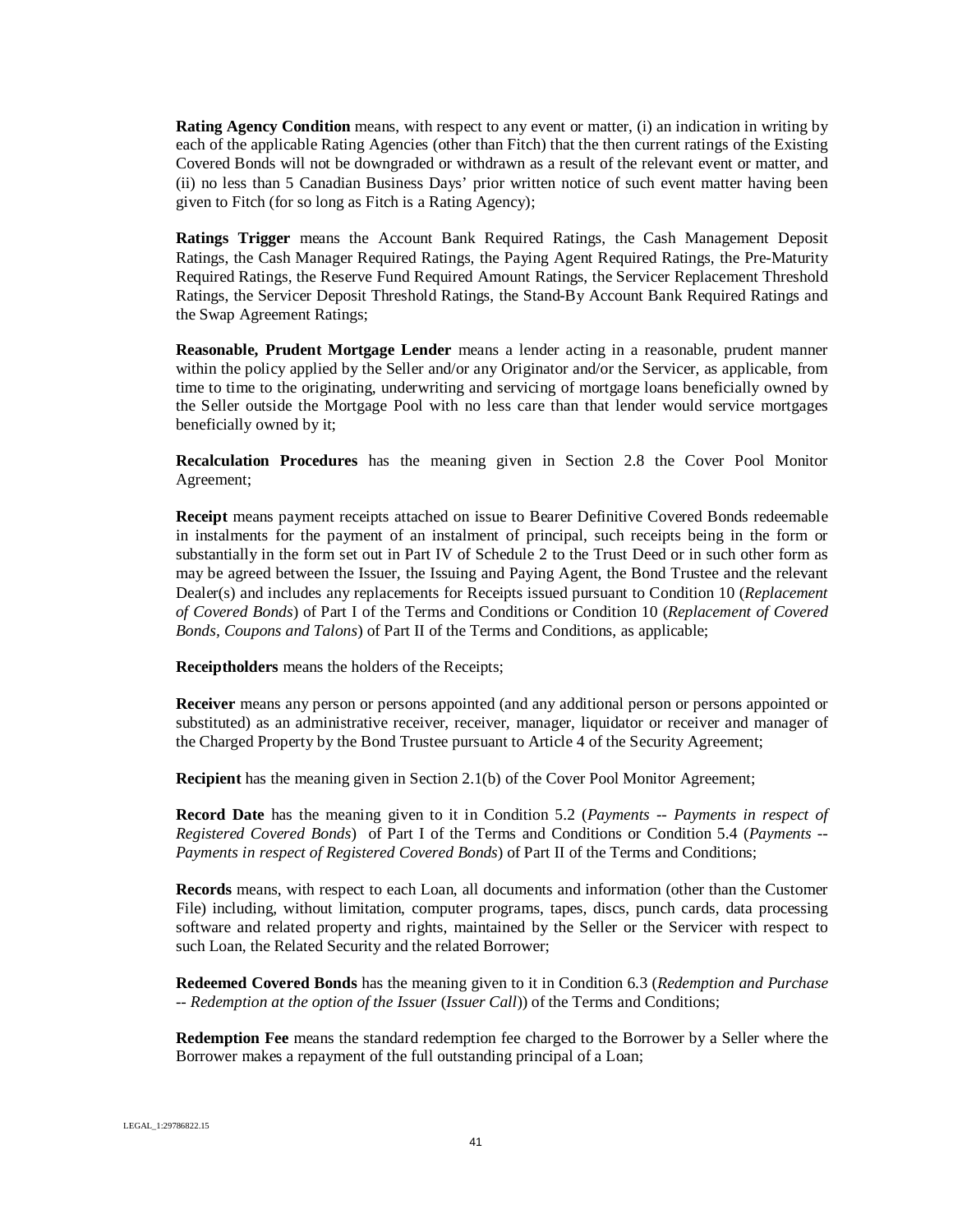**Rating Agency Condition** means, with respect to any event or matter, (i) an indication in writing by each of the applicable Rating Agencies (other than Fitch) that the then current ratings of the Existing Covered Bonds will not be downgraded or withdrawn as a result of the relevant event or matter, and (ii) no less than 5 Canadian Business Days' prior written notice of such event matter having been given to Fitch (for so long as Fitch is a Rating Agency);

**Ratings Trigger** means the Account Bank Required Ratings, the Cash Management Deposit Ratings, the Cash Manager Required Ratings, the Paying Agent Required Ratings, the Pre-Maturity Required Ratings, the Reserve Fund Required Amount Ratings, the Servicer Replacement Threshold Ratings, the Servicer Deposit Threshold Ratings, the Stand-By Account Bank Required Ratings and the Swap Agreement Ratings;

**Reasonable, Prudent Mortgage Lender** means a lender acting in a reasonable, prudent manner within the policy applied by the Seller and/or any Originator and/or the Servicer, as applicable, from time to time to the originating, underwriting and servicing of mortgage loans beneficially owned by the Seller outside the Mortgage Pool with no less care than that lender would service mortgages beneficially owned by it;

**Recalculation Procedures** has the meaning given in Section 2.8 the Cover Pool Monitor Agreement;

**Receipt** means payment receipts attached on issue to Bearer Definitive Covered Bonds redeemable in instalments for the payment of an instalment of principal, such receipts being in the form or substantially in the form set out in Part IV of Schedule 2 to the Trust Deed or in such other form as may be agreed between the Issuer, the Issuing and Paying Agent, the Bond Trustee and the relevant Dealer(s) and includes any replacements for Receipts issued pursuant to Condition 10 (*Replacement of Covered Bonds*) of Part I of the Terms and Conditions or Condition 10 (*Replacement of Covered Bonds, Coupons and Talons*) of Part II of the Terms and Conditions, as applicable;

**Receiptholders** means the holders of the Receipts;

**Receiver** means any person or persons appointed (and any additional person or persons appointed or substituted) as an administrative receiver, receiver, manager, liquidator or receiver and manager of the Charged Property by the Bond Trustee pursuant to Article 4 of the Security Agreement;

**Recipient** has the meaning given in Section 2.1(b) of the Cover Pool Monitor Agreement;

**Record Date** has the meaning given to it in Condition 5.2 (*Payments -- Payments in respect of Registered Covered Bonds*) of Part I of the Terms and Conditions or Condition 5.4 (*Payments -- Payments in respect of Registered Covered Bonds*) of Part II of the Terms and Conditions;

**Records** means, with respect to each Loan, all documents and information (other than the Customer File) including, without limitation, computer programs, tapes, discs, punch cards, data processing software and related property and rights, maintained by the Seller or the Servicer with respect to such Loan, the Related Security and the related Borrower;

**Redeemed Covered Bonds** has the meaning given to it in Condition 6.3 (*Redemption and Purchase -- Redemption at the option of the Issuer* (*Issuer Call*)) of the Terms and Conditions;

**Redemption Fee** means the standard redemption fee charged to the Borrower by a Seller where the Borrower makes a repayment of the full outstanding principal of a Loan;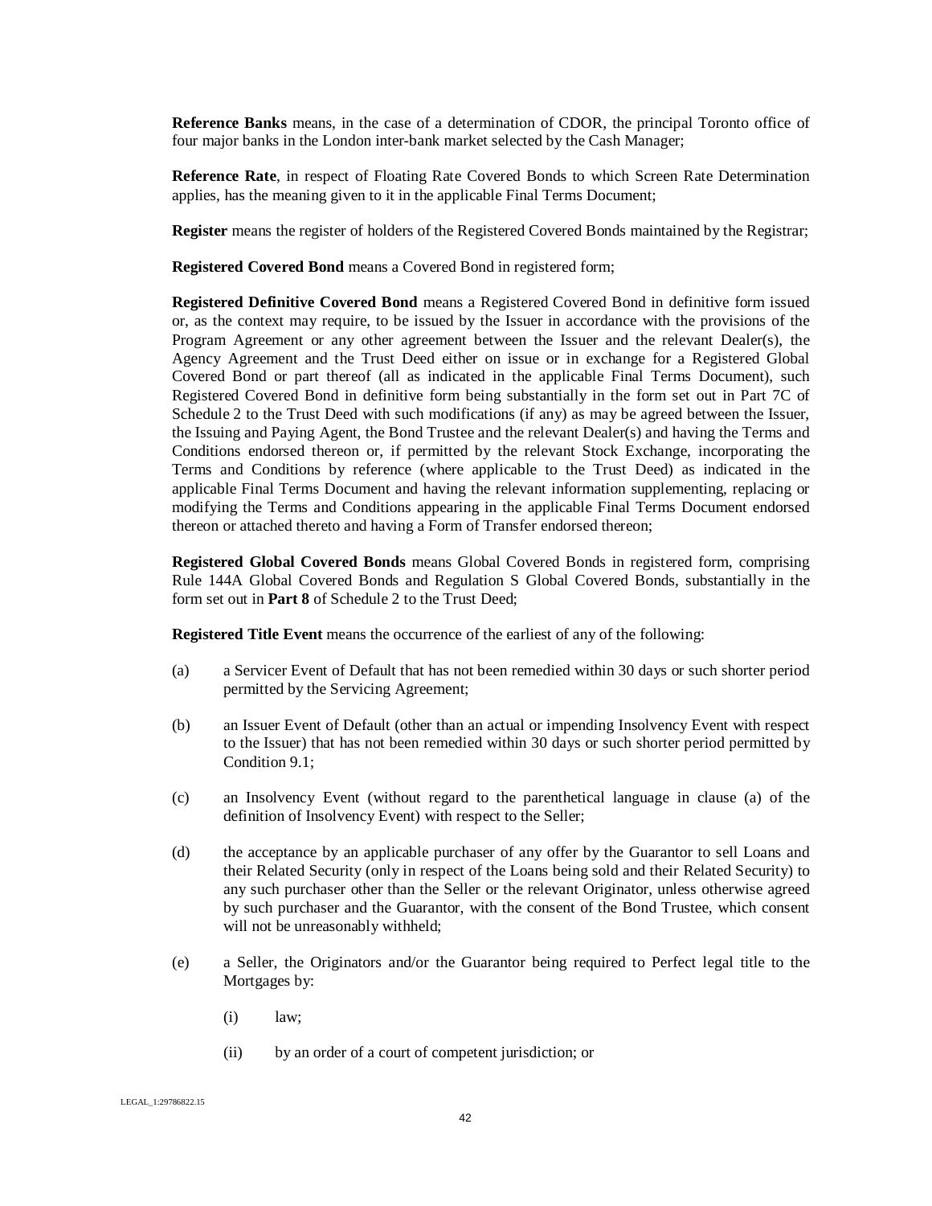**Reference Banks** means, in the case of a determination of CDOR, the principal Toronto office of four major banks in the London inter-bank market selected by the Cash Manager;

**Reference Rate**, in respect of Floating Rate Covered Bonds to which Screen Rate Determination applies, has the meaning given to it in the applicable Final Terms Document;

**Register** means the register of holders of the Registered Covered Bonds maintained by the Registrar;

**Registered Covered Bond** means a Covered Bond in registered form;

**Registered Definitive Covered Bond** means a Registered Covered Bond in definitive form issued or, as the context may require, to be issued by the Issuer in accordance with the provisions of the Program Agreement or any other agreement between the Issuer and the relevant Dealer(s), the Agency Agreement and the Trust Deed either on issue or in exchange for a Registered Global Covered Bond or part thereof (all as indicated in the applicable Final Terms Document), such Registered Covered Bond in definitive form being substantially in the form set out in Part 7C of Schedule 2 to the Trust Deed with such modifications (if any) as may be agreed between the Issuer, the Issuing and Paying Agent, the Bond Trustee and the relevant Dealer(s) and having the Terms and Conditions endorsed thereon or, if permitted by the relevant Stock Exchange, incorporating the Terms and Conditions by reference (where applicable to the Trust Deed) as indicated in the applicable Final Terms Document and having the relevant information supplementing, replacing or modifying the Terms and Conditions appearing in the applicable Final Terms Document endorsed thereon or attached thereto and having a Form of Transfer endorsed thereon;

**Registered Global Covered Bonds** means Global Covered Bonds in registered form, comprising Rule 144A Global Covered Bonds and Regulation S Global Covered Bonds, substantially in the form set out in **Part 8** of Schedule 2 to the Trust Deed;

**Registered Title Event** means the occurrence of the earliest of any of the following:

(a) a Servicer Event of Default that has not been remedied within 30 days or such shorter period permitted by the Servicing Agreement;

(b) an Issuer Event of Default (other than an actual or impending Insolvency Event with respect to the Issuer) that has not been remedied within 30 days or such shorter period permitted by Condition 9.1;

(c) an Insolvency Event (without regard to the parenthetical language in clause (a) of the definition of Insolvency Event) with respect to the Seller;

(d) the acceptance by an applicable purchaser of any offer by the Guarantor to sell Loans and their Related Security (only in respect of the Loans being sold and their Related Security) to any such purchaser other than the Seller or the relevant Originator, unless otherwise agreed by such purchaser and the Guarantor, with the consent of the Bond Trustee, which consent will not be unreasonably withheld;

(e) a Seller, the Originators and/or the Guarantor being required to Perfect legal title to the Mortgages by:

  (i) law;

  (ii) by an order of a court of competent jurisdiction; or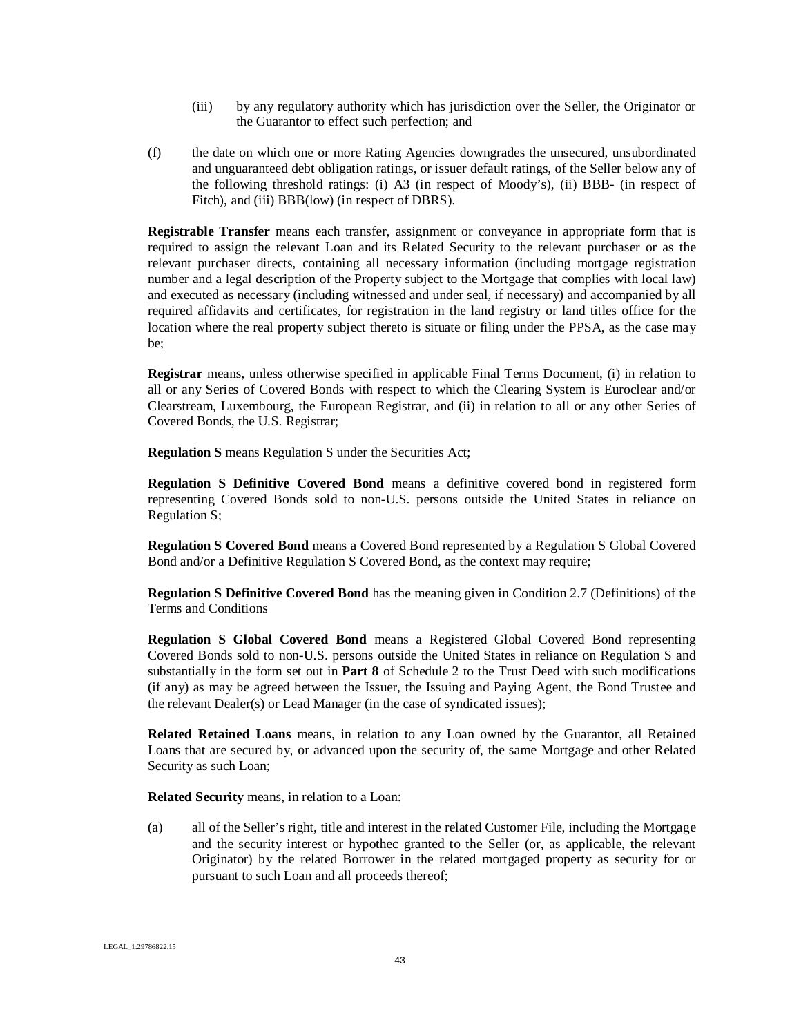(iii) by any regulatory authority which has jurisdiction over the Seller, the Originator or the Guarantor to effect such perfection; and

(f) the date on which one or more Rating Agencies downgrades the unsecured, unsubordinated and unguaranteed debt obligation ratings, or issuer default ratings, of the Seller below any of the following threshold ratings: (i) A3 (in respect of Moody's), (ii) BBB- (in respect of Fitch), and (iii) BBB(low) (in respect of DBRS).

**Registrable Transfer** means each transfer, assignment or conveyance in appropriate form that is required to assign the relevant Loan and its Related Security to the relevant purchaser or as the relevant purchaser directs, containing all necessary information (including mortgage registration number and a legal description of the Property subject to the Mortgage that complies with local law) and executed as necessary (including witnessed and under seal, if necessary) and accompanied by all required affidavits and certificates, for registration in the land registry or land titles office for the location where the real property subject thereto is situate or filing under the PPSA, as the case may be;

**Registrar** means, unless otherwise specified in applicable Final Terms Document, (i) in relation to all or any Series of Covered Bonds with respect to which the Clearing System is Euroclear and/or Clearstream, Luxembourg, the European Registrar, and (ii) in relation to all or any other Series of Covered Bonds, the U.S. Registrar;

**Regulation S** means Regulation S under the Securities Act;

**Regulation S Definitive Covered Bond** means a definitive covered bond in registered form representing Covered Bonds sold to non-U.S. persons outside the United States in reliance on Regulation S;

**Regulation S Covered Bond** means a Covered Bond represented by a Regulation S Global Covered Bond and/or a Definitive Regulation S Covered Bond, as the context may require;

**Regulation S Definitive Covered Bond** has the meaning given in Condition 2.7 (Definitions) of the Terms and Conditions

**Regulation S Global Covered Bond** means a Registered Global Covered Bond representing Covered Bonds sold to non-U.S. persons outside the United States in reliance on Regulation S and substantially in the form set out in **Part 8** of Schedule 2 to the Trust Deed with such modifications (if any) as may be agreed between the Issuer, the Issuing and Paying Agent, the Bond Trustee and the relevant Dealer(s) or Lead Manager (in the case of syndicated issues);

**Related Retained Loans** means, in relation to any Loan owned by the Guarantor, all Retained Loans that are secured by, or advanced upon the security of, the same Mortgage and other Related Security as such Loan;

**Related Security** means, in relation to a Loan:

(a) all of the Seller's right, title and interest in the related Customer File, including the Mortgage and the security interest or hypothec granted to the Seller (or, as applicable, the relevant Originator) by the related Borrower in the related mortgaged property as security for or pursuant to such Loan and all proceeds thereof;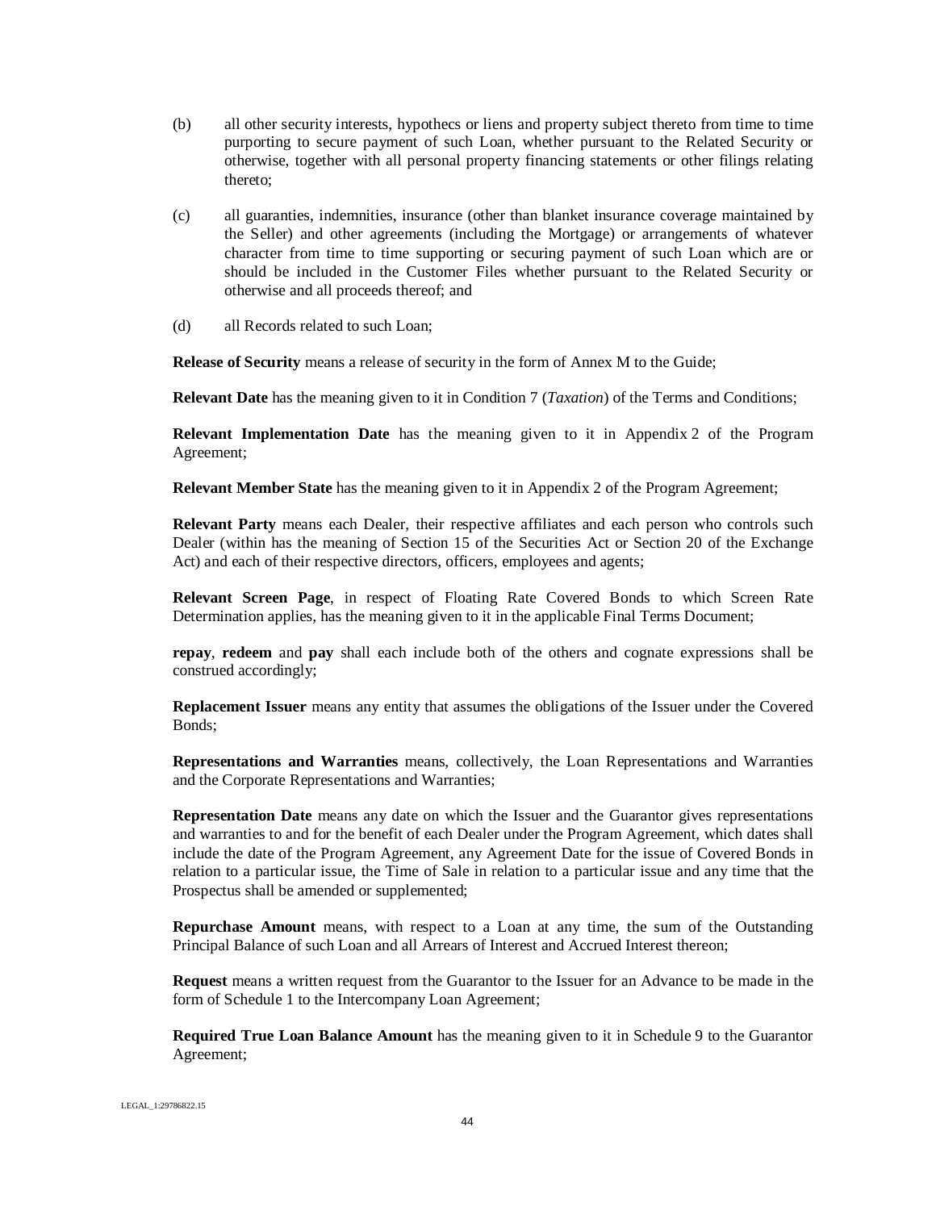(b) all other security interests, hypothecs or liens and property subject thereto from time to time purporting to secure payment of such Loan, whether pursuant to the Related Security or otherwise, together with all personal property financing statements or other filings relating thereto;

(c) all guaranties, indemnities, insurance (other than blanket insurance coverage maintained by the Seller) and other agreements (including the Mortgage) or arrangements of whatever character from time to time supporting or securing payment of such Loan which are or should be included in the Customer Files whether pursuant to the Related Security or otherwise and all proceeds thereof; and

(d) all Records related to such Loan;

**Release of Security** means a release of security in the form of Annex M to the Guide;

**Relevant Date** has the meaning given to it in Condition 7 (*Taxation*) of the Terms and Conditions;

**Relevant Implementation Date** has the meaning given to it in Appendix 2 of the Program Agreement;

**Relevant Member State** has the meaning given to it in Appendix 2 of the Program Agreement;

**Relevant Party** means each Dealer, their respective affiliates and each person who controls such Dealer (within has the meaning of Section 15 of the Securities Act or Section 20 of the Exchange Act) and each of their respective directors, officers, employees and agents;

**Relevant Screen Page**, in respect of Floating Rate Covered Bonds to which Screen Rate Determination applies, has the meaning given to it in the applicable Final Terms Document;

**repay**, **redeem** and **pay** shall each include both of the others and cognate expressions shall be construed accordingly;

**Replacement Issuer** means any entity that assumes the obligations of the Issuer under the Covered Bonds;

**Representations and Warranties** means, collectively, the Loan Representations and Warranties and the Corporate Representations and Warranties;

**Representation Date** means any date on which the Issuer and the Guarantor gives representations and warranties to and for the benefit of each Dealer under the Program Agreement, which dates shall include the date of the Program Agreement, any Agreement Date for the issue of Covered Bonds in relation to a particular issue, the Time of Sale in relation to a particular issue and any time that the Prospectus shall be amended or supplemented;

**Repurchase Amount** means, with respect to a Loan at any time, the sum of the Outstanding Principal Balance of such Loan and all Arrears of Interest and Accrued Interest thereon;

**Request** means a written request from the Guarantor to the Issuer for an Advance to be made in the form of Schedule 1 to the Intercompany Loan Agreement;

**Required True Loan Balance Amount** has the meaning given to it in Schedule 9 to the Guarantor Agreement;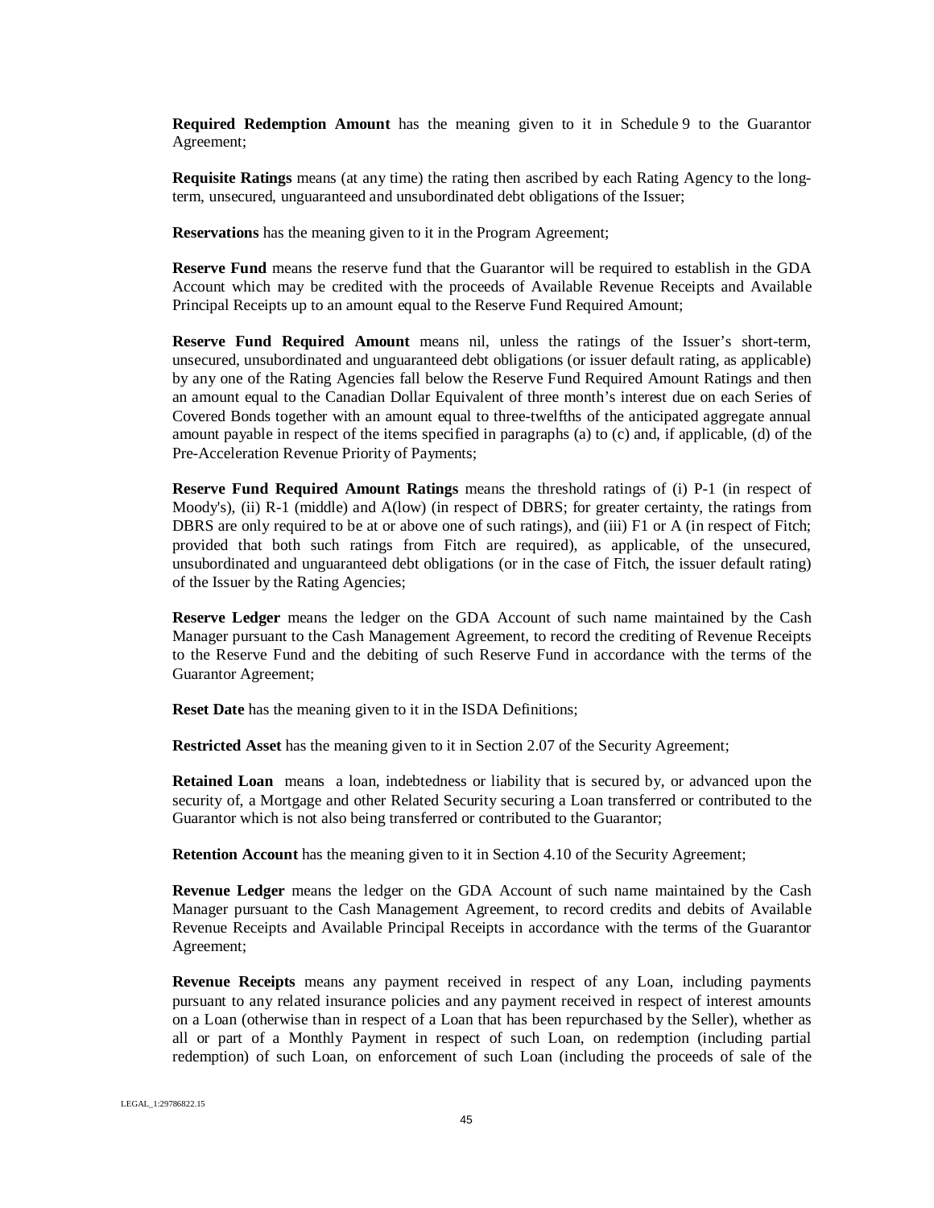**Required Redemption Amount** has the meaning given to it in Schedule 9 to the Guarantor Agreement;

**Requisite Ratings** means (at any time) the rating then ascribed by each Rating Agency to the long-term, unsecured, unguaranteed and unsubordinated debt obligations of the Issuer;

**Reservations** has the meaning given to it in the Program Agreement;

**Reserve Fund** means the reserve fund that the Guarantor will be required to establish in the GDA Account which may be credited with the proceeds of Available Revenue Receipts and Available Principal Receipts up to an amount equal to the Reserve Fund Required Amount;

**Reserve Fund Required Amount** means nil, unless the ratings of the Issuer's short-term, unsecured, unsubordinated and unguaranteed debt obligations (or issuer default rating, as applicable) by any one of the Rating Agencies fall below the Reserve Fund Required Amount Ratings and then an amount equal to the Canadian Dollar Equivalent of three month's interest due on each Series of Covered Bonds together with an amount equal to three-twelfths of the anticipated aggregate annual amount payable in respect of the items specified in paragraphs (a) to (c) and, if applicable, (d) of the Pre-Acceleration Revenue Priority of Payments;

**Reserve Fund Required Amount Ratings** means the threshold ratings of (i) P-1 (in respect of Moody's), (ii) R-1 (middle) and A(low) (in respect of DBRS; for greater certainty, the ratings from DBRS are only required to be at or above one of such ratings), and (iii) F1 or A (in respect of Fitch; provided that both such ratings from Fitch are required), as applicable, of the unsecured, unsubordinated and unguaranteed debt obligations (or in the case of Fitch, the issuer default rating) of the Issuer by the Rating Agencies;

**Reserve Ledger** means the ledger on the GDA Account of such name maintained by the Cash Manager pursuant to the Cash Management Agreement, to record the crediting of Revenue Receipts to the Reserve Fund and the debiting of such Reserve Fund in accordance with the terms of the Guarantor Agreement;

**Reset Date** has the meaning given to it in the ISDA Definitions;

**Restricted Asset** has the meaning given to it in Section 2.07 of the Security Agreement;

**Retained Loan** means a loan, indebtedness or liability that is secured by, or advanced upon the security of, a Mortgage and other Related Security securing a Loan transferred or contributed to the Guarantor which is not also being transferred or contributed to the Guarantor;

**Retention Account** has the meaning given to it in Section 4.10 of the Security Agreement;

**Revenue Ledger** means the ledger on the GDA Account of such name maintained by the Cash Manager pursuant to the Cash Management Agreement, to record credits and debits of Available Revenue Receipts and Available Principal Receipts in accordance with the terms of the Guarantor Agreement;

**Revenue Receipts** means any payment received in respect of any Loan, including payments pursuant to any related insurance policies and any payment received in respect of interest amounts on a Loan (otherwise than in respect of a Loan that has been repurchased by the Seller), whether as all or part of a Monthly Payment in respect of such Loan, on redemption (including partial redemption) of such Loan, on enforcement of such Loan (including the proceeds of sale of the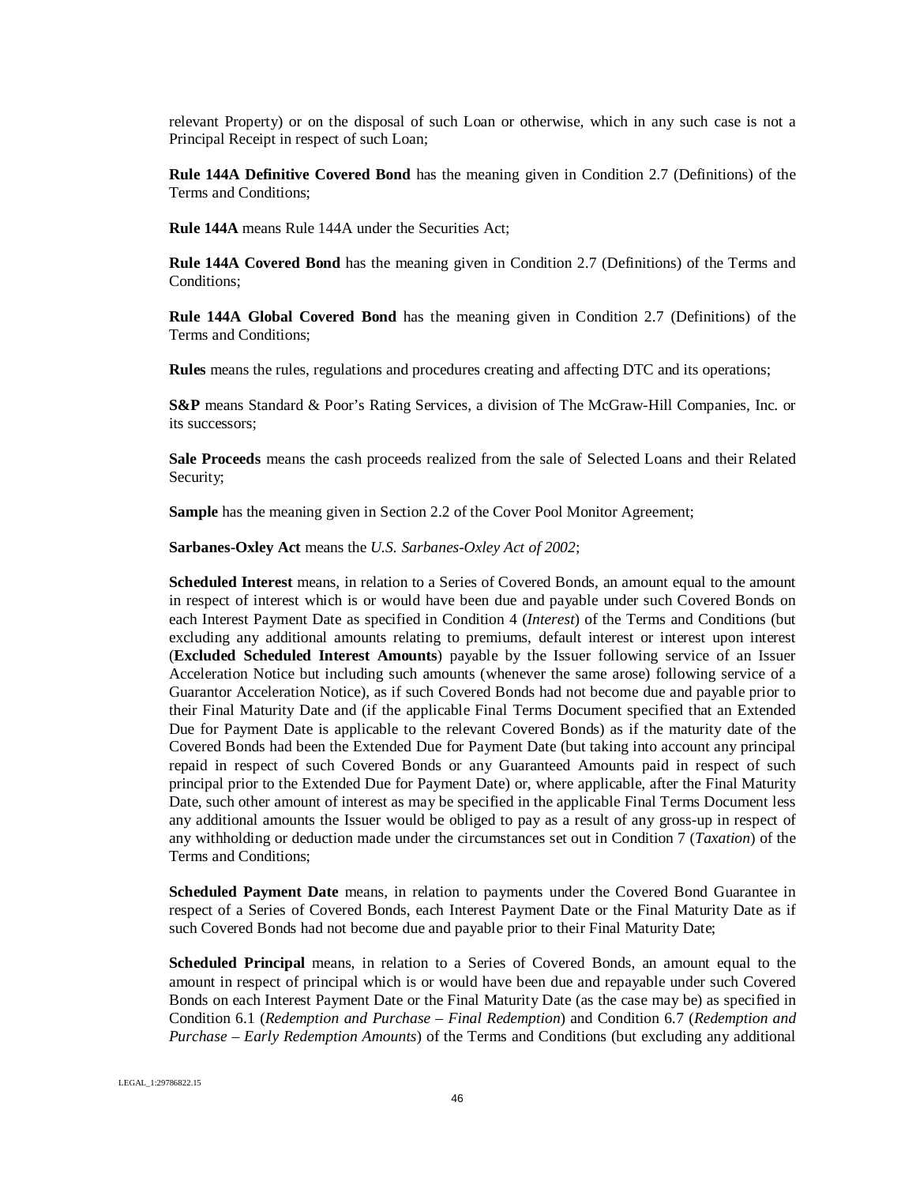relevant Property) or on the disposal of such Loan or otherwise, which in any such case is not a Principal Receipt in respect of such Loan;

**Rule 144A Definitive Covered Bond** has the meaning given in Condition 2.7 (Definitions) of the Terms and Conditions;

**Rule 144A** means Rule 144A under the Securities Act;

**Rule 144A Covered Bond** has the meaning given in Condition 2.7 (Definitions) of the Terms and Conditions;

**Rule 144A Global Covered Bond** has the meaning given in Condition 2.7 (Definitions) of the Terms and Conditions;

**Rules** means the rules, regulations and procedures creating and affecting DTC and its operations;

**S&P** means Standard & Poor's Rating Services, a division of The McGraw-Hill Companies, Inc. or its successors;

**Sale Proceeds** means the cash proceeds realized from the sale of Selected Loans and their Related Security;

**Sample** has the meaning given in Section 2.2 of the Cover Pool Monitor Agreement;

**Sarbanes-Oxley Act** means the *U.S. Sarbanes-Oxley Act of 2002*;

**Scheduled Interest** means, in relation to a Series of Covered Bonds, an amount equal to the amount in respect of interest which is or would have been due and payable under such Covered Bonds on each Interest Payment Date as specified in Condition 4 (*Interest*) of the Terms and Conditions (but excluding any additional amounts relating to premiums, default interest or interest upon interest (**Excluded Scheduled Interest Amounts**) payable by the Issuer following service of an Issuer Acceleration Notice but including such amounts (whenever the same arose) following service of a Guarantor Acceleration Notice), as if such Covered Bonds had not become due and payable prior to their Final Maturity Date and (if the applicable Final Terms Document specified that an Extended Due for Payment Date is applicable to the relevant Covered Bonds) as if the maturity date of the Covered Bonds had been the Extended Due for Payment Date (but taking into account any principal repaid in respect of such Covered Bonds or any Guaranteed Amounts paid in respect of such principal prior to the Extended Due for Payment Date) or, where applicable, after the Final Maturity Date, such other amount of interest as may be specified in the applicable Final Terms Document less any additional amounts the Issuer would be obliged to pay as a result of any gross-up in respect of any withholding or deduction made under the circumstances set out in Condition 7 (*Taxation*) of the Terms and Conditions;

**Scheduled Payment Date** means, in relation to payments under the Covered Bond Guarantee in respect of a Series of Covered Bonds, each Interest Payment Date or the Final Maturity Date as if such Covered Bonds had not become due and payable prior to their Final Maturity Date;

**Scheduled Principal** means, in relation to a Series of Covered Bonds, an amount equal to the amount in respect of principal which is or would have been due and repayable under such Covered Bonds on each Interest Payment Date or the Final Maturity Date (as the case may be) as specified in Condition 6.1 (*Redemption and Purchase – Final Redemption*) and Condition 6.7 (*Redemption and Purchase – Early Redemption Amounts*) of the Terms and Conditions (but excluding any additional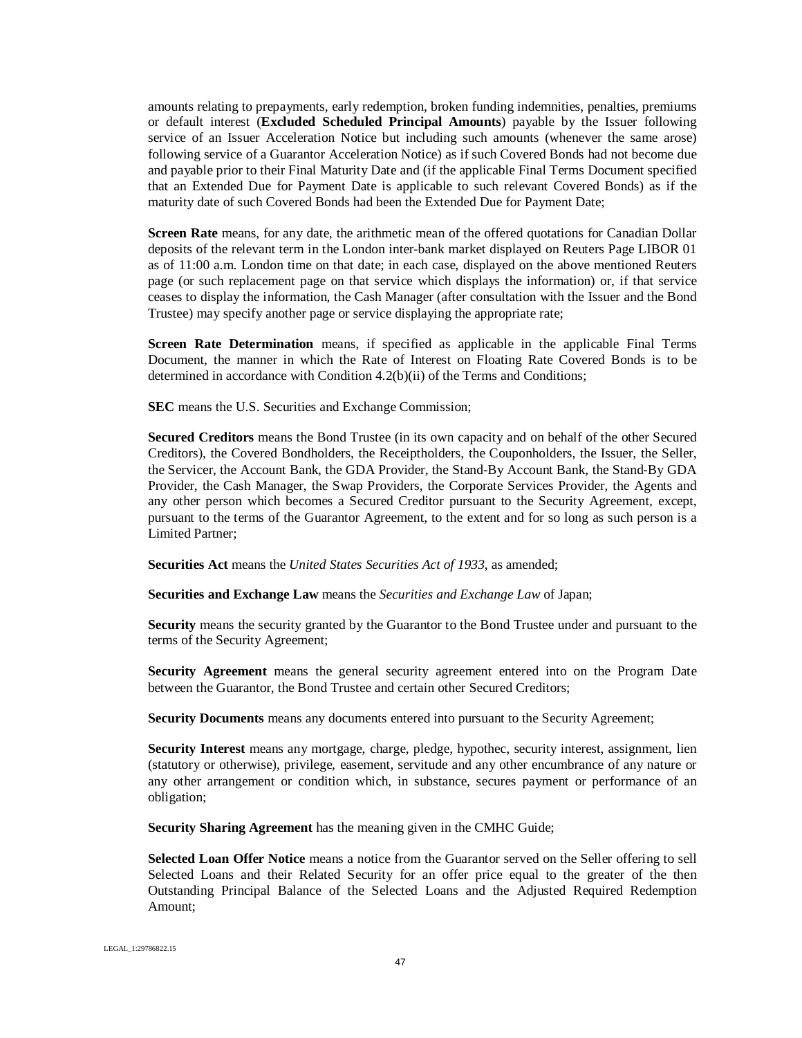amounts relating to prepayments, early redemption, broken funding indemnities, penalties, premiums or default interest (**Excluded Scheduled Principal Amounts**) payable by the Issuer following service of an Issuer Acceleration Notice but including such amounts (whenever the same arose) following service of a Guarantor Acceleration Notice) as if such Covered Bonds had not become due and payable prior to their Final Maturity Date and (if the applicable Final Terms Document specified that an Extended Due for Payment Date is applicable to such relevant Covered Bonds) as if the maturity date of such Covered Bonds had been the Extended Due for Payment Date;

**Screen Rate** means, for any date, the arithmetic mean of the offered quotations for Canadian Dollar deposits of the relevant term in the London inter-bank market displayed on Reuters Page LIBOR 01 as of 11:00 a.m. London time on that date; in each case, displayed on the above mentioned Reuters page (or such replacement page on that service which displays the information) or, if that service ceases to display the information, the Cash Manager (after consultation with the Issuer and the Bond Trustee) may specify another page or service displaying the appropriate rate;

**Screen Rate Determination** means, if specified as applicable in the applicable Final Terms Document, the manner in which the Rate of Interest on Floating Rate Covered Bonds is to be determined in accordance with Condition 4.2(b)(ii) of the Terms and Conditions;

**SEC** means the U.S. Securities and Exchange Commission;

**Secured Creditors** means the Bond Trustee (in its own capacity and on behalf of the other Secured Creditors), the Covered Bondholders, the Receiptholders, the Couponholders, the Issuer, the Seller, the Servicer, the Account Bank, the GDA Provider, the Stand-By Account Bank, the Stand-By GDA Provider, the Cash Manager, the Swap Providers, the Corporate Services Provider, the Agents and any other person which becomes a Secured Creditor pursuant to the Security Agreement, except, pursuant to the terms of the Guarantor Agreement, to the extent and for so long as such person is a Limited Partner;

**Securities Act** means the *United States Securities Act of 1933*, as amended;

**Securities and Exchange Law** means the *Securities and Exchange Law* of Japan;

**Security** means the security granted by the Guarantor to the Bond Trustee under and pursuant to the terms of the Security Agreement;

**Security Agreement** means the general security agreement entered into on the Program Date between the Guarantor, the Bond Trustee and certain other Secured Creditors;

**Security Documents** means any documents entered into pursuant to the Security Agreement;

**Security Interest** means any mortgage, charge, pledge, hypothec, security interest, assignment, lien (statutory or otherwise), privilege, easement, servitude and any other encumbrance of any nature or any other arrangement or condition which, in substance, secures payment or performance of an obligation;

**Security Sharing Agreement** has the meaning given in the CMHC Guide;

**Selected Loan Offer Notice** means a notice from the Guarantor served on the Seller offering to sell Selected Loans and their Related Security for an offer price equal to the greater of the then Outstanding Principal Balance of the Selected Loans and the Adjusted Required Redemption Amount;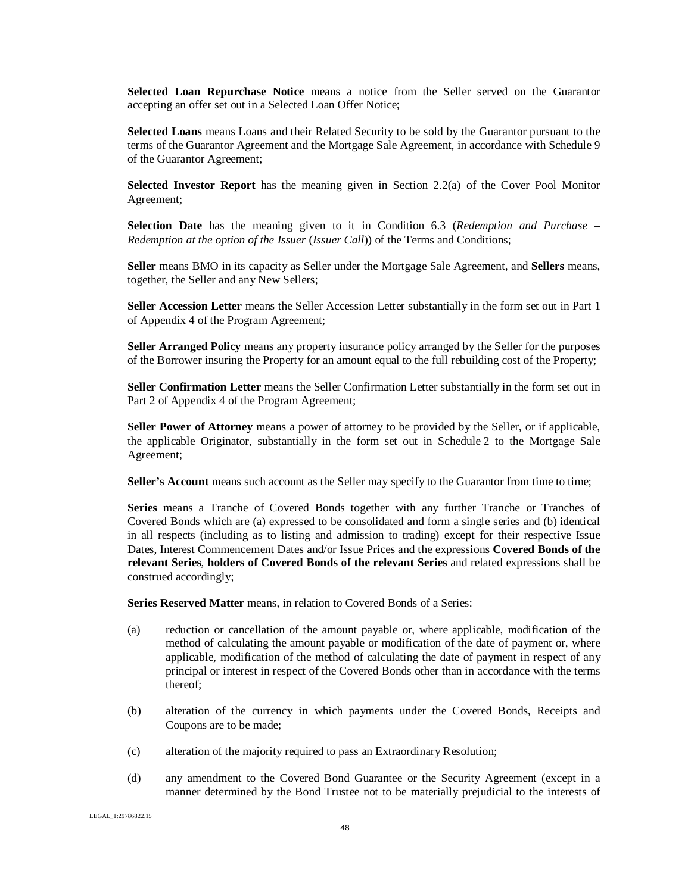**Selected Loan Repurchase Notice** means a notice from the Seller served on the Guarantor accepting an offer set out in a Selected Loan Offer Notice;

**Selected Loans** means Loans and their Related Security to be sold by the Guarantor pursuant to the terms of the Guarantor Agreement and the Mortgage Sale Agreement, in accordance with Schedule 9 of the Guarantor Agreement;

**Selected Investor Report** has the meaning given in Section 2.2(a) of the Cover Pool Monitor Agreement;

**Selection Date** has the meaning given to it in Condition 6.3 (*Redemption and Purchase – Redemption at the option of the Issuer* (*Issuer Call*)) of the Terms and Conditions;

**Seller** means BMO in its capacity as Seller under the Mortgage Sale Agreement, and **Sellers** means, together, the Seller and any New Sellers;

**Seller Accession Letter** means the Seller Accession Letter substantially in the form set out in Part 1 of Appendix 4 of the Program Agreement;

**Seller Arranged Policy** means any property insurance policy arranged by the Seller for the purposes of the Borrower insuring the Property for an amount equal to the full rebuilding cost of the Property;

**Seller Confirmation Letter** means the Seller Confirmation Letter substantially in the form set out in Part 2 of Appendix 4 of the Program Agreement;

**Seller Power of Attorney** means a power of attorney to be provided by the Seller, or if applicable, the applicable Originator, substantially in the form set out in Schedule 2 to the Mortgage Sale Agreement;

**Seller's Account** means such account as the Seller may specify to the Guarantor from time to time;

**Series** means a Tranche of Covered Bonds together with any further Tranche or Tranches of Covered Bonds which are (a) expressed to be consolidated and form a single series and (b) identical in all respects (including as to listing and admission to trading) except for their respective Issue Dates, Interest Commencement Dates and/or Issue Prices and the expressions **Covered Bonds of the relevant Series**, **holders of Covered Bonds of the relevant Series** and related expressions shall be construed accordingly;

**Series Reserved Matter** means, in relation to Covered Bonds of a Series:

(a) reduction or cancellation of the amount payable or, where applicable, modification of the method of calculating the amount payable or modification of the date of payment or, where applicable, modification of the method of calculating the date of payment in respect of any principal or interest in respect of the Covered Bonds other than in accordance with the terms thereof;

(b) alteration of the currency in which payments under the Covered Bonds, Receipts and Coupons are to be made;

(c) alteration of the majority required to pass an Extraordinary Resolution;

(d) any amendment to the Covered Bond Guarantee or the Security Agreement (except in a manner determined by the Bond Trustee not to be materially prejudicial to the interests of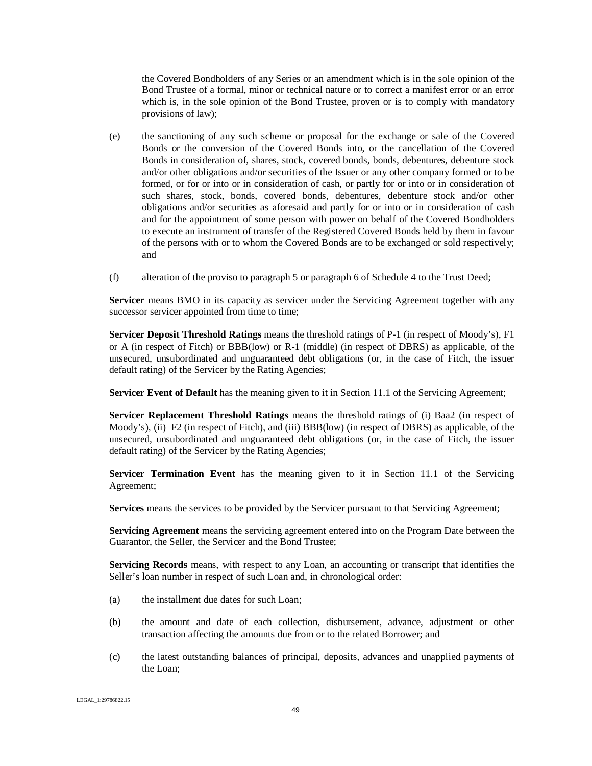the Covered Bondholders of any Series or an amendment which is in the sole opinion of the Bond Trustee of a formal, minor or technical nature or to correct a manifest error or an error which is, in the sole opinion of the Bond Trustee, proven or is to comply with mandatory provisions of law);

(e) the sanctioning of any such scheme or proposal for the exchange or sale of the Covered Bonds or the conversion of the Covered Bonds into, or the cancellation of the Covered Bonds in consideration of, shares, stock, covered bonds, bonds, debentures, debenture stock and/or other obligations and/or securities of the Issuer or any other company formed or to be formed, or for or into or in consideration of cash, or partly for or into or in consideration of such shares, stock, bonds, covered bonds, debentures, debenture stock and/or other obligations and/or securities as aforesaid and partly for or into or in consideration of cash and for the appointment of some person with power on behalf of the Covered Bondholders to execute an instrument of transfer of the Registered Covered Bonds held by them in favour of the persons with or to whom the Covered Bonds are to be exchanged or sold respectively; and

(f) alteration of the proviso to paragraph 5 or paragraph 6 of Schedule 4 to the Trust Deed;

**Servicer** means BMO in its capacity as servicer under the Servicing Agreement together with any successor servicer appointed from time to time;

**Servicer Deposit Threshold Ratings** means the threshold ratings of P-1 (in respect of Moody's), F1 or A (in respect of Fitch) or BBB(low) or R-1 (middle) (in respect of DBRS) as applicable, of the unsecured, unsubordinated and unguaranteed debt obligations (or, in the case of Fitch, the issuer default rating) of the Servicer by the Rating Agencies;

**Servicer Event of Default** has the meaning given to it in Section 11.1 of the Servicing Agreement;

**Servicer Replacement Threshold Ratings** means the threshold ratings of (i) Baa2 (in respect of Moody's), (ii) F2 (in respect of Fitch), and (iii) BBB(low) (in respect of DBRS) as applicable, of the unsecured, unsubordinated and unguaranteed debt obligations (or, in the case of Fitch, the issuer default rating) of the Servicer by the Rating Agencies;

**Servicer Termination Event** has the meaning given to it in Section 11.1 of the Servicing Agreement;

**Services** means the services to be provided by the Servicer pursuant to that Servicing Agreement;

**Servicing Agreement** means the servicing agreement entered into on the Program Date between the Guarantor, the Seller, the Servicer and the Bond Trustee;

**Servicing Records** means, with respect to any Loan, an accounting or transcript that identifies the Seller's loan number in respect of such Loan and, in chronological order:

(a) the installment due dates for such Loan;

(b) the amount and date of each collection, disbursement, advance, adjustment or other transaction affecting the amounts due from or to the related Borrower; and

(c) the latest outstanding balances of principal, deposits, advances and unapplied payments of the Loan;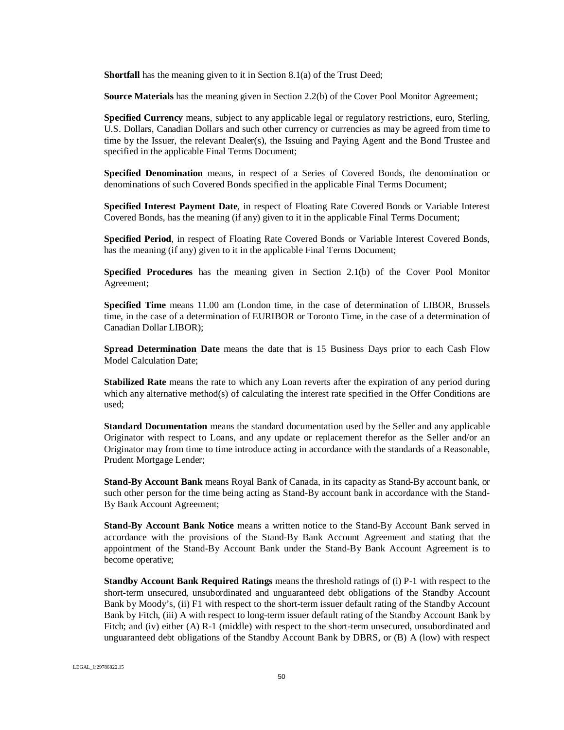**Shortfall** has the meaning given to it in Section 8.1(a) of the Trust Deed;

**Source Materials** has the meaning given in Section 2.2(b) of the Cover Pool Monitor Agreement;

**Specified Currency** means, subject to any applicable legal or regulatory restrictions, euro, Sterling, U.S. Dollars, Canadian Dollars and such other currency or currencies as may be agreed from time to time by the Issuer, the relevant Dealer(s), the Issuing and Paying Agent and the Bond Trustee and specified in the applicable Final Terms Document;

**Specified Denomination** means, in respect of a Series of Covered Bonds, the denomination or denominations of such Covered Bonds specified in the applicable Final Terms Document;

**Specified Interest Payment Date**, in respect of Floating Rate Covered Bonds or Variable Interest Covered Bonds, has the meaning (if any) given to it in the applicable Final Terms Document;

**Specified Period**, in respect of Floating Rate Covered Bonds or Variable Interest Covered Bonds, has the meaning (if any) given to it in the applicable Final Terms Document;

**Specified Procedures** has the meaning given in Section 2.1(b) of the Cover Pool Monitor Agreement;

**Specified Time** means 11.00 am (London time, in the case of determination of LIBOR, Brussels time, in the case of a determination of EURIBOR or Toronto Time, in the case of a determination of Canadian Dollar LIBOR);

**Spread Determination Date** means the date that is 15 Business Days prior to each Cash Flow Model Calculation Date;

**Stabilized Rate** means the rate to which any Loan reverts after the expiration of any period during which any alternative method(s) of calculating the interest rate specified in the Offer Conditions are used;

**Standard Documentation** means the standard documentation used by the Seller and any applicable Originator with respect to Loans, and any update or replacement therefor as the Seller and/or an Originator may from time to time introduce acting in accordance with the standards of a Reasonable, Prudent Mortgage Lender;

**Stand-By Account Bank** means Royal Bank of Canada, in its capacity as Stand-By account bank, or such other person for the time being acting as Stand-By account bank in accordance with the Stand-By Bank Account Agreement;

**Stand-By Account Bank Notice** means a written notice to the Stand-By Account Bank served in accordance with the provisions of the Stand-By Bank Account Agreement and stating that the appointment of the Stand-By Account Bank under the Stand-By Bank Account Agreement is to become operative;

**Standby Account Bank Required Ratings** means the threshold ratings of (i) P-1 with respect to the short-term unsecured, unsubordinated and unguaranteed debt obligations of the Standby Account Bank by Moody's, (ii) F1 with respect to the short-term issuer default rating of the Standby Account Bank by Fitch, (iii) A with respect to long-term issuer default rating of the Standby Account Bank by Fitch; and (iv) either (A) R-1 (middle) with respect to the short-term unsecured, unsubordinated and unguaranteed debt obligations of the Standby Account Bank by DBRS, or (B) A (low) with respect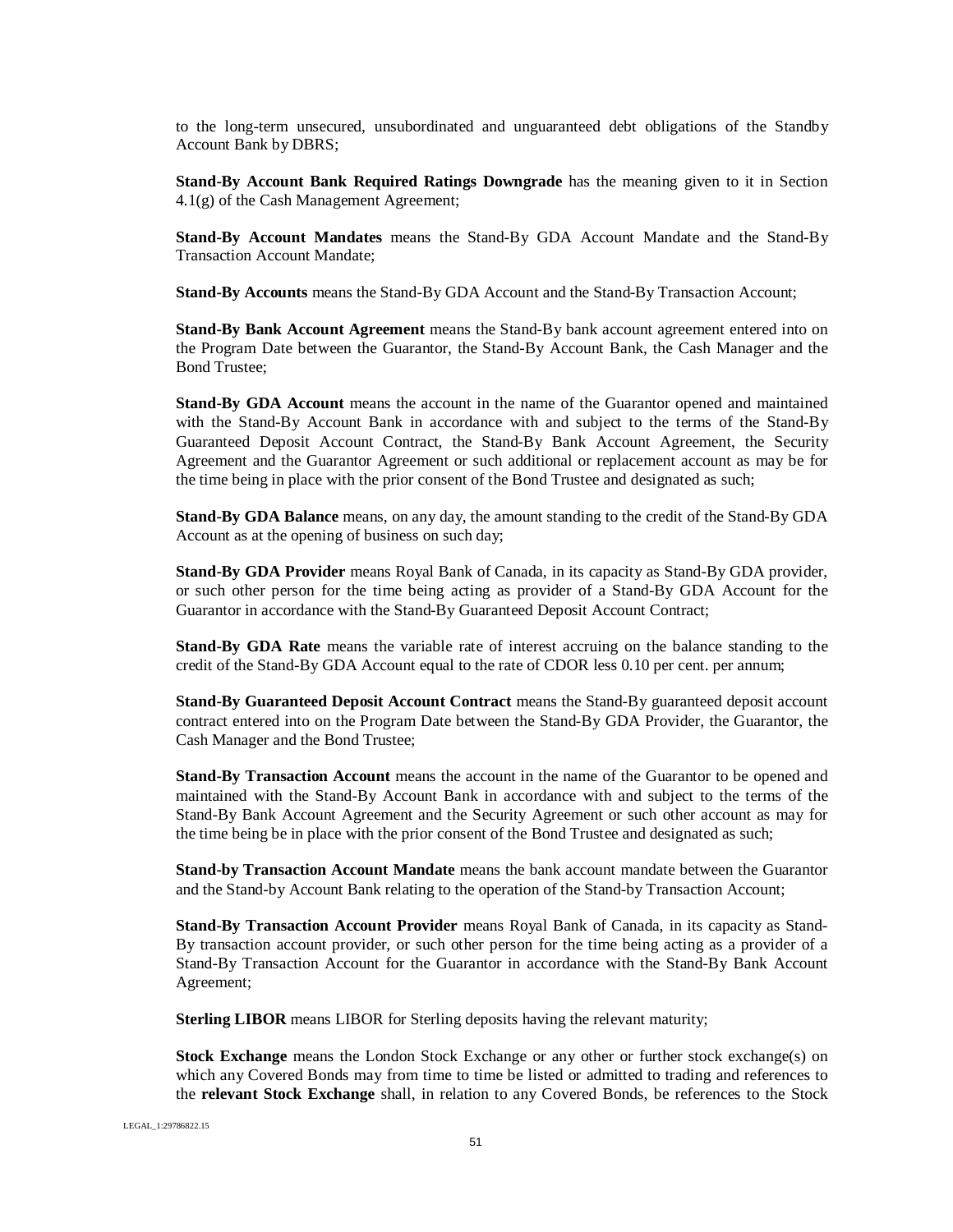to the long-term unsecured, unsubordinated and unguaranteed debt obligations of the Standby Account Bank by DBRS;

**Stand-By Account Bank Required Ratings Downgrade** has the meaning given to it in Section 4.1(g) of the Cash Management Agreement;

**Stand-By Account Mandates** means the Stand-By GDA Account Mandate and the Stand-By Transaction Account Mandate;

**Stand-By Accounts** means the Stand-By GDA Account and the Stand-By Transaction Account;

**Stand-By Bank Account Agreement** means the Stand-By bank account agreement entered into on the Program Date between the Guarantor, the Stand-By Account Bank, the Cash Manager and the Bond Trustee;

**Stand-By GDA Account** means the account in the name of the Guarantor opened and maintained with the Stand-By Account Bank in accordance with and subject to the terms of the Stand-By Guaranteed Deposit Account Contract, the Stand-By Bank Account Agreement, the Security Agreement and the Guarantor Agreement or such additional or replacement account as may be for the time being in place with the prior consent of the Bond Trustee and designated as such;

**Stand-By GDA Balance** means, on any day, the amount standing to the credit of the Stand-By GDA Account as at the opening of business on such day;

**Stand-By GDA Provider** means Royal Bank of Canada, in its capacity as Stand-By GDA provider, or such other person for the time being acting as provider of a Stand-By GDA Account for the Guarantor in accordance with the Stand-By Guaranteed Deposit Account Contract;

**Stand-By GDA Rate** means the variable rate of interest accruing on the balance standing to the credit of the Stand-By GDA Account equal to the rate of CDOR less 0.10 per cent. per annum;

**Stand-By Guaranteed Deposit Account Contract** means the Stand-By guaranteed deposit account contract entered into on the Program Date between the Stand-By GDA Provider, the Guarantor, the Cash Manager and the Bond Trustee;

**Stand-By Transaction Account** means the account in the name of the Guarantor to be opened and maintained with the Stand-By Account Bank in accordance with and subject to the terms of the Stand-By Bank Account Agreement and the Security Agreement or such other account as may for the time being be in place with the prior consent of the Bond Trustee and designated as such;

**Stand-by Transaction Account Mandate** means the bank account mandate between the Guarantor and the Stand-by Account Bank relating to the operation of the Stand-by Transaction Account;

**Stand-By Transaction Account Provider** means Royal Bank of Canada, in its capacity as Stand-By transaction account provider, or such other person for the time being acting as a provider of a Stand-By Transaction Account for the Guarantor in accordance with the Stand-By Bank Account Agreement;

**Sterling LIBOR** means LIBOR for Sterling deposits having the relevant maturity;

**Stock Exchange** means the London Stock Exchange or any other or further stock exchange(s) on which any Covered Bonds may from time to time be listed or admitted to trading and references to the **relevant Stock Exchange** shall, in relation to any Covered Bonds, be references to the Stock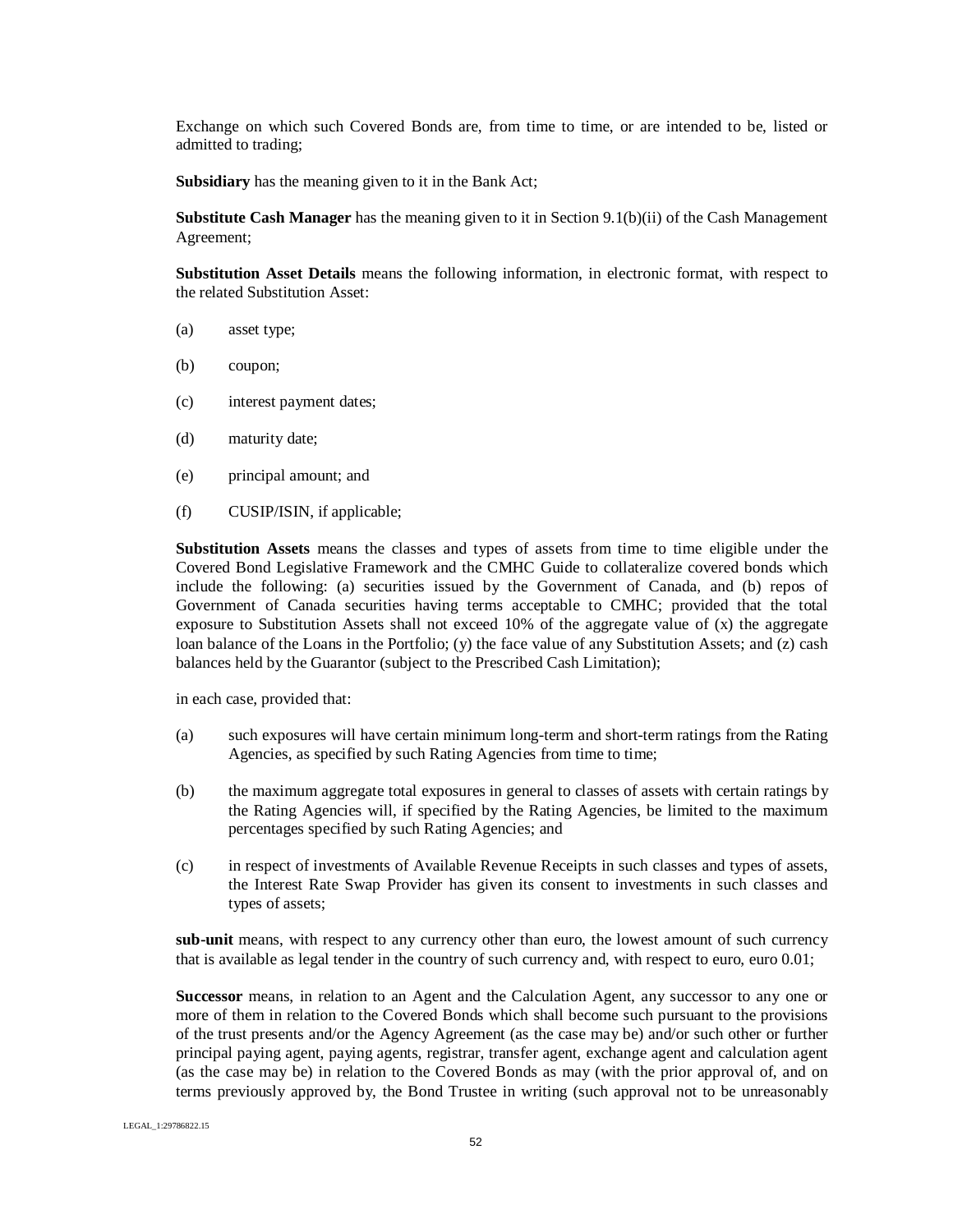Exchange on which such Covered Bonds are, from time to time, or are intended to be, listed or admitted to trading;

**Subsidiary** has the meaning given to it in the Bank Act;

**Substitute Cash Manager** has the meaning given to it in Section 9.1(b)(ii) of the Cash Management Agreement;

**Substitution Asset Details** means the following information, in electronic format, with respect to the related Substitution Asset:

(a) asset type;

(b) coupon;

(c) interest payment dates;

(d) maturity date;

(e) principal amount; and

(f) CUSIP/ISIN, if applicable;

**Substitution Assets** means the classes and types of assets from time to time eligible under the Covered Bond Legislative Framework and the CMHC Guide to collateralize covered bonds which include the following: (a) securities issued by the Government of Canada, and (b) repos of Government of Canada securities having terms acceptable to CMHC; provided that the total exposure to Substitution Assets shall not exceed 10% of the aggregate value of (x) the aggregate loan balance of the Loans in the Portfolio; (y) the face value of any Substitution Assets; and (z) cash balances held by the Guarantor (subject to the Prescribed Cash Limitation);

in each case, provided that:

(a) such exposures will have certain minimum long-term and short-term ratings from the Rating Agencies, as specified by such Rating Agencies from time to time;

(b) the maximum aggregate total exposures in general to classes of assets with certain ratings by the Rating Agencies will, if specified by the Rating Agencies, be limited to the maximum percentages specified by such Rating Agencies; and

(c) in respect of investments of Available Revenue Receipts in such classes and types of assets, the Interest Rate Swap Provider has given its consent to investments in such classes and types of assets;

**sub-unit** means, with respect to any currency other than euro, the lowest amount of such currency that is available as legal tender in the country of such currency and, with respect to euro, euro 0.01;

**Successor** means, in relation to an Agent and the Calculation Agent, any successor to any one or more of them in relation to the Covered Bonds which shall become such pursuant to the provisions of the trust presents and/or the Agency Agreement (as the case may be) and/or such other or further principal paying agent, paying agents, registrar, transfer agent, exchange agent and calculation agent (as the case may be) in relation to the Covered Bonds as may (with the prior approval of, and on terms previously approved by, the Bond Trustee in writing (such approval not to be unreasonably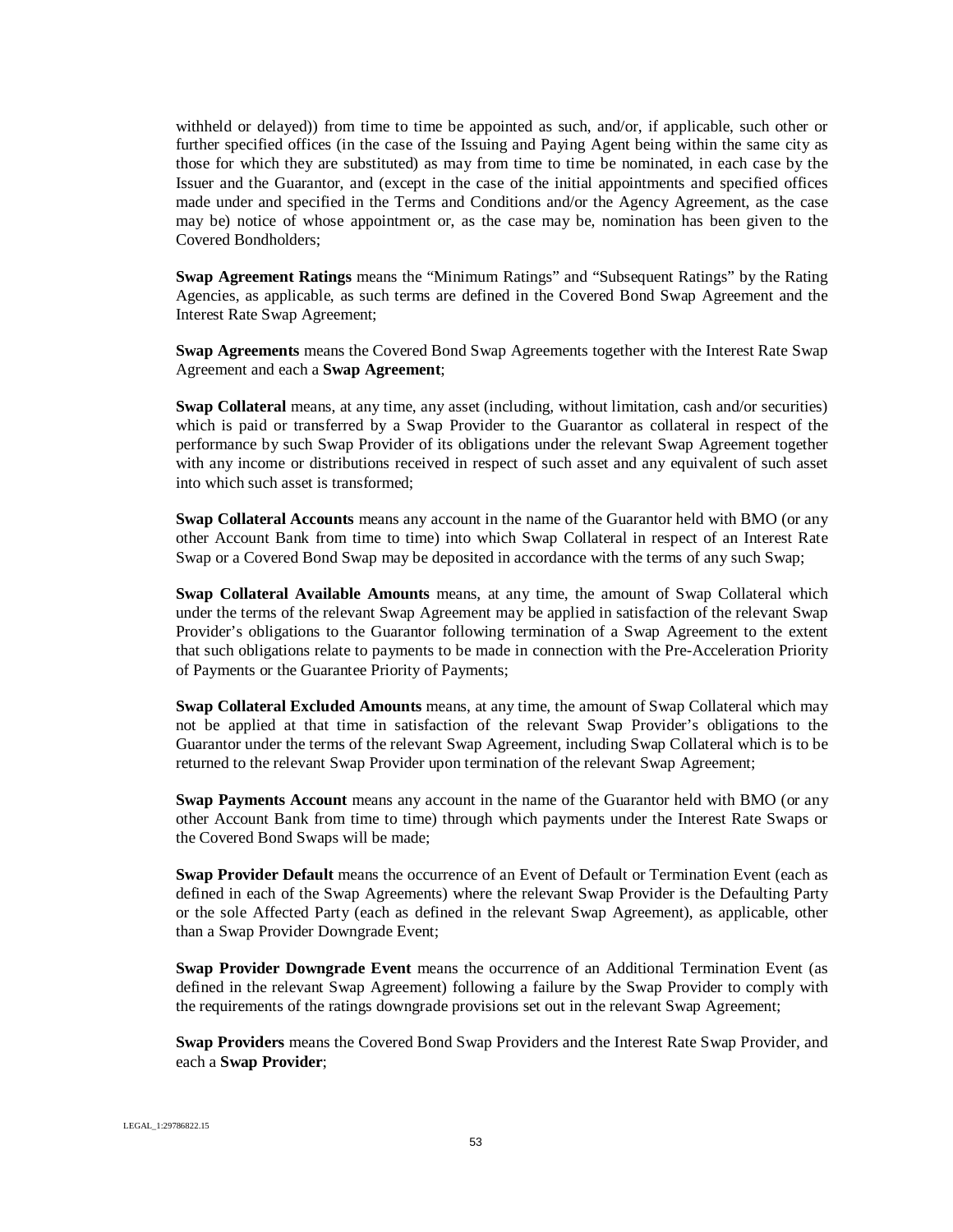withheld or delayed)) from time to time be appointed as such, and/or, if applicable, such other or further specified offices (in the case of the Issuing and Paying Agent being within the same city as those for which they are substituted) as may from time to time be nominated, in each case by the Issuer and the Guarantor, and (except in the case of the initial appointments and specified offices made under and specified in the Terms and Conditions and/or the Agency Agreement, as the case may be) notice of whose appointment or, as the case may be, nomination has been given to the Covered Bondholders;

**Swap Agreement Ratings** means the "Minimum Ratings" and "Subsequent Ratings" by the Rating Agencies, as applicable, as such terms are defined in the Covered Bond Swap Agreement and the Interest Rate Swap Agreement;

**Swap Agreements** means the Covered Bond Swap Agreements together with the Interest Rate Swap Agreement and each a **Swap Agreement**;

**Swap Collateral** means, at any time, any asset (including, without limitation, cash and/or securities) which is paid or transferred by a Swap Provider to the Guarantor as collateral in respect of the performance by such Swap Provider of its obligations under the relevant Swap Agreement together with any income or distributions received in respect of such asset and any equivalent of such asset into which such asset is transformed;

**Swap Collateral Accounts** means any account in the name of the Guarantor held with BMO (or any other Account Bank from time to time) into which Swap Collateral in respect of an Interest Rate Swap or a Covered Bond Swap may be deposited in accordance with the terms of any such Swap;

**Swap Collateral Available Amounts** means, at any time, the amount of Swap Collateral which under the terms of the relevant Swap Agreement may be applied in satisfaction of the relevant Swap Provider's obligations to the Guarantor following termination of a Swap Agreement to the extent that such obligations relate to payments to be made in connection with the Pre-Acceleration Priority of Payments or the Guarantee Priority of Payments;

**Swap Collateral Excluded Amounts** means, at any time, the amount of Swap Collateral which may not be applied at that time in satisfaction of the relevant Swap Provider's obligations to the Guarantor under the terms of the relevant Swap Agreement, including Swap Collateral which is to be returned to the relevant Swap Provider upon termination of the relevant Swap Agreement;

**Swap Payments Account** means any account in the name of the Guarantor held with BMO (or any other Account Bank from time to time) through which payments under the Interest Rate Swaps or the Covered Bond Swaps will be made;

**Swap Provider Default** means the occurrence of an Event of Default or Termination Event (each as defined in each of the Swap Agreements) where the relevant Swap Provider is the Defaulting Party or the sole Affected Party (each as defined in the relevant Swap Agreement), as applicable, other than a Swap Provider Downgrade Event;

**Swap Provider Downgrade Event** means the occurrence of an Additional Termination Event (as defined in the relevant Swap Agreement) following a failure by the Swap Provider to comply with the requirements of the ratings downgrade provisions set out in the relevant Swap Agreement;

**Swap Providers** means the Covered Bond Swap Providers and the Interest Rate Swap Provider, and each a **Swap Provider**;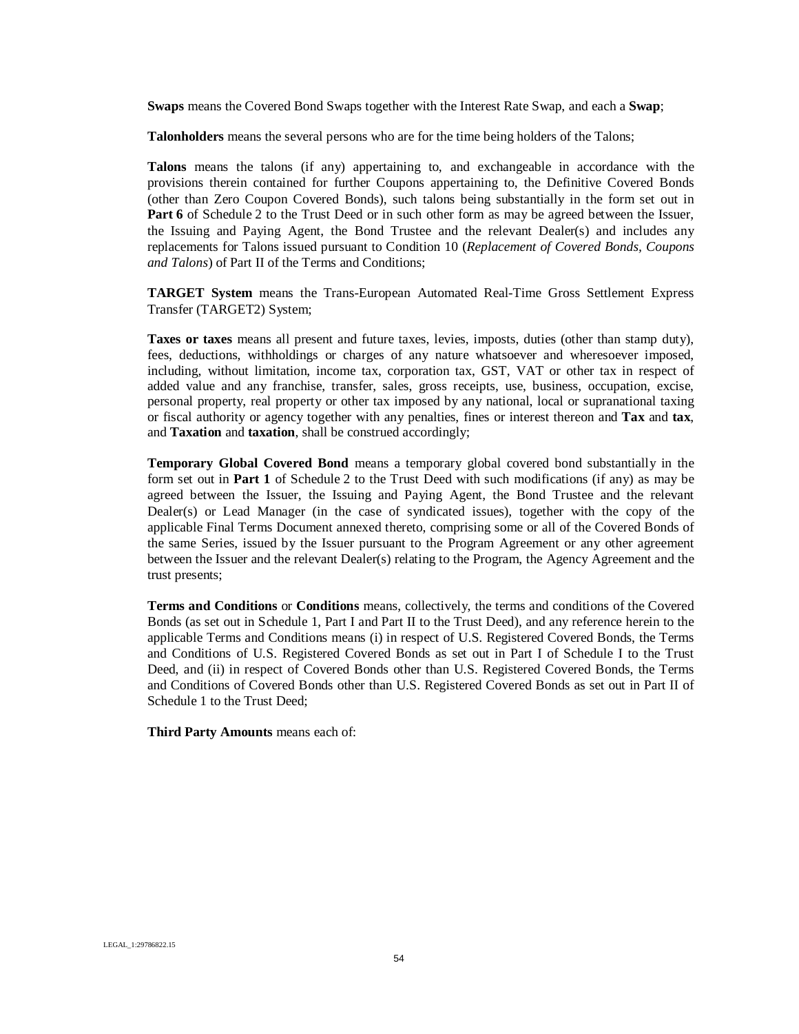**Swaps** means the Covered Bond Swaps together with the Interest Rate Swap, and each a **Swap**;

**Talonholders** means the several persons who are for the time being holders of the Talons;

**Talons** means the talons (if any) appertaining to, and exchangeable in accordance with the provisions therein contained for further Coupons appertaining to, the Definitive Covered Bonds (other than Zero Coupon Covered Bonds), such talons being substantially in the form set out in **Part 6** of Schedule 2 to the Trust Deed or in such other form as may be agreed between the Issuer, the Issuing and Paying Agent, the Bond Trustee and the relevant Dealer(s) and includes any replacements for Talons issued pursuant to Condition 10 (*Replacement of Covered Bonds, Coupons and Talons*) of Part II of the Terms and Conditions;

**TARGET System** means the Trans-European Automated Real-Time Gross Settlement Express Transfer (TARGET2) System;

**Taxes or taxes** means all present and future taxes, levies, imposts, duties (other than stamp duty), fees, deductions, withholdings or charges of any nature whatsoever and wheresoever imposed, including, without limitation, income tax, corporation tax, GST, VAT or other tax in respect of added value and any franchise, transfer, sales, gross receipts, use, business, occupation, excise, personal property, real property or other tax imposed by any national, local or supranational taxing or fiscal authority or agency together with any penalties, fines or interest thereon and **Tax** and **tax**, and **Taxation** and **taxation**, shall be construed accordingly;

**Temporary Global Covered Bond** means a temporary global covered bond substantially in the form set out in **Part 1** of Schedule 2 to the Trust Deed with such modifications (if any) as may be agreed between the Issuer, the Issuing and Paying Agent, the Bond Trustee and the relevant Dealer(s) or Lead Manager (in the case of syndicated issues), together with the copy of the applicable Final Terms Document annexed thereto, comprising some or all of the Covered Bonds of the same Series, issued by the Issuer pursuant to the Program Agreement or any other agreement between the Issuer and the relevant Dealer(s) relating to the Program, the Agency Agreement and the trust presents;

**Terms and Conditions** or **Conditions** means, collectively, the terms and conditions of the Covered Bonds (as set out in Schedule 1, Part I and Part II to the Trust Deed), and any reference herein to the applicable Terms and Conditions means (i) in respect of U.S. Registered Covered Bonds, the Terms and Conditions of U.S. Registered Covered Bonds as set out in Part I of Schedule I to the Trust Deed, and (ii) in respect of Covered Bonds other than U.S. Registered Covered Bonds, the Terms and Conditions of Covered Bonds other than U.S. Registered Covered Bonds as set out in Part II of Schedule 1 to the Trust Deed;

**Third Party Amounts** means each of: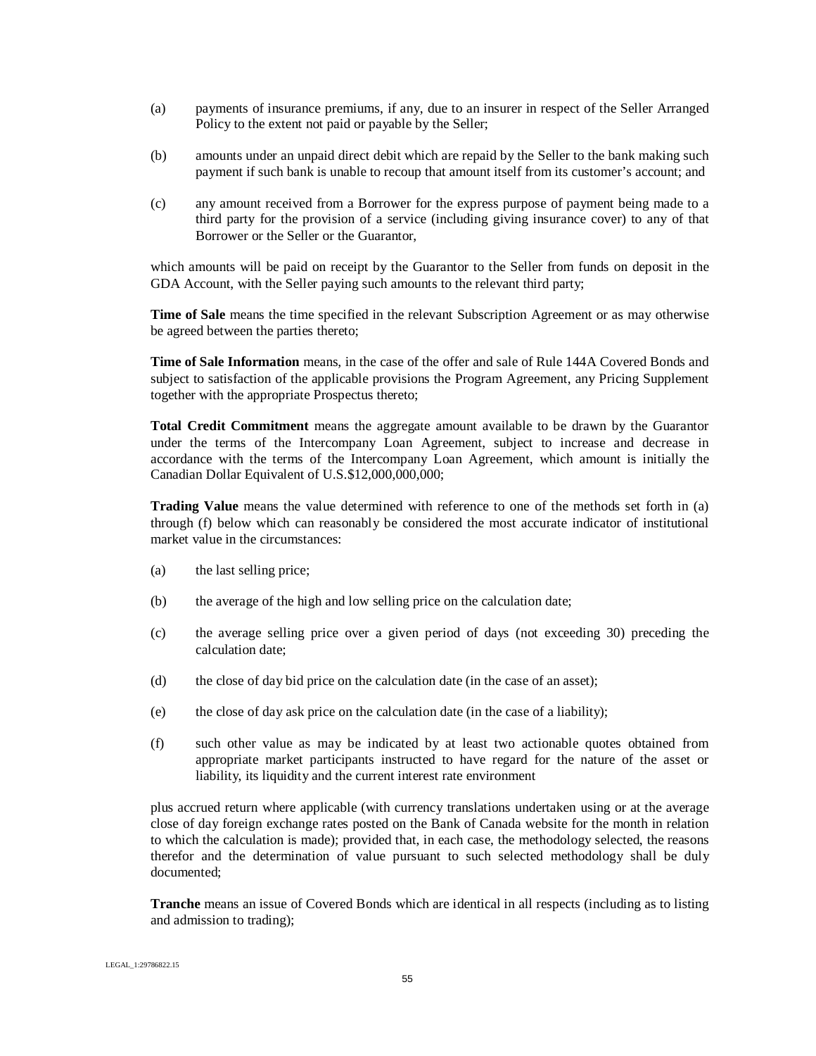(a) payments of insurance premiums, if any, due to an insurer in respect of the Seller Arranged Policy to the extent not paid or payable by the Seller;

(b) amounts under an unpaid direct debit which are repaid by the Seller to the bank making such payment if such bank is unable to recoup that amount itself from its customer's account; and

(c) any amount received from a Borrower for the express purpose of payment being made to a third party for the provision of a service (including giving insurance cover) to any of that Borrower or the Seller or the Guarantor,

which amounts will be paid on receipt by the Guarantor to the Seller from funds on deposit in the GDA Account, with the Seller paying such amounts to the relevant third party;

**Time of Sale** means the time specified in the relevant Subscription Agreement or as may otherwise be agreed between the parties thereto;

**Time of Sale Information** means, in the case of the offer and sale of Rule 144A Covered Bonds and subject to satisfaction of the applicable provisions the Program Agreement, any Pricing Supplement together with the appropriate Prospectus thereto;

**Total Credit Commitment** means the aggregate amount available to be drawn by the Guarantor under the terms of the Intercompany Loan Agreement, subject to increase and decrease in accordance with the terms of the Intercompany Loan Agreement, which amount is initially the Canadian Dollar Equivalent of U.S.$12,000,000,000;

**Trading Value** means the value determined with reference to one of the methods set forth in (a) through (f) below which can reasonably be considered the most accurate indicator of institutional market value in the circumstances:

(a) the last selling price;

(b) the average of the high and low selling price on the calculation date;

(c) the average selling price over a given period of days (not exceeding 30) preceding the calculation date;

(d) the close of day bid price on the calculation date (in the case of an asset);

(e) the close of day ask price on the calculation date (in the case of a liability);

(f) such other value as may be indicated by at least two actionable quotes obtained from appropriate market participants instructed to have regard for the nature of the asset or liability, its liquidity and the current interest rate environment

plus accrued return where applicable (with currency translations undertaken using or at the average close of day foreign exchange rates posted on the Bank of Canada website for the month in relation to which the calculation is made); provided that, in each case, the methodology selected, the reasons therefor and the determination of value pursuant to such selected methodology shall be duly documented;

**Tranche** means an issue of Covered Bonds which are identical in all respects (including as to listing and admission to trading);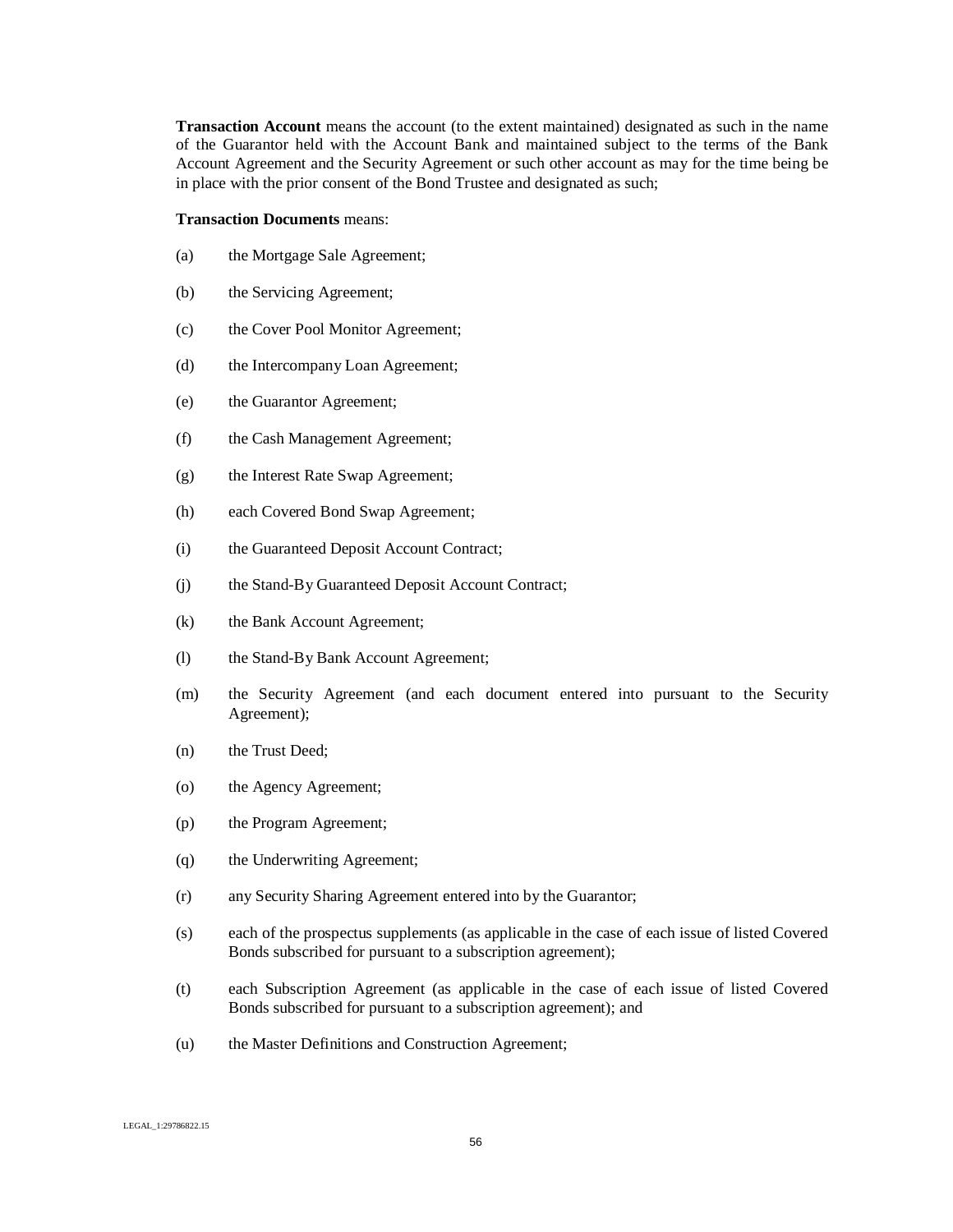**Transaction Account** means the account (to the extent maintained) designated as such in the name of the Guarantor held with the Account Bank and maintained subject to the terms of the Bank Account Agreement and the Security Agreement or such other account as may for the time being be in place with the prior consent of the Bond Trustee and designated as such;

**Transaction Documents** means:

(a) the Mortgage Sale Agreement;

(b) the Servicing Agreement;

(c) the Cover Pool Monitor Agreement;

(d) the Intercompany Loan Agreement;

(e) the Guarantor Agreement;

(f) the Cash Management Agreement;

(g) the Interest Rate Swap Agreement;

(h) each Covered Bond Swap Agreement;

(i) the Guaranteed Deposit Account Contract;

(j) the Stand-By Guaranteed Deposit Account Contract;

(k) the Bank Account Agreement;

(l) the Stand-By Bank Account Agreement;

(m) the Security Agreement (and each document entered into pursuant to the Security Agreement);

(n) the Trust Deed;

(o) the Agency Agreement;

(p) the Program Agreement;

(q) the Underwriting Agreement;

(r) any Security Sharing Agreement entered into by the Guarantor;

(s) each of the prospectus supplements (as applicable in the case of each issue of listed Covered Bonds subscribed for pursuant to a subscription agreement);

(t) each Subscription Agreement (as applicable in the case of each issue of listed Covered Bonds subscribed for pursuant to a subscription agreement); and

(u) the Master Definitions and Construction Agreement;

LEGAL_1:29786822.15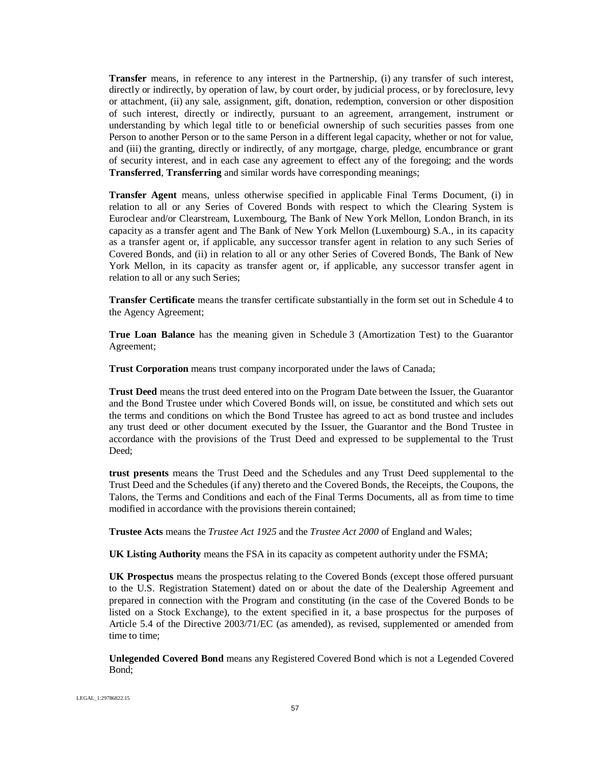**Transfer** means, in reference to any interest in the Partnership, (i) any transfer of such interest, directly or indirectly, by operation of law, by court order, by judicial process, or by foreclosure, levy or attachment, (ii) any sale, assignment, gift, donation, redemption, conversion or other disposition of such interest, directly or indirectly, pursuant to an agreement, arrangement, instrument or understanding by which legal title to or beneficial ownership of such securities passes from one Person to another Person or to the same Person in a different legal capacity, whether or not for value, and (iii) the granting, directly or indirectly, of any mortgage, charge, pledge, encumbrance or grant of security interest, and in each case any agreement to effect any of the foregoing; and the words **Transferred**, **Transferring** and similar words have corresponding meanings;

**Transfer Agent** means, unless otherwise specified in applicable Final Terms Document, (i) in relation to all or any Series of Covered Bonds with respect to which the Clearing System is Euroclear and/or Clearstream, Luxembourg, The Bank of New York Mellon, London Branch, in its capacity as a transfer agent and The Bank of New York Mellon (Luxembourg) S.A., in its capacity as a transfer agent or, if applicable, any successor transfer agent in relation to any such Series of Covered Bonds, and (ii) in relation to all or any other Series of Covered Bonds, The Bank of New York Mellon, in its capacity as transfer agent or, if applicable, any successor transfer agent in relation to all or any such Series;

**Transfer Certificate** means the transfer certificate substantially in the form set out in Schedule 4 to the Agency Agreement;

**True Loan Balance** has the meaning given in Schedule 3 (Amortization Test) to the Guarantor Agreement;

**Trust Corporation** means trust company incorporated under the laws of Canada;

**Trust Deed** means the trust deed entered into on the Program Date between the Issuer, the Guarantor and the Bond Trustee under which Covered Bonds will, on issue, be constituted and which sets out the terms and conditions on which the Bond Trustee has agreed to act as bond trustee and includes any trust deed or other document executed by the Issuer, the Guarantor and the Bond Trustee in accordance with the provisions of the Trust Deed and expressed to be supplemental to the Trust Deed;

**trust presents** means the Trust Deed and the Schedules and any Trust Deed supplemental to the Trust Deed and the Schedules (if any) thereto and the Covered Bonds, the Receipts, the Coupons, the Talons, the Terms and Conditions and each of the Final Terms Documents, all as from time to time modified in accordance with the provisions therein contained;

**Trustee Acts** means the *Trustee Act 1925* and the *Trustee Act 2000* of England and Wales;

**UK Listing Authority** means the FSA in its capacity as competent authority under the FSMA;

**UK Prospectus** means the prospectus relating to the Covered Bonds (except those offered pursuant to the U.S. Registration Statement) dated on or about the date of the Dealership Agreement and prepared in connection with the Program and constituting (in the case of the Covered Bonds to be listed on a Stock Exchange), to the extent specified in it, a base prospectus for the purposes of Article 5.4 of the Directive 2003/71/EC (as amended), as revised, supplemented or amended from time to time;

**Unlegended Covered Bond** means any Registered Covered Bond which is not a Legended Covered Bond;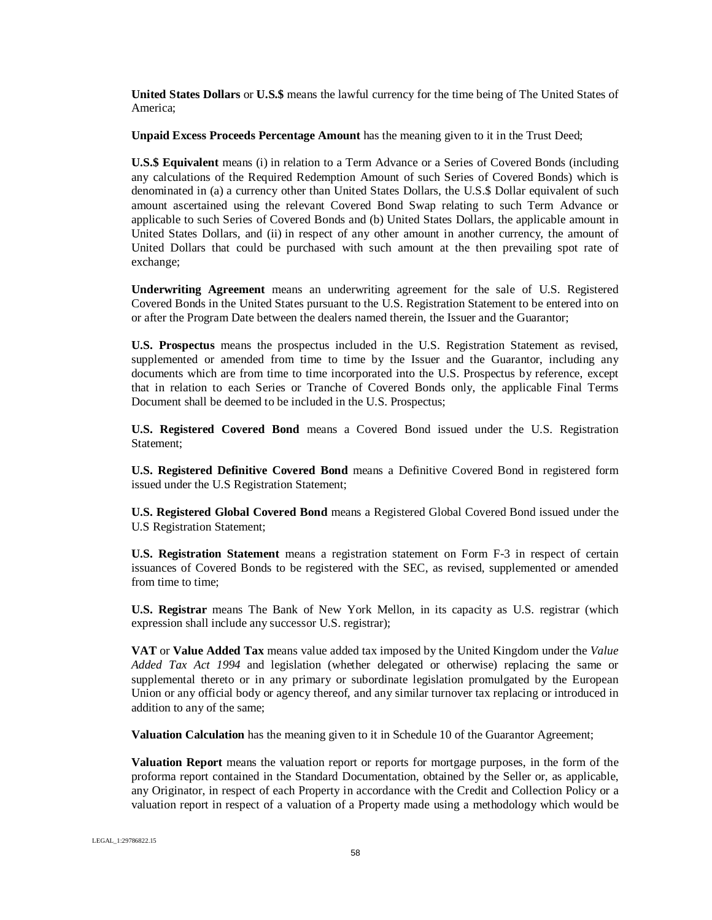**United States Dollars** or **U.S.$** means the lawful currency for the time being of The United States of America;

**Unpaid Excess Proceeds Percentage Amount** has the meaning given to it in the Trust Deed;

**U.S.$ Equivalent** means (i) in relation to a Term Advance or a Series of Covered Bonds (including any calculations of the Required Redemption Amount of such Series of Covered Bonds) which is denominated in (a) a currency other than United States Dollars, the U.S.$ Dollar equivalent of such amount ascertained using the relevant Covered Bond Swap relating to such Term Advance or applicable to such Series of Covered Bonds and (b) United States Dollars, the applicable amount in United States Dollars, and (ii) in respect of any other amount in another currency, the amount of United Dollars that could be purchased with such amount at the then prevailing spot rate of exchange;

**Underwriting Agreement** means an underwriting agreement for the sale of U.S. Registered Covered Bonds in the United States pursuant to the U.S. Registration Statement to be entered into on or after the Program Date between the dealers named therein, the Issuer and the Guarantor;

**U.S. Prospectus** means the prospectus included in the U.S. Registration Statement as revised, supplemented or amended from time to time by the Issuer and the Guarantor, including any documents which are from time to time incorporated into the U.S. Prospectus by reference, except that in relation to each Series or Tranche of Covered Bonds only, the applicable Final Terms Document shall be deemed to be included in the U.S. Prospectus;

**U.S. Registered Covered Bond** means a Covered Bond issued under the U.S. Registration Statement;

**U.S. Registered Definitive Covered Bond** means a Definitive Covered Bond in registered form issued under the U.S Registration Statement;

**U.S. Registered Global Covered Bond** means a Registered Global Covered Bond issued under the U.S Registration Statement;

**U.S. Registration Statement** means a registration statement on Form F-3 in respect of certain issuances of Covered Bonds to be registered with the SEC, as revised, supplemented or amended from time to time;

**U.S. Registrar** means The Bank of New York Mellon, in its capacity as U.S. registrar (which expression shall include any successor U.S. registrar);

**VAT** or **Value Added Tax** means value added tax imposed by the United Kingdom under the *Value Added Tax Act 1994* and legislation (whether delegated or otherwise) replacing the same or supplemental thereto or in any primary or subordinate legislation promulgated by the European Union or any official body or agency thereof, and any similar turnover tax replacing or introduced in addition to any of the same;

**Valuation Calculation** has the meaning given to it in Schedule 10 of the Guarantor Agreement;

**Valuation Report** means the valuation report or reports for mortgage purposes, in the form of the proforma report contained in the Standard Documentation, obtained by the Seller or, as applicable, any Originator, in respect of each Property in accordance with the Credit and Collection Policy or a valuation report in respect of a valuation of a Property made using a methodology which would be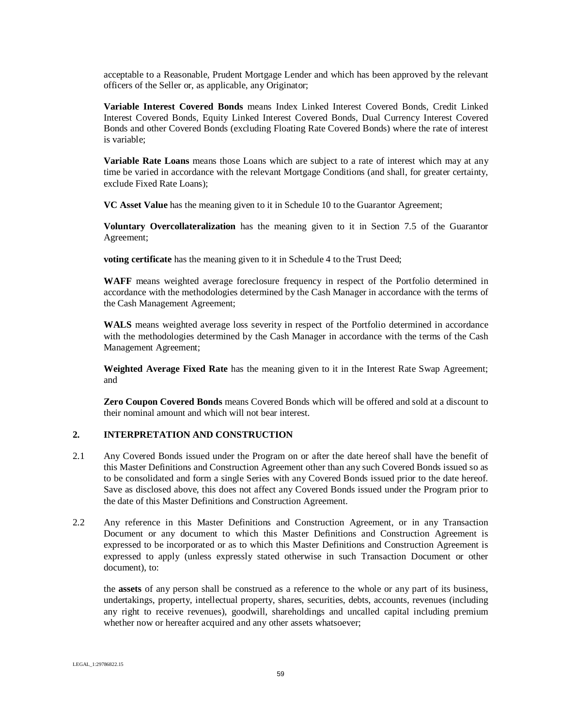acceptable to a Reasonable, Prudent Mortgage Lender and which has been approved by the relevant officers of the Seller or, as applicable, any Originator;

**Variable Interest Covered Bonds** means Index Linked Interest Covered Bonds, Credit Linked Interest Covered Bonds, Equity Linked Interest Covered Bonds, Dual Currency Interest Covered Bonds and other Covered Bonds (excluding Floating Rate Covered Bonds) where the rate of interest is variable;

**Variable Rate Loans** means those Loans which are subject to a rate of interest which may at any time be varied in accordance with the relevant Mortgage Conditions (and shall, for greater certainty, exclude Fixed Rate Loans);

**VC Asset Value** has the meaning given to it in Schedule 10 to the Guarantor Agreement;

**Voluntary Overcollateralization** has the meaning given to it in Section 7.5 of the Guarantor Agreement;

**voting certificate** has the meaning given to it in Schedule 4 to the Trust Deed;

**WAFF** means weighted average foreclosure frequency in respect of the Portfolio determined in accordance with the methodologies determined by the Cash Manager in accordance with the terms of the Cash Management Agreement;

**WALS** means weighted average loss severity in respect of the Portfolio determined in accordance with the methodologies determined by the Cash Manager in accordance with the terms of the Cash Management Agreement;

**Weighted Average Fixed Rate** has the meaning given to it in the Interest Rate Swap Agreement; and

**Zero Coupon Covered Bonds** means Covered Bonds which will be offered and sold at a discount to their nominal amount and which will not bear interest.

## 2. INTERPRETATION AND CONSTRUCTION

2.1 Any Covered Bonds issued under the Program on or after the date hereof shall have the benefit of this Master Definitions and Construction Agreement other than any such Covered Bonds issued so as to be consolidated and form a single Series with any Covered Bonds issued prior to the date hereof. Save as disclosed above, this does not affect any Covered Bonds issued under the Program prior to the date of this Master Definitions and Construction Agreement.

2.2 Any reference in this Master Definitions and Construction Agreement, or in any Transaction Document or any document to which this Master Definitions and Construction Agreement is expressed to be incorporated or as to which this Master Definitions and Construction Agreement is expressed to apply (unless expressly stated otherwise in such Transaction Document or other document), to:

the **assets** of any person shall be construed as a reference to the whole or any part of its business, undertakings, property, intellectual property, shares, securities, debts, accounts, revenues (including any right to receive revenues), goodwill, shareholdings and uncalled capital including premium whether now or hereafter acquired and any other assets whatsoever;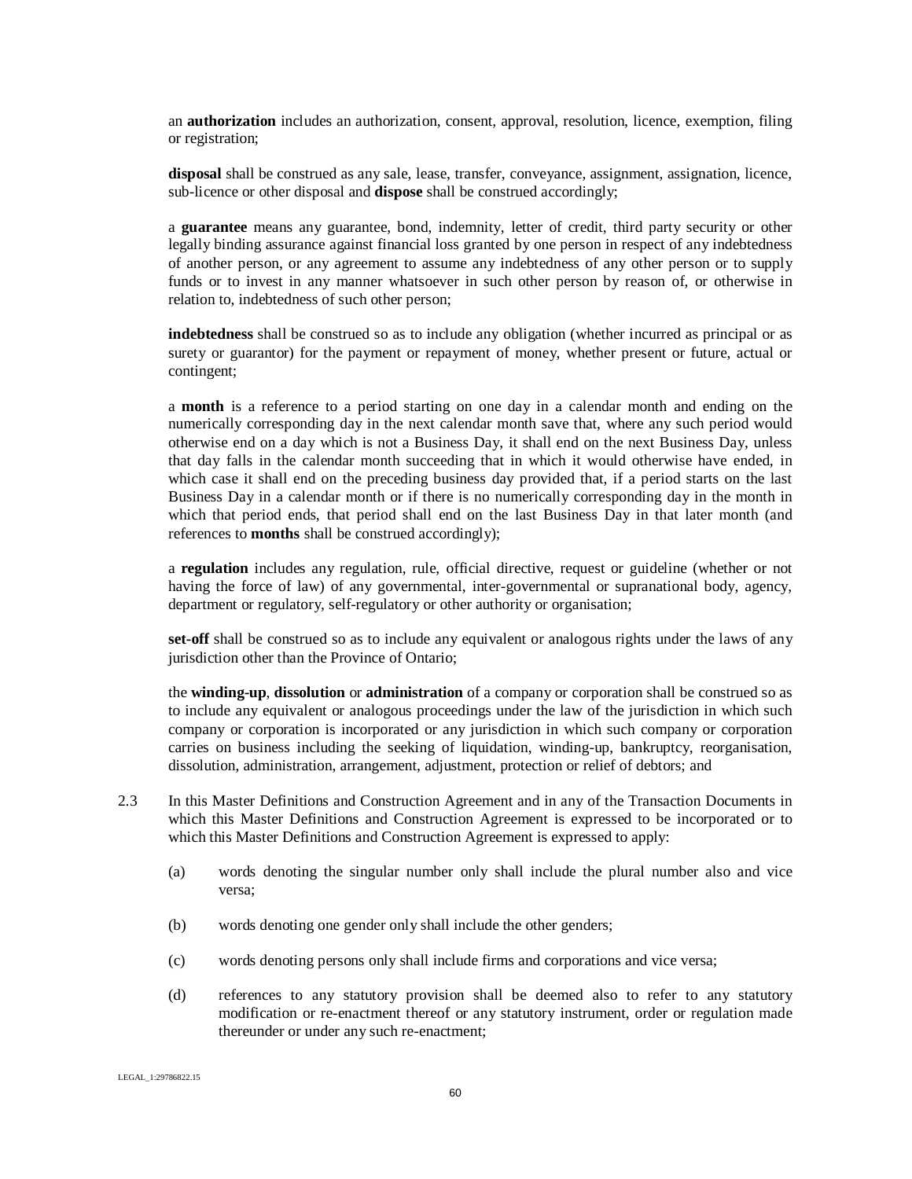an **authorization** includes an authorization, consent, approval, resolution, licence, exemption, filing or registration;

**disposal** shall be construed as any sale, lease, transfer, conveyance, assignment, assignation, licence, sub-licence or other disposal and **dispose** shall be construed accordingly;

a **guarantee** means any guarantee, bond, indemnity, letter of credit, third party security or other legally binding assurance against financial loss granted by one person in respect of any indebtedness of another person, or any agreement to assume any indebtedness of any other person or to supply funds or to invest in any manner whatsoever in such other person by reason of, or otherwise in relation to, indebtedness of such other person;

**indebtedness** shall be construed so as to include any obligation (whether incurred as principal or as surety or guarantor) for the payment or repayment of money, whether present or future, actual or contingent;

a **month** is a reference to a period starting on one day in a calendar month and ending on the numerically corresponding day in the next calendar month save that, where any such period would otherwise end on a day which is not a Business Day, it shall end on the next Business Day, unless that day falls in the calendar month succeeding that in which it would otherwise have ended, in which case it shall end on the preceding business day provided that, if a period starts on the last Business Day in a calendar month or if there is no numerically corresponding day in the month in which that period ends, that period shall end on the last Business Day in that later month (and references to **months** shall be construed accordingly);

a **regulation** includes any regulation, rule, official directive, request or guideline (whether or not having the force of law) of any governmental, inter-governmental or supranational body, agency, department or regulatory, self-regulatory or other authority or organisation;

**set-off** shall be construed so as to include any equivalent or analogous rights under the laws of any jurisdiction other than the Province of Ontario;

the **winding-up**, **dissolution** or **administration** of a company or corporation shall be construed so as to include any equivalent or analogous proceedings under the law of the jurisdiction in which such company or corporation is incorporated or any jurisdiction in which such company or corporation carries on business including the seeking of liquidation, winding-up, bankruptcy, reorganisation, dissolution, administration, arrangement, adjustment, protection or relief of debtors; and

2.3 In this Master Definitions and Construction Agreement and in any of the Transaction Documents in which this Master Definitions and Construction Agreement is expressed to be incorporated or to which this Master Definitions and Construction Agreement is expressed to apply:

(a) words denoting the singular number only shall include the plural number also and vice versa;

(b) words denoting one gender only shall include the other genders;

(c) words denoting persons only shall include firms and corporations and vice versa;

(d) references to any statutory provision shall be deemed also to refer to any statutory modification or re-enactment thereof or any statutory instrument, order or regulation made thereunder or under any such re-enactment;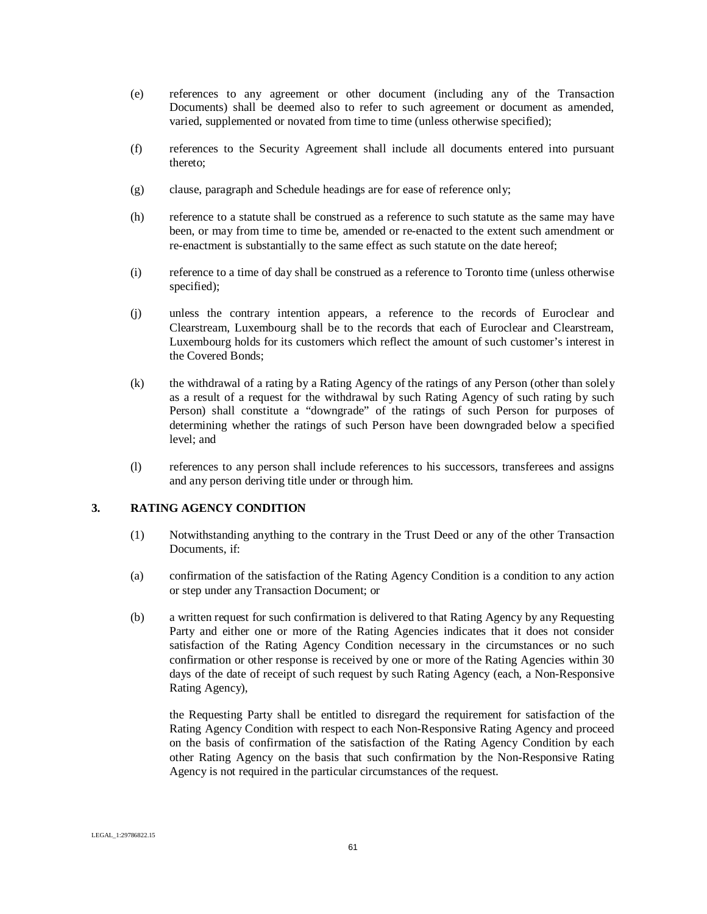(e) references to any agreement or other document (including any of the Transaction Documents) shall be deemed also to refer to such agreement or document as amended, varied, supplemented or novated from time to time (unless otherwise specified);

(f) references to the Security Agreement shall include all documents entered into pursuant thereto;

(g) clause, paragraph and Schedule headings are for ease of reference only;

(h) reference to a statute shall be construed as a reference to such statute as the same may have been, or may from time to time be, amended or re-enacted to the extent such amendment or re-enactment is substantially to the same effect as such statute on the date hereof;

(i) reference to a time of day shall be construed as a reference to Toronto time (unless otherwise specified);

(j) unless the contrary intention appears, a reference to the records of Euroclear and Clearstream, Luxembourg shall be to the records that each of Euroclear and Clearstream, Luxembourg holds for its customers which reflect the amount of such customer's interest in the Covered Bonds;

(k) the withdrawal of a rating by a Rating Agency of the ratings of any Person (other than solely as a result of a request for the withdrawal by such Rating Agency of such rating by such Person) shall constitute a "downgrade" of the ratings of such Person for purposes of determining whether the ratings of such Person have been downgraded below a specified level; and

(l) references to any person shall include references to his successors, transferees and assigns and any person deriving title under or through him.

## 3. RATING AGENCY CONDITION

(1) Notwithstanding anything to the contrary in the Trust Deed or any of the other Transaction Documents, if:

(a) confirmation of the satisfaction of the Rating Agency Condition is a condition to any action or step under any Transaction Document; or

(b) a written request for such confirmation is delivered to that Rating Agency by any Requesting Party and either one or more of the Rating Agencies indicates that it does not consider satisfaction of the Rating Agency Condition necessary in the circumstances or no such confirmation or other response is received by one or more of the Rating Agencies within 30 days of the date of receipt of such request by such Rating Agency (each, a Non-Responsive Rating Agency),

the Requesting Party shall be entitled to disregard the requirement for satisfaction of the Rating Agency Condition with respect to each Non-Responsive Rating Agency and proceed on the basis of confirmation of the satisfaction of the Rating Agency Condition by each other Rating Agency on the basis that such confirmation by the Non-Responsive Rating Agency is not required in the particular circumstances of the request.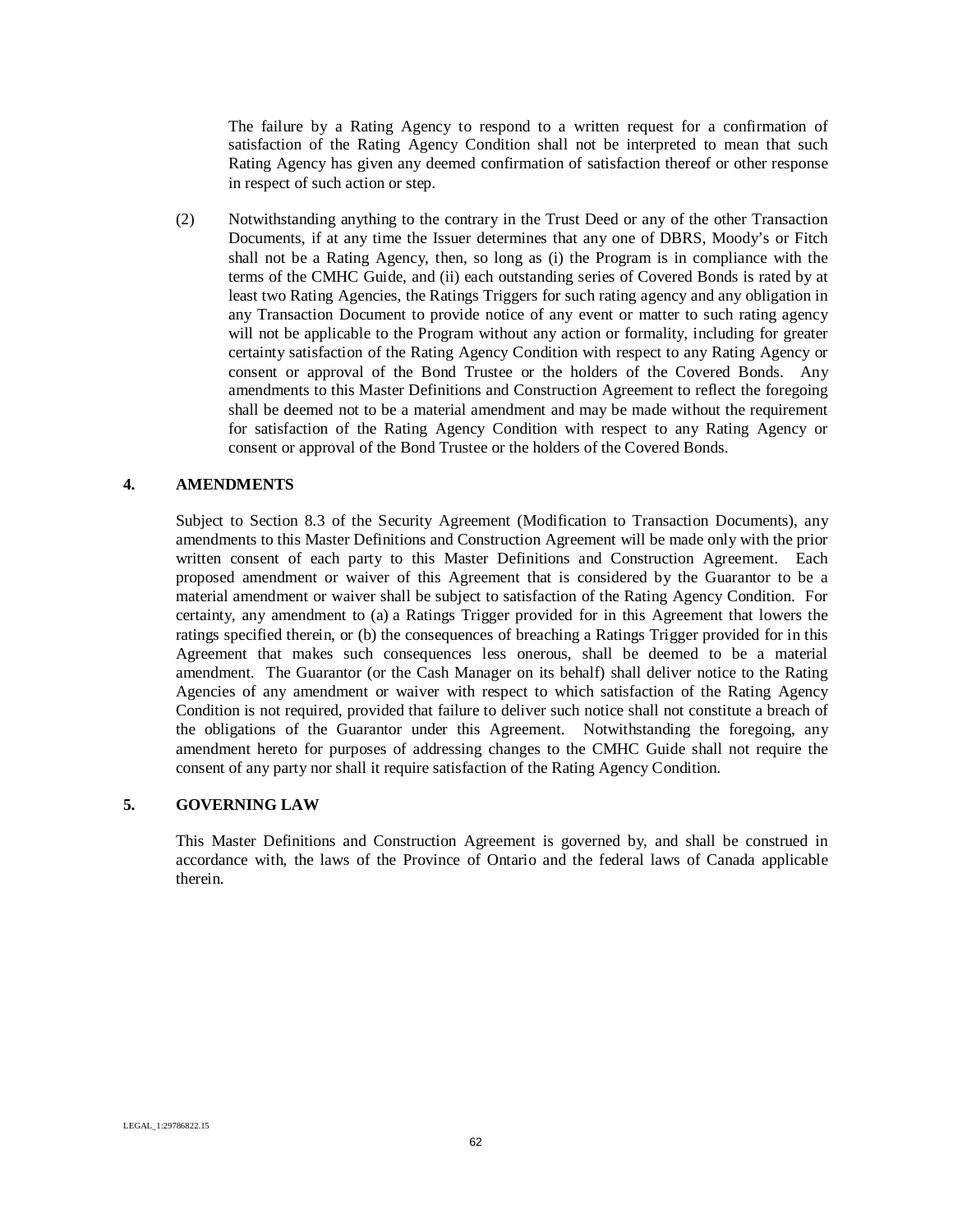The failure by a Rating Agency to respond to a written request for a confirmation of satisfaction of the Rating Agency Condition shall not be interpreted to mean that such Rating Agency has given any deemed confirmation of satisfaction thereof or other response in respect of such action or step.

(2) Notwithstanding anything to the contrary in the Trust Deed or any of the other Transaction Documents, if at any time the Issuer determines that any one of DBRS, Moody's or Fitch shall not be a Rating Agency, then, so long as (i) the Program is in compliance with the terms of the CMHC Guide, and (ii) each outstanding series of Covered Bonds is rated by at least two Rating Agencies, the Ratings Triggers for such rating agency and any obligation in any Transaction Document to provide notice of any event or matter to such rating agency will not be applicable to the Program without any action or formality, including for greater certainty satisfaction of the Rating Agency Condition with respect to any Rating Agency or consent or approval of the Bond Trustee or the holders of the Covered Bonds. Any amendments to this Master Definitions and Construction Agreement to reflect the foregoing shall be deemed not to be a material amendment and may be made without the requirement for satisfaction of the Rating Agency Condition with respect to any Rating Agency or consent or approval of the Bond Trustee or the holders of the Covered Bonds.

## 4. AMENDMENTS

Subject to Section 8.3 of the Security Agreement (Modification to Transaction Documents), any amendments to this Master Definitions and Construction Agreement will be made only with the prior written consent of each party to this Master Definitions and Construction Agreement. Each proposed amendment or waiver of this Agreement that is considered by the Guarantor to be a material amendment or waiver shall be subject to satisfaction of the Rating Agency Condition. For certainty, any amendment to (a) a Ratings Trigger provided for in this Agreement that lowers the ratings specified therein, or (b) the consequences of breaching a Ratings Trigger provided for in this Agreement that makes such consequences less onerous, shall be deemed to be a material amendment. The Guarantor (or the Cash Manager on its behalf) shall deliver notice to the Rating Agencies of any amendment or waiver with respect to which satisfaction of the Rating Agency Condition is not required, provided that failure to deliver such notice shall not constitute a breach of the obligations of the Guarantor under this Agreement. Notwithstanding the foregoing, any amendment hereto for purposes of addressing changes to the CMHC Guide shall not require the consent of any party nor shall it require satisfaction of the Rating Agency Condition.

## 5. GOVERNING LAW

This Master Definitions and Construction Agreement is governed by, and shall be construed in accordance with, the laws of the Province of Ontario and the federal laws of Canada applicable therein.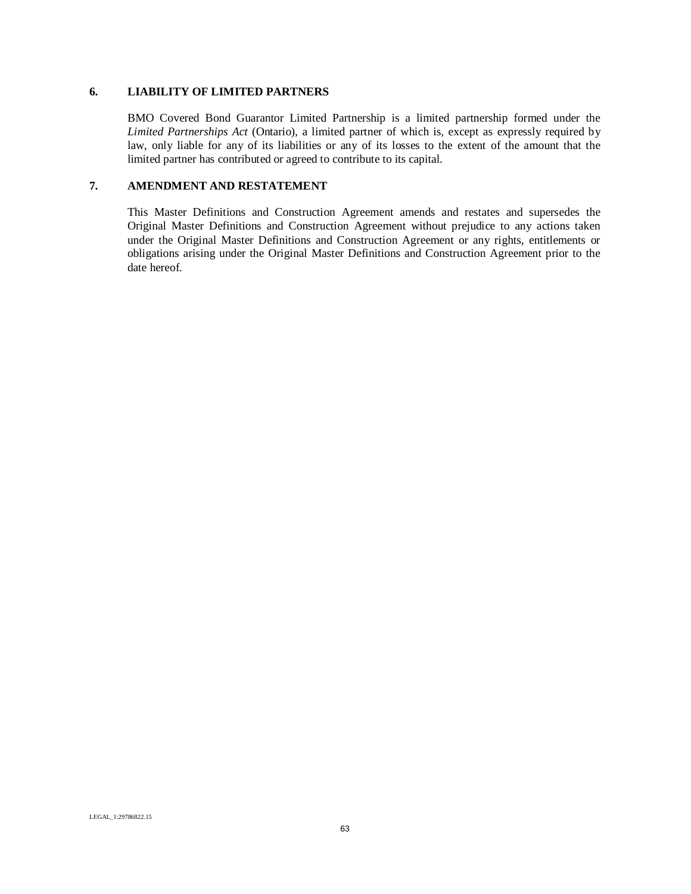## 6. LIABILITY OF LIMITED PARTNERS

BMO Covered Bond Guarantor Limited Partnership is a limited partnership formed under the *Limited Partnerships Act* (Ontario), a limited partner of which is, except as expressly required by law, only liable for any of its liabilities or any of its losses to the extent of the amount that the limited partner has contributed or agreed to contribute to its capital.

## 7. AMENDMENT AND RESTATEMENT

This Master Definitions and Construction Agreement amends and restates and supersedes the Original Master Definitions and Construction Agreement without prejudice to any actions taken under the Original Master Definitions and Construction Agreement or any rights, entitlements or obligations arising under the Original Master Definitions and Construction Agreement prior to the date hereof.

LEGAL_1:29786822.15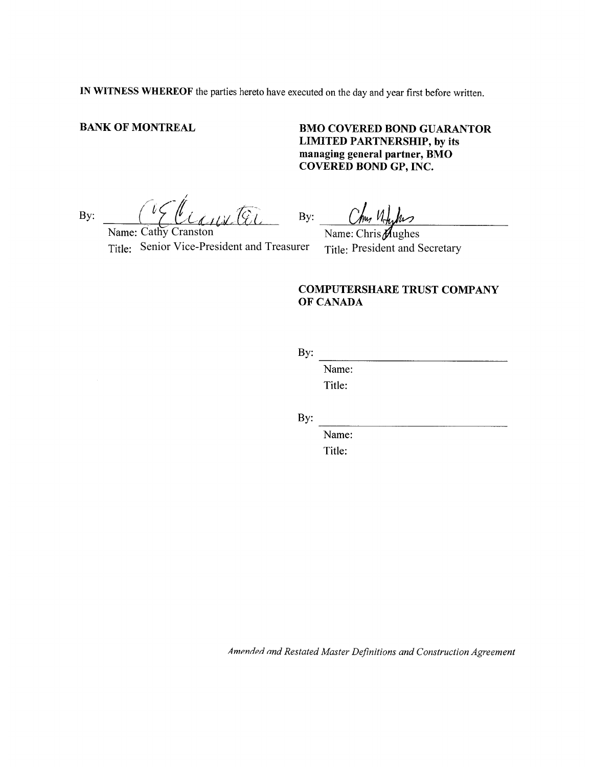**IN WITNESS WHEREOF** the parties hereto have executed on the day and year first before written.

**BANK OF MONTREAL**

By: ______________________________

Name: Cathy Cranston

Title: Senior Vice-President and Treasurer

**BMO COVERED BOND GUARANTOR LIMITED PARTNERSHIP, by its managing general partner, BMO COVERED BOND GP, INC.**

By: ______________________________

Name: Chris Hughes

Title: President and Secretary

**COMPUTERSHARE TRUST COMPANY OF CANADA**

By: ______________________________

Name:

Title:

By: ______________________________

Name:

Title:

*Amended and Restated Master Definitions and Construction Agreement*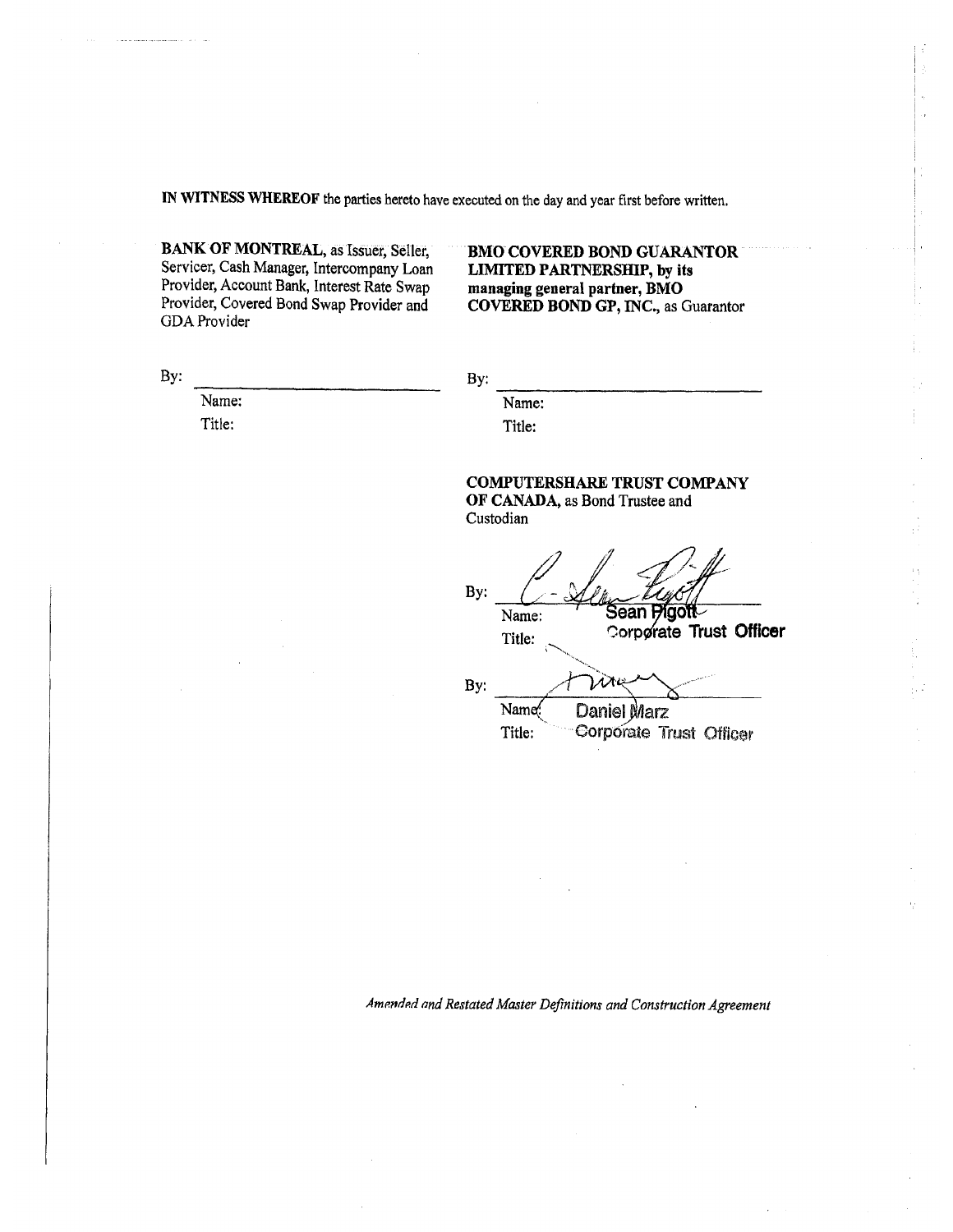**IN WITNESS WHEREOF** the parties hereto have executed on the day and year first before written.

**BANK OF MONTREAL,** as Issuer, Seller, Servicer, Cash Manager, Intercompany Loan Provider, Account Bank, Interest Rate Swap Provider, Covered Bond Swap Provider and GDA Provider

By: \_\_\_\_\_\_\_\_\_\_\_\_\_\_\_\_\_\_\_\_\_\_\_\_\_\_\_\_

Name:

Title:

**BMO COVERED BOND GUARANTOR LIMITED PARTNERSHIP, by its managing general partner, BMO COVERED BOND GP, INC.,** as Guarantor

By: \_\_\_\_\_\_\_\_\_\_\_\_\_\_\_\_\_\_\_\_\_\_\_\_\_\_\_\_

Name:

Title:

**COMPUTERSHARE TRUST COMPANY OF CANADA,** as Bond Trustee and Custodian

By: \_\_\_\_\_\_\_\_\_\_\_\_\_\_\_\_\_\_\_\_\_\_\_\_\_\_\_\_

Name: Sean Pigott

Title: Corporate Trust Officer

By: \_\_\_\_\_\_\_\_\_\_\_\_\_\_\_\_\_\_\_\_\_\_\_\_\_\_\_\_

Name: Daniel Marz

Title: Corporate Trust Officer

*Amended and Restated Master Definitions and Construction Agreement*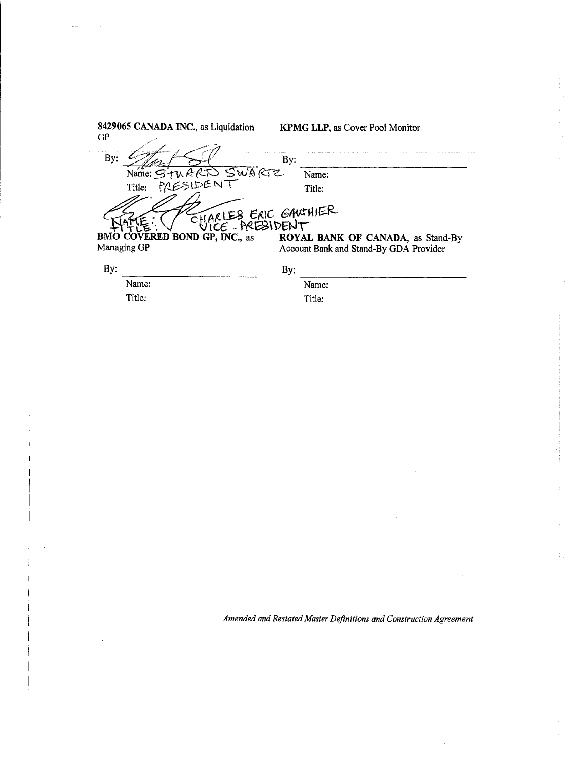**8429065 CANADA INC.**, as Liquidation GP

By: ______________________

Name: STUART SWARTZ

Title: PRESIDENT

NAME: CHARLES ERIC GAUTHIER

TITLE: VICE - PRESIDENT

**KPMG LLP**, as Cover Pool Monitor

By: ______________________

Name:

Title:

**BMO COVERED BOND GP, INC.**, as Managing GP

By: ______________________

Name:

Title:

**ROYAL BANK OF CANADA**, as Stand-By Account Bank and Stand-By GDA Provider

By: ______________________

Name:

Title:

*Amended and Restated Master Definitions and Construction Agreement*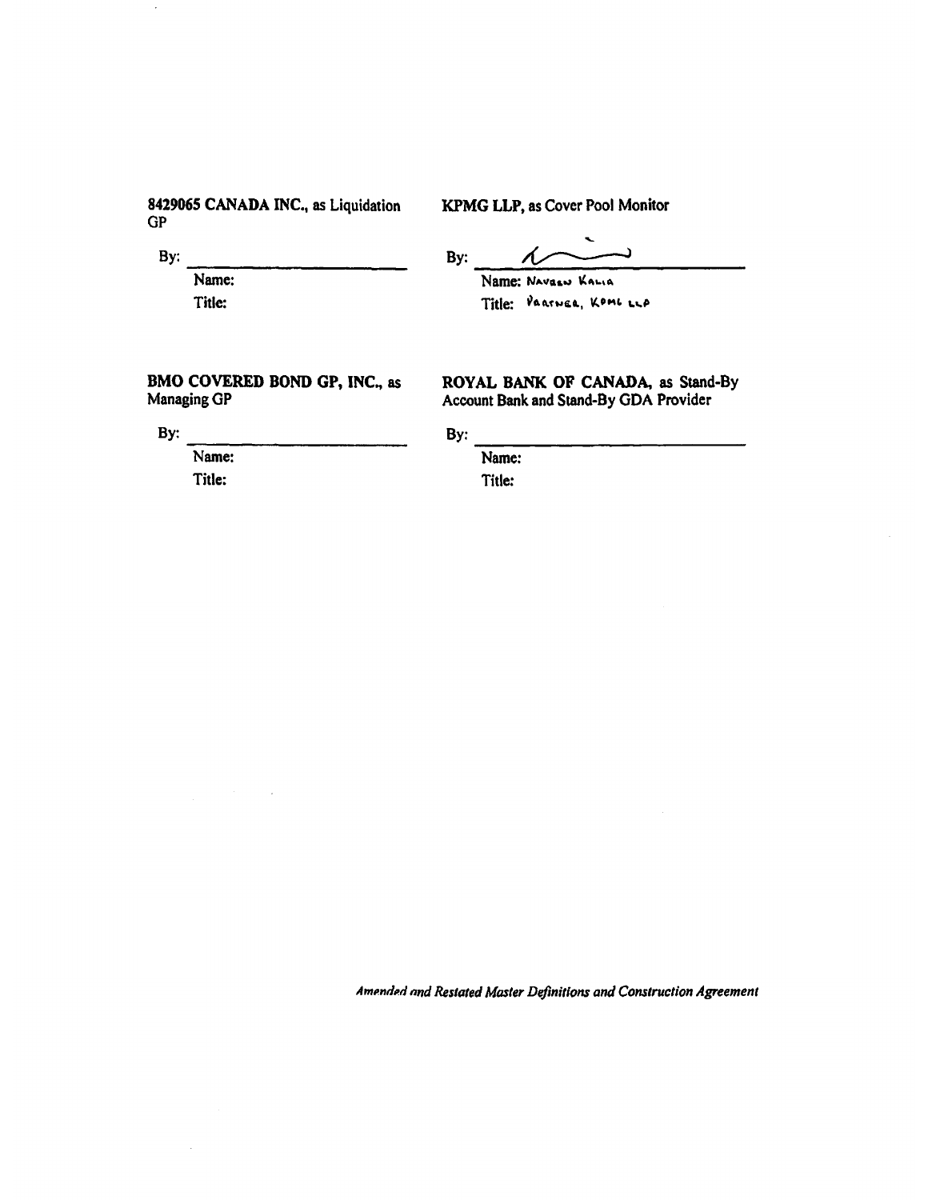**8429065 CANADA INC.**, as Liquidation GP

By: \_\_\_\_\_\_\_\_\_\_\_\_\_\_\_\_\_\_\_\_\_\_\_\_

Name:

Title:

**KPMG LLP**, as Cover Pool Monitor

By: \_\_\_\_\_\_\_\_\_\_\_\_\_\_\_\_\_\_\_\_\_\_\_\_

Name: Navaen Kalia

Title: Partner, KPMG LLP

**BMO COVERED BOND GP, INC.**, as Managing GP

By: \_\_\_\_\_\_\_\_\_\_\_\_\_\_\_\_\_\_\_\_\_\_\_\_

Name:

Title:

**ROYAL BANK OF CANADA**, as Stand-By Account Bank and Stand-By GDA Provider

By: \_\_\_\_\_\_\_\_\_\_\_\_\_\_\_\_\_\_\_\_\_\_\_\_

Name:

Title:

*Amended and Restated Master Definitions and Construction Agreement*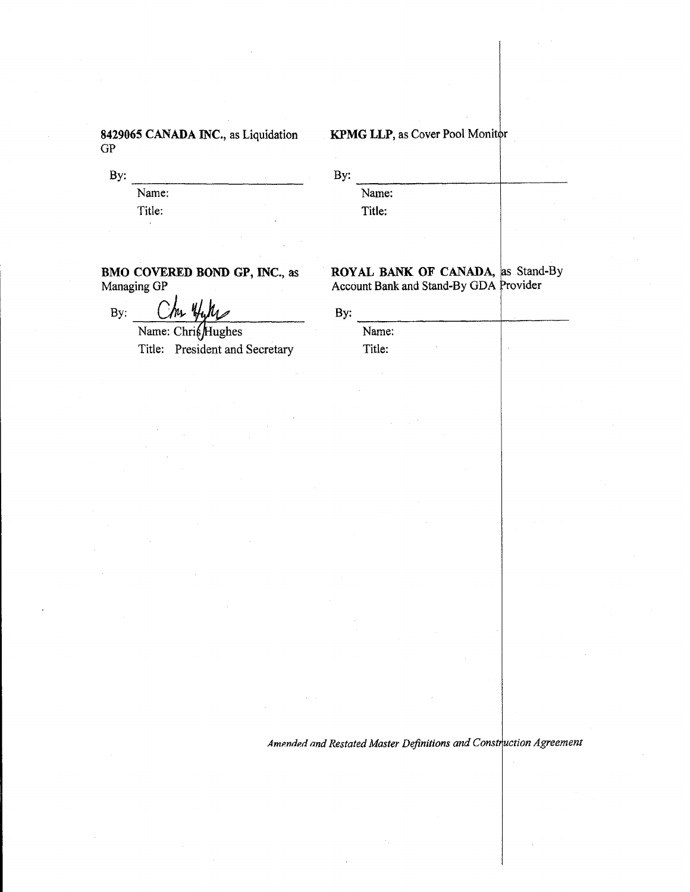**8429065 CANADA INC.**, as Liquidation GP

By: ______________________________

Name:

Title:

**BMO COVERED BOND GP, INC.**, as Managing GP

By: ______________________________

Name: Chris Hughes

Title: President and Secretary

**KPMG LLP**, as Cover Pool Monitor

By: ______________________________

Name:

Title:

**ROYAL BANK OF CANADA**, as Stand-By Account Bank and Stand-By GDA Provider

By: ______________________________

Name:

Title:

*Amended and Restated Master Definitions and Construction Agreement*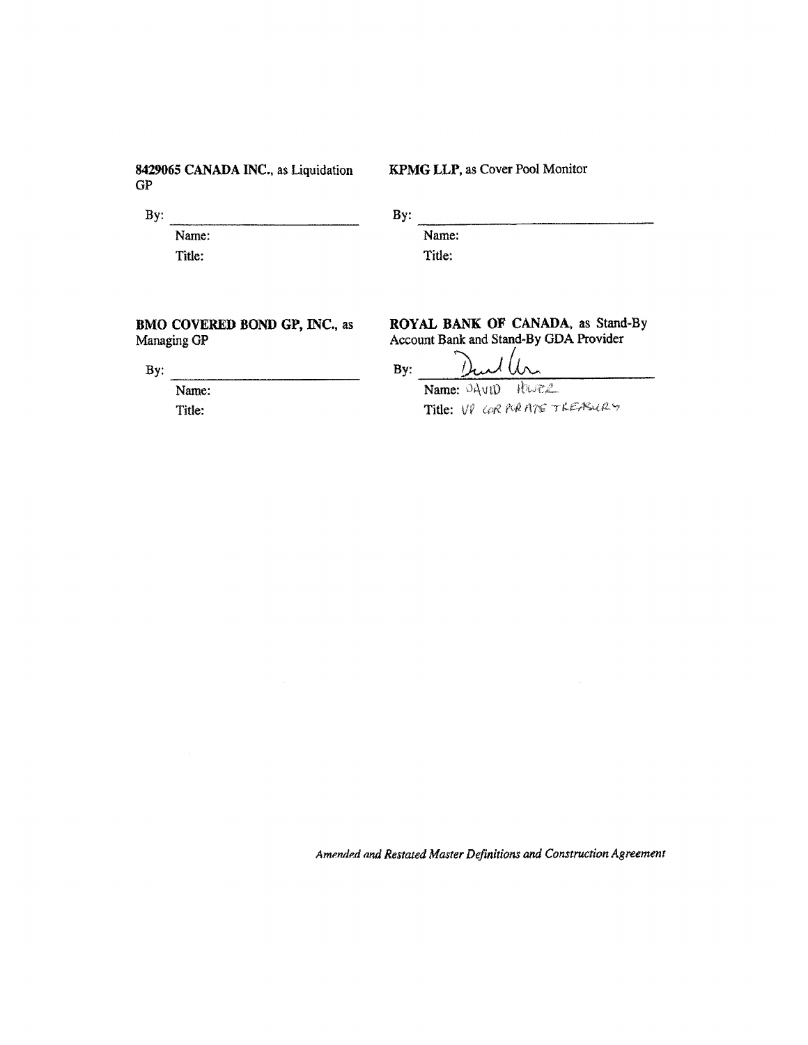**8429065 CANADA INC.**, as Liquidation GP

By: \_\_\_\_\_\_\_\_\_\_\_\_\_\_\_\_\_\_\_\_\_\_\_\_

Name:

Title:

**KPMG LLP**, as Cover Pool Monitor

By: \_\_\_\_\_\_\_\_\_\_\_\_\_\_\_\_\_\_\_\_\_\_\_\_

Name:

Title:

**BMO COVERED BOND GP, INC.**, as Managing GP

By: \_\_\_\_\_\_\_\_\_\_\_\_\_\_\_\_\_\_\_\_\_\_\_\_

Name:

Title:

**ROYAL BANK OF CANADA**, as Stand-By Account Bank and Stand-By GDA Provider

By: \_\_\_\_\_\_\_\_\_\_\_\_\_\_\_\_\_\_\_\_\_\_\_\_

Name: DAVID POWER

Title: VP CORPORATE TREASURY

*Amended and Restated Master Definitions and Construction Agreement*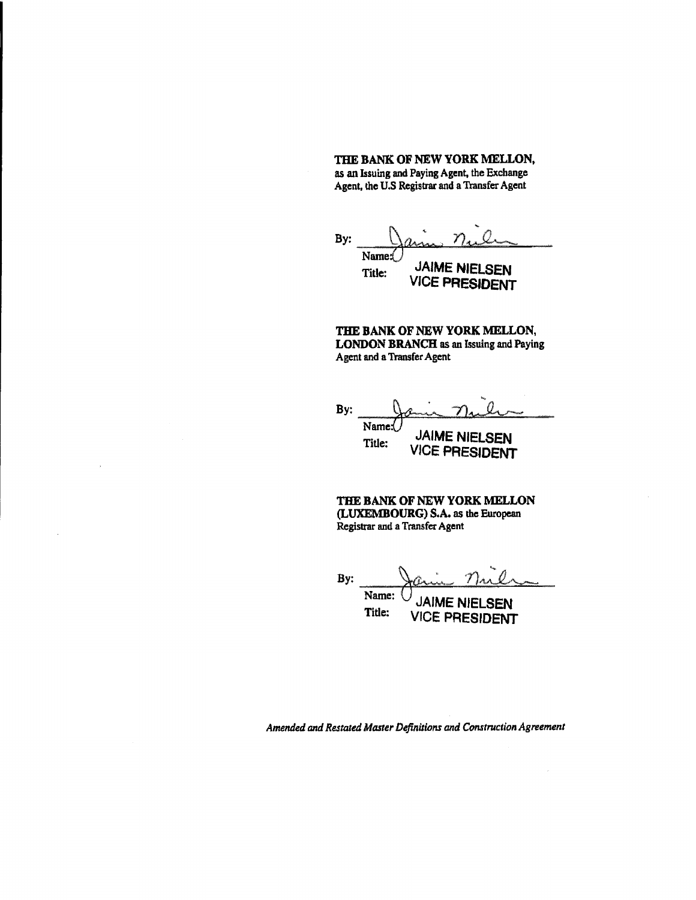**THE BANK OF NEW YORK MELLON,**
as an Issuing and Paying Agent, the Exchange Agent, the U.S Registrar and a Transfer Agent

By: ______________________
Name:
Title:
JAIME NIELSEN
VICE PRESIDENT

**THE BANK OF NEW YORK MELLON, LONDON BRANCH** as an Issuing and Paying Agent and a Transfer Agent

By: ______________________
Name:
Title:
JAIME NIELSEN
VICE PRESIDENT

**THE BANK OF NEW YORK MELLON (LUXEMBOURG) S.A.** as the European Registrar and a Transfer Agent

By: ______________________
Name: JAIME NIELSEN
Title: VICE PRESIDENT

*Amended and Restated Master Definitions and Construction Agreement*